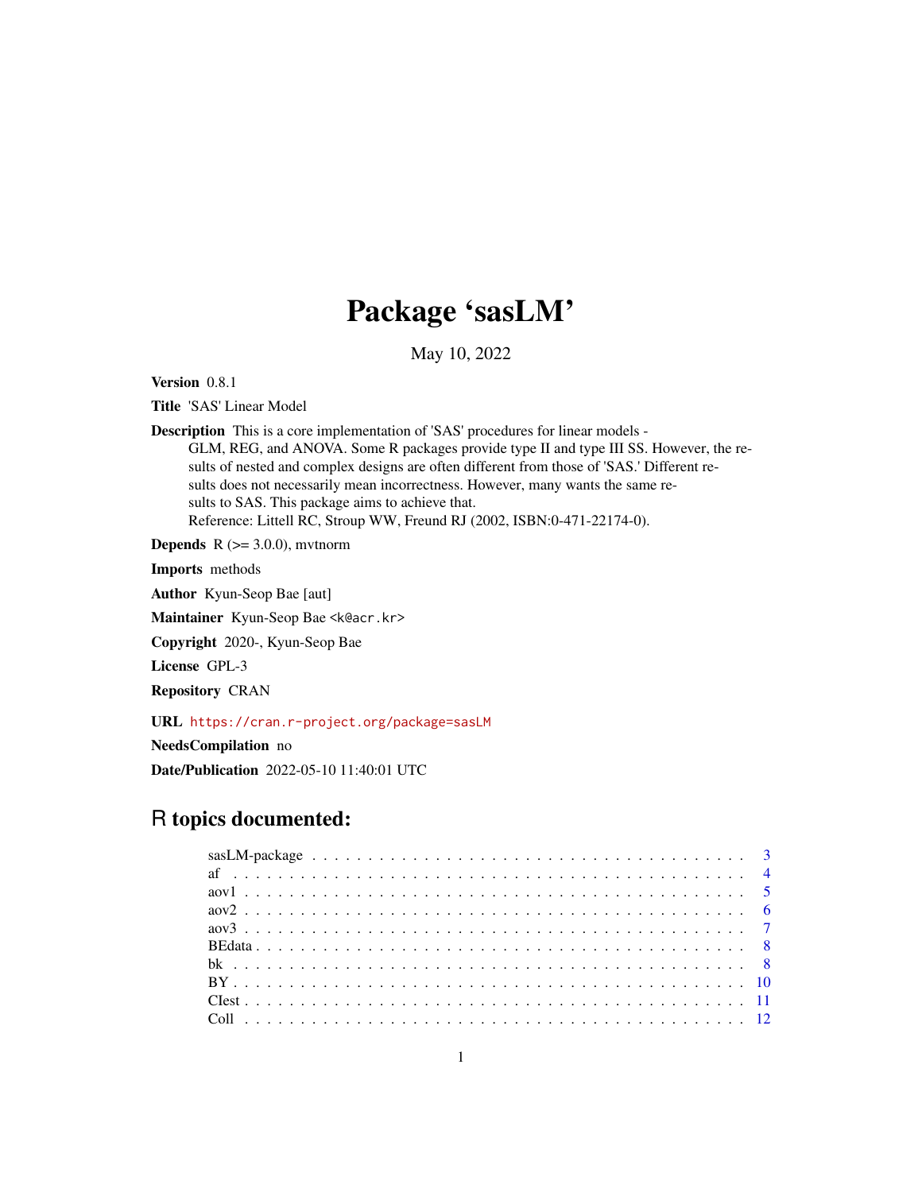# Package 'sasLM'

May 10, 2022

**Version** 0.8.1

**Title** 'SAS' Linear Model

**Description** This is a core implementation of 'SAS' procedures for linear models - GLM, REG, and ANOVA. Some R packages provide type II and type III SS. However, the results of nested and complex designs are often different from those of 'SAS.' Different results does not necessarily mean incorrectness. However, many wants the same results to SAS. This package aims to achieve that.
Reference: Littell RC, Stroup WW, Freund RJ (2002, ISBN:0-471-22174-0).

**Depends** R (>= 3.0.0), mvtnorm

**Imports** methods

**Author** Kyun-Seop Bae [aut]

**Maintainer** Kyun-Seop Bae <k@acr.kr>

**Copyright** 2020-, Kyun-Seop Bae

**License** GPL-3

**Repository** CRAN

**URL** https://cran.r-project.org/package=sasLM

**NeedsCompilation** no

**Date/Publication** 2022-05-10 11:40:01 UTC

## R topics documented:

| | |
|---|---|
| sasLM-package | 3 |
| af | 4 |
| aov1 | 5 |
| aov2 | 6 |
| aov3 | 7 |
| BEdata | 8 |
| bk | 8 |
| BY | 10 |
| CIest | 11 |
| Coll | 12 |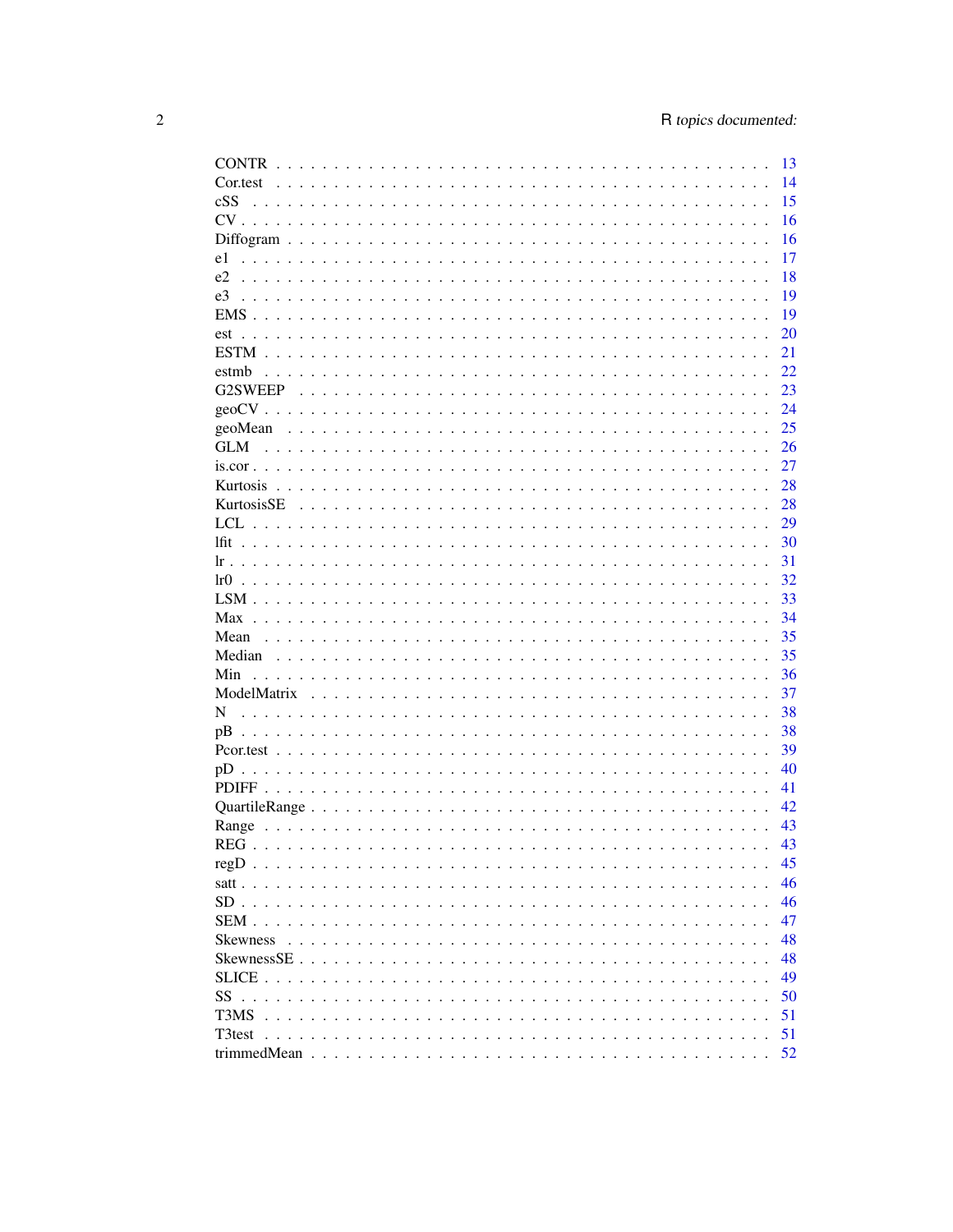| | |
|---|---|
| CONTR | 13 |
| Cor.test | 14 |
| cSS | 15 |
| CV | 16 |
| Diffogram | 16 |
| e1 | 17 |
| e2 | 18 |
| e3 | 19 |
| EMS | 19 |
| est | 20 |
| ESTM | 21 |
| estmb | 22 |
| G2SWEEP | 23 |
| geoCV | 24 |
| geoMean | 25 |
| GLM | 26 |
| is.cor | 27 |
| Kurtosis | 28 |
| KurtosisSE | 28 |
| LCL | 29 |
| lfit | 30 |
| lr | 31 |
| lr0 | 32 |
| LSM | 33 |
| Max | 34 |
| Mean | 35 |
| Median | 35 |
| Min | 36 |
| ModelMatrix | 37 |
| N | 38 |
| pB | 38 |
| Pcor.test | 39 |
| pD | 40 |
| PDIFF | 41 |
| QuartileRange | 42 |
| Range | 43 |
| REG | 43 |
| regD | 45 |
| satt | 46 |
| SD | 46 |
| SEM | 47 |
| Skewness | 48 |
| SkewnessSE | 48 |
| SLICE | 49 |
| SS | 50 |
| T3MS | 51 |
| T3test | 51 |
| trimmedMean | 52 |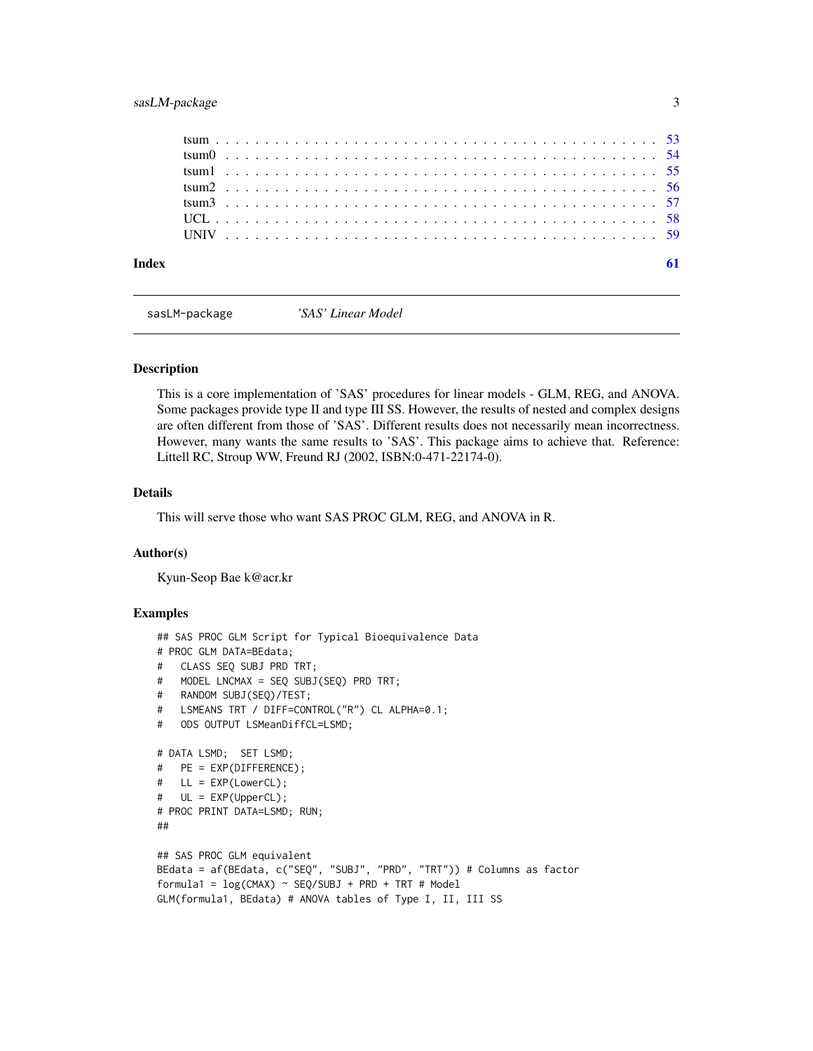tsum . . . . . . . . . . . . . . . . . . . . . . . . . . . . . . . . . . . . . . . . . . 53
tsum0 . . . . . . . . . . . . . . . . . . . . . . . . . . . . . . . . . . . . . . . . . 54
tsum1 . . . . . . . . . . . . . . . . . . . . . . . . . . . . . . . . . . . . . . . . . 55
tsum2 . . . . . . . . . . . . . . . . . . . . . . . . . . . . . . . . . . . . . . . . . 56
tsum3 . . . . . . . . . . . . . . . . . . . . . . . . . . . . . . . . . . . . . . . . . 57
UCL . . . . . . . . . . . . . . . . . . . . . . . . . . . . . . . . . . . . . . . . . . 58
UNIV . . . . . . . . . . . . . . . . . . . . . . . . . . . . . . . . . . . . . . . . . 59

**Index** 61

---

## sasLM-package — *'SAS' Linear Model*

### Description

This is a core implementation of 'SAS' procedures for linear models - GLM, REG, and ANOVA. Some packages provide type II and type III SS. However, the results of nested and complex designs are often different from those of 'SAS'. Different results does not necessarily mean incorrectness. However, many wants the same results to 'SAS'. This package aims to achieve that. Reference: Littell RC, Stroup WW, Freund RJ (2002, ISBN:0-471-22174-0).

### Details

This will serve those who want SAS PROC GLM, REG, and ANOVA in R.

### Author(s)

Kyun-Seop Bae k@acr.kr

### Examples

```
## SAS PROC GLM Script for Typical Bioequivalence Data
# PROC GLM DATA=BEdata;
#   CLASS SEQ SUBJ PRD TRT;
#   MODEL LNCMAX = SEQ SUBJ(SEQ) PRD TRT;
#   RANDOM SUBJ(SEQ)/TEST;
#   LSMEANS TRT / DIFF=CONTROL("R") CL ALPHA=0.1;
#   ODS OUTPUT LSMeanDiffCL=LSMD;

# DATA LSMD;  SET LSMD;
#   PE = EXP(DIFFERENCE);
#   LL = EXP(LowerCL);
#   UL = EXP(UpperCL);
# PROC PRINT DATA=LSMD; RUN;
##

## SAS PROC GLM equivalent
BEdata = af(BEdata, c("SEQ", "SUBJ", "PRD", "TRT")) # Columns as factor
formula1 = log(CMAX) ~ SEQ/SUBJ + PRD + TRT # Model
GLM(formula1, BEdata) # ANOVA tables of Type I, II, III SS
```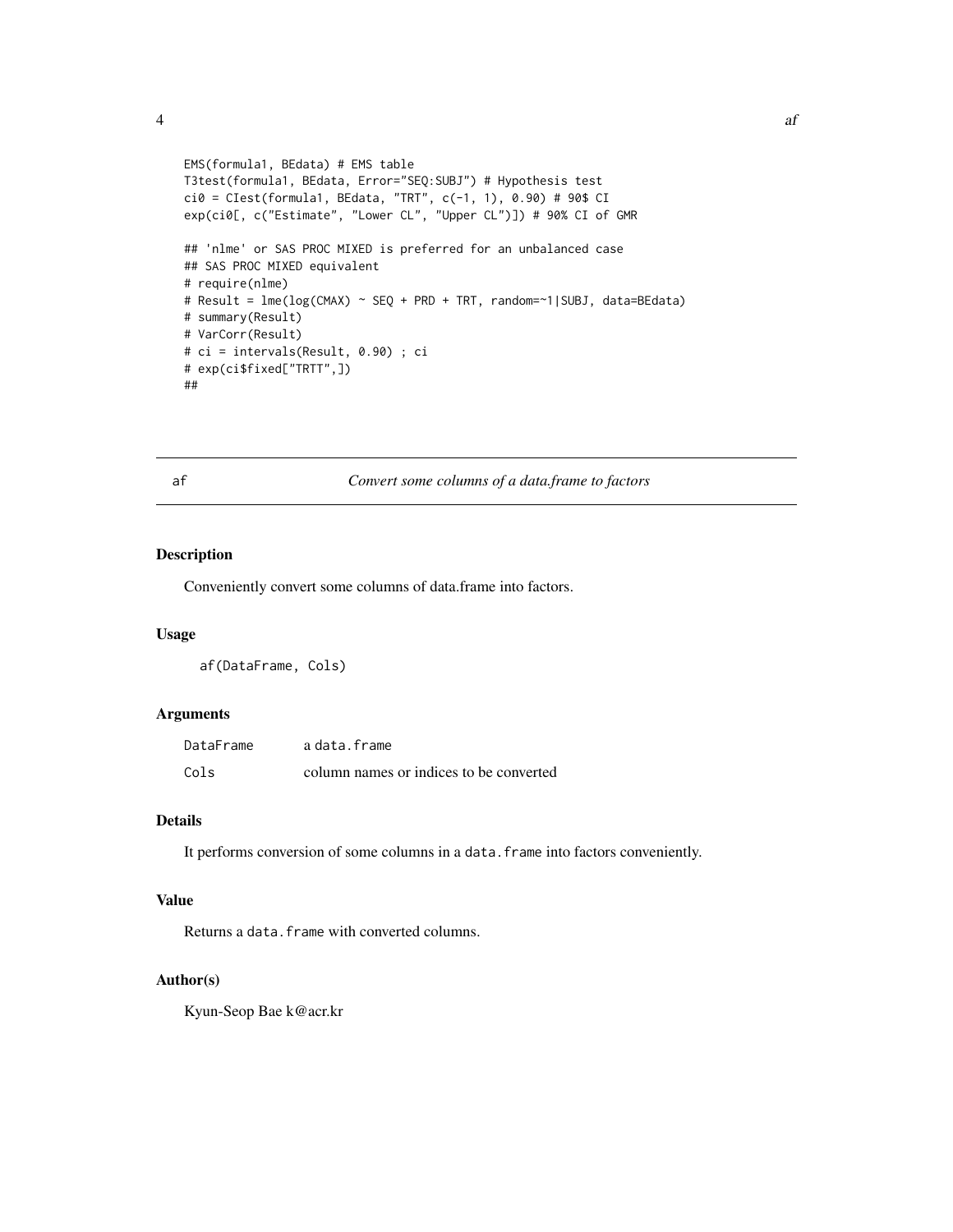```
EMS(formula1, BEdata) # EMS table
T3test(formula1, BEdata, Error="SEQ:SUBJ") # Hypothesis test
ci0 = CIest(formula1, BEdata, "TRT", c(-1, 1), 0.90) # 90$ CI
exp(ci0[, c("Estimate", "Lower CL", "Upper CL")]) # 90% CI of GMR

## 'nlme' or SAS PROC MIXED is preferred for an unbalanced case
## SAS PROC MIXED equivalent
# require(nlme)
# Result = lme(log(CMAX) ~ SEQ + PRD + TRT, random=~1|SUBJ, data=BEdata)
# summary(Result)
# VarCorr(Result)
# ci = intervals(Result, 0.90) ; ci
# exp(ci$fixed["TRTT",])
##
```

## af — *Convert some columns of a data.frame to factors*

### Description

Conveniently convert some columns of data.frame into factors.

### Usage

```
af(DataFrame, Cols)
```

### Arguments

| | |
|---|---|
| DataFrame | a data.frame |
| Cols | column names or indices to be converted |

### Details

It performs conversion of some columns in a `data.frame` into factors conveniently.

### Value

Returns a `data.frame` with converted columns.

### Author(s)

Kyun-Seop Bae k@acr.kr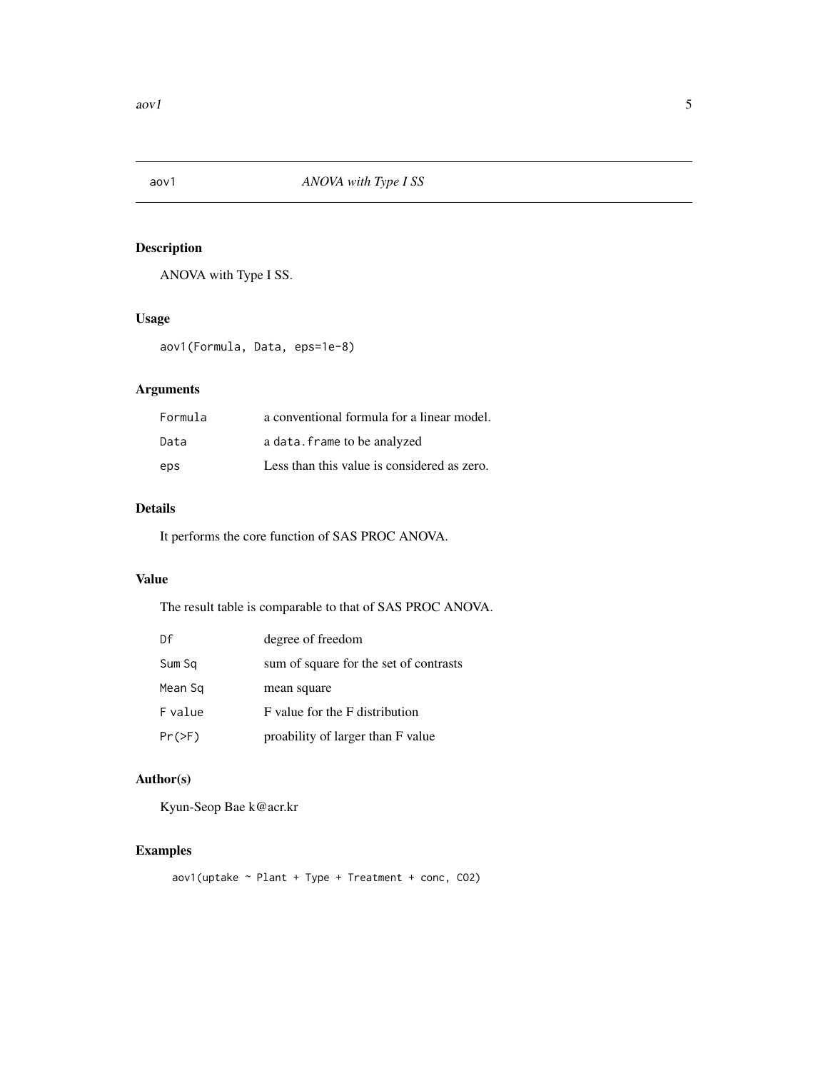## aov1 — *ANOVA with Type I SS*

### Description

ANOVA with Type I SS.

### Usage

```
aov1(Formula, Data, eps=1e-8)
```

### Arguments

| | |
|---|---|
| Formula | a conventional formula for a linear model. |
| Data | a data.frame to be analyzed |
| eps | Less than this value is considered as zero. |

### Details

It performs the core function of SAS PROC ANOVA.

### Value

The result table is comparable to that of SAS PROC ANOVA.

| | |
|---|---|
| Df | degree of freedom |
| Sum Sq | sum of square for the set of contrasts |
| Mean Sq | mean square |
| F value | F value for the F distribution |
| Pr(>F) | proability of larger than F value |

### Author(s)

Kyun-Seop Bae k@acr.kr

### Examples

```
aov1(uptake ~ Plant + Type + Treatment + conc, CO2)
```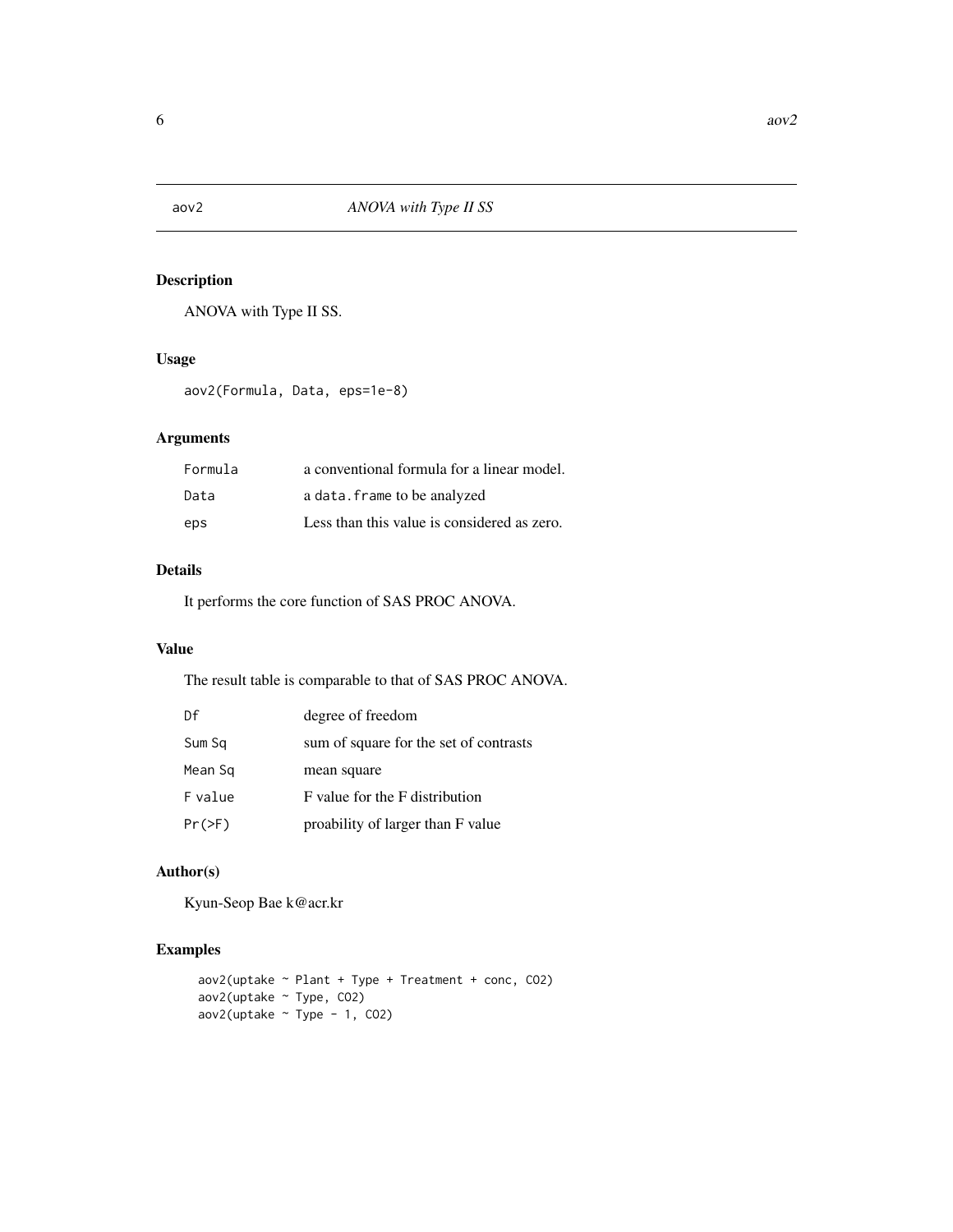# aov2 — *ANOVA with Type II SS*

## Description

ANOVA with Type II SS.

## Usage

```
aov2(Formula, Data, eps=1e-8)
```

## Arguments

| | |
|---|---|
| Formula | a conventional formula for a linear model. |
| Data | a data.frame to be analyzed |
| eps | Less than this value is considered as zero. |

## Details

It performs the core function of SAS PROC ANOVA.

## Value

The result table is comparable to that of SAS PROC ANOVA.

| | |
|---|---|
| Df | degree of freedom |
| Sum Sq | sum of square for the set of contrasts |
| Mean Sq | mean square |
| F value | F value for the F distribution |
| Pr(>F) | proability of larger than F value |

## Author(s)

Kyun-Seop Bae k@acr.kr

## Examples

```
aov2(uptake ~ Plant + Type + Treatment + conc, CO2)
aov2(uptake ~ Type, CO2)
aov2(uptake ~ Type - 1, CO2)
```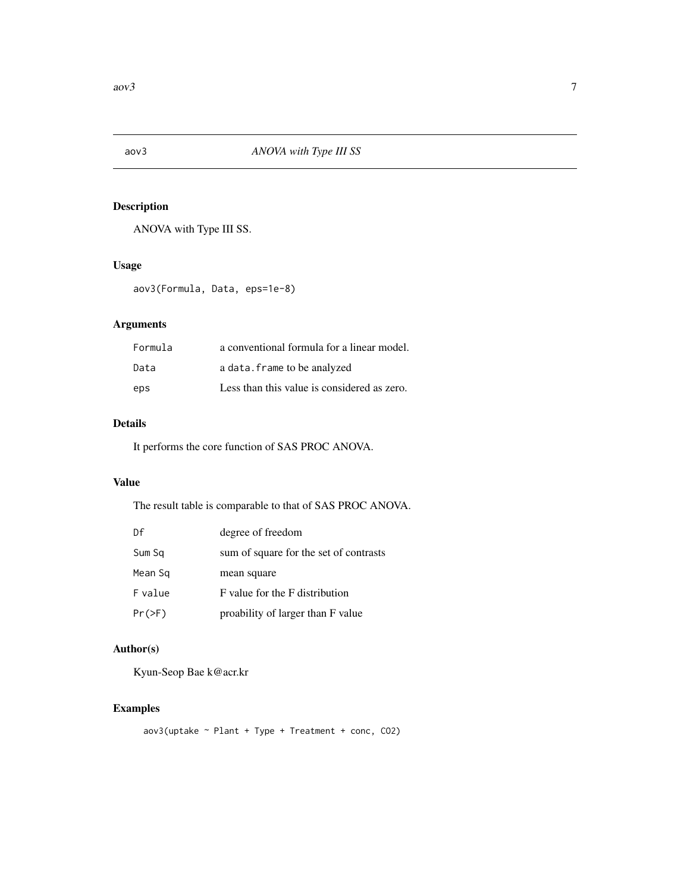# aov3 — *ANOVA with Type III SS*

## Description

ANOVA with Type III SS.

## Usage

```
aov3(Formula, Data, eps=1e-8)
```

## Arguments

| | |
|---|---|
| `Formula` | a conventional formula for a linear model. |
| `Data` | a `data.frame` to be analyzed |
| `eps` | Less than this value is considered as zero. |

## Details

It performs the core function of SAS PROC ANOVA.

## Value

The result table is comparable to that of SAS PROC ANOVA.

| | |
|---|---|
| `Df` | degree of freedom |
| `Sum Sq` | sum of square for the set of contrasts |
| `Mean Sq` | mean square |
| `F value` | F value for the F distribution |
| `Pr(>F)` | proability of larger than F value |

## Author(s)

Kyun-Seop Bae k@acr.kr

## Examples

```
aov3(uptake ~ Plant + Type + Treatment + conc, CO2)
```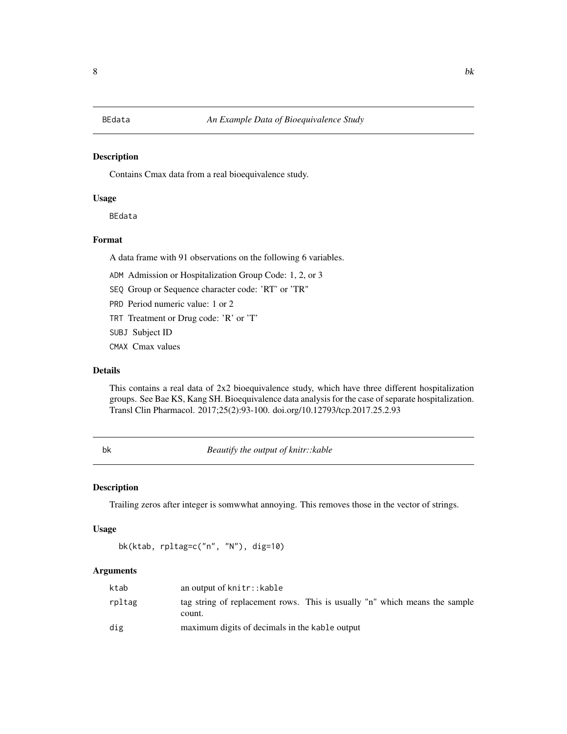## BEdata — *An Example Data of Bioequivalence Study*

### Description

Contains Cmax data from a real bioequivalence study.

### Usage

```
BEdata
```

### Format

A data frame with 91 observations on the following 6 variables.

- `ADM` Admission or Hospitalization Group Code: 1, 2, or 3
- `SEQ` Group or Sequence character code: 'RT' or 'TR"
- `PRD` Period numeric value: 1 or 2
- `TRT` Treatment or Drug code: 'R' or 'T'
- `SUBJ` Subject ID
- `CMAX` Cmax values

### Details

This contains a real data of 2x2 bioequivalence study, which have three different hospitalization groups. See Bae KS, Kang SH. Bioequivalence data analysis for the case of separate hospitalization. Transl Clin Pharmacol. 2017;25(2):93-100. doi.org/10.12793/tcp.2017.25.2.93

## bk — *Beautify the output of knitr::kable*

### Description

Trailing zeros after integer is somwwhat annoying. This removes those in the vector of strings.

### Usage

```
bk(ktab, rpltag=c("n", "N"), dig=10)
```

### Arguments

| | |
|---|---|
| ktab | an output of `knitr::kable` |
| rpltag | tag string of replacement rows. This is usually "n" which means the sample count. |
| dig | maximum digits of decimals in the `kable` output |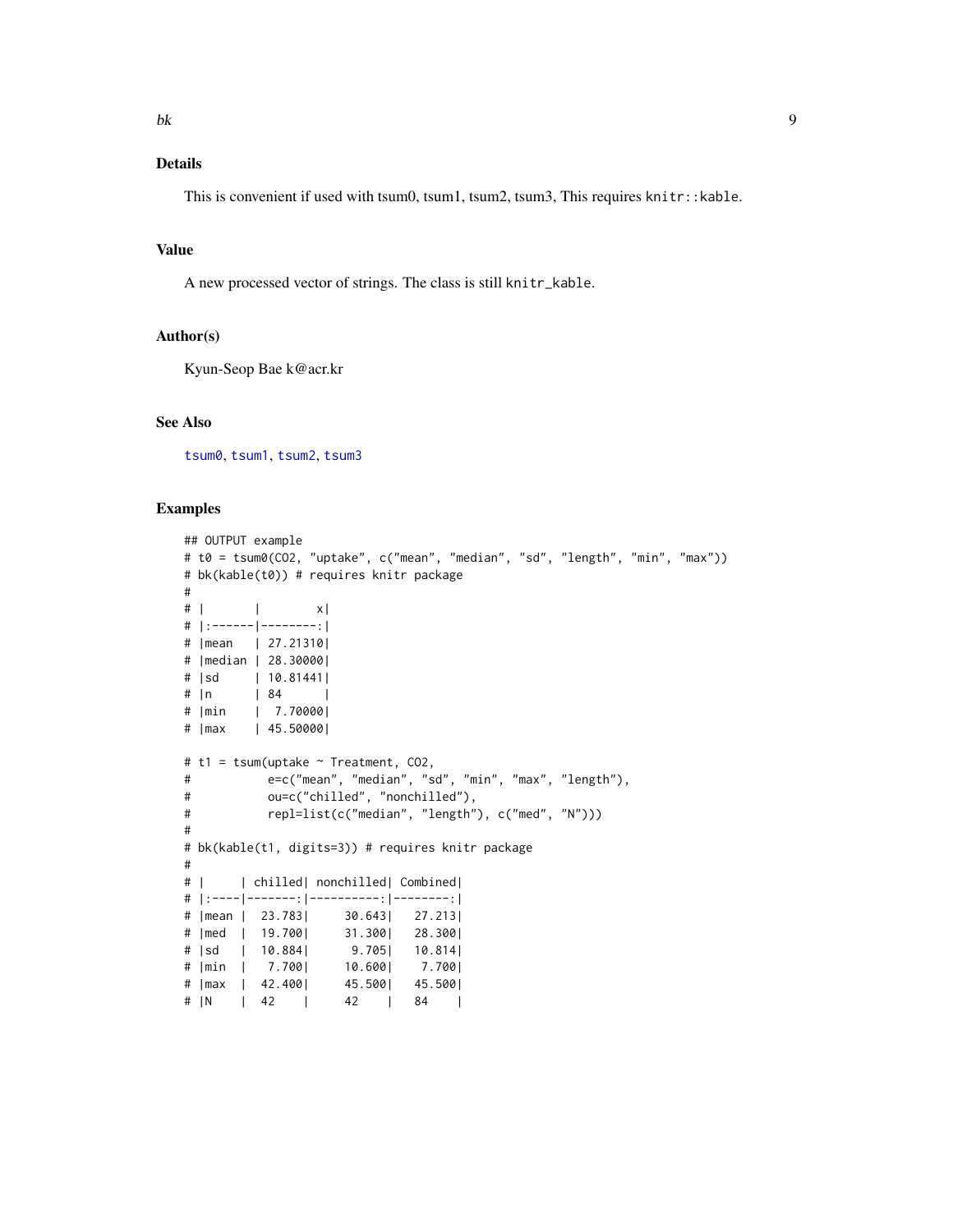### Details

This is convenient if used with tsum0, tsum1, tsum2, tsum3, This requires `knitr::kable`.

### Value

A new processed vector of strings. The class is still `knitr_kable`.

### Author(s)

Kyun-Seop Bae k@acr.kr

### See Also

`tsum0`, `tsum1`, `tsum2`, `tsum3`

### Examples

```
## OUTPUT example
# t0 = tsum0(CO2, "uptake", c("mean", "median", "sd", "length", "min", "max"))
# bk(kable(t0)) # requires knitr package
#
# |       |        x|
# |:------|--------:|
# |mean   | 27.21310|
# |median | 28.30000|
# |sd     | 10.81441|
# |n      | 84      |
# |min    |  7.70000|
# |max    | 45.50000|

# t1 = tsum(uptake ~ Treatment, CO2,
#           e=c("mean", "median", "sd", "min", "max", "length"),
#           ou=c("chilled", "nonchilled"),
#           repl=list(c("median", "length"), c("med", "N")))
#
# bk(kable(t1, digits=3)) # requires knitr package
#
# |     | chilled| nonchilled| Combined|
# |:----|-------:|----------:|--------:|
# |mean |  23.783|     30.643|   27.213|
# |med  |  19.700|     31.300|   28.300|
# |sd   |  10.884|      9.705|   10.814|
# |min  |   7.700|     10.600|    7.700|
# |max  |  42.400|     45.500|   45.500|
# |N    |  42    |     42    |   84    |
```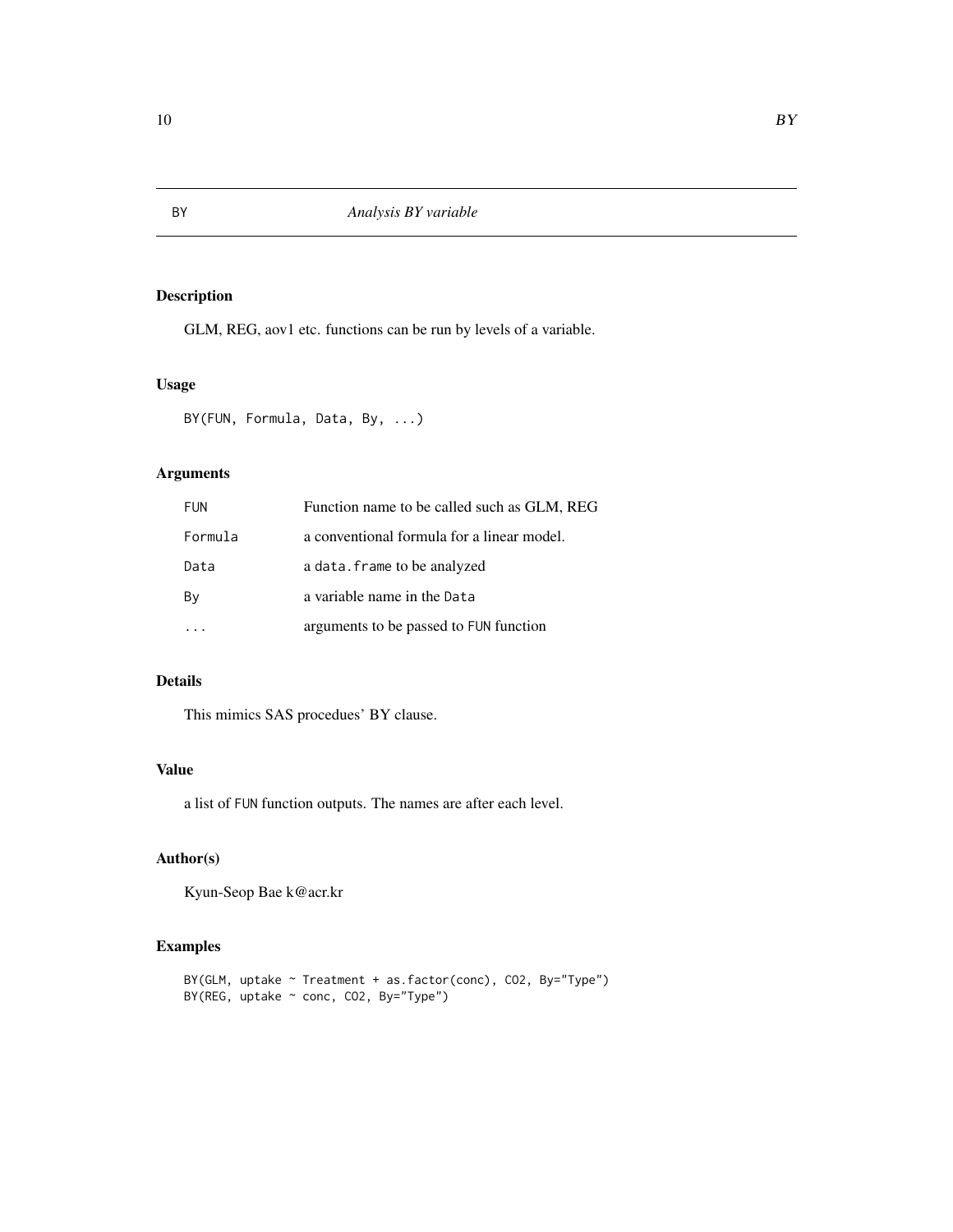# BY — *Analysis BY variable*

## Description

GLM, REG, aov1 etc. functions can be run by levels of a variable.

## Usage

```
BY(FUN, Formula, Data, By, ...)
```

## Arguments

| | |
|---|---|
| `FUN` | Function name to be called such as GLM, REG |
| `Formula` | a conventional formula for a linear model. |
| `Data` | a `data.frame` to be analyzed |
| `By` | a variable name in the `Data` |
| `...` | arguments to be passed to `FUN` function |

## Details

This mimics SAS procedues' BY clause.

## Value

a list of `FUN` function outputs. The names are after each level.

## Author(s)

Kyun-Seop Bae k@acr.kr

## Examples

```
BY(GLM, uptake ~ Treatment + as.factor(conc), CO2, By="Type")
BY(REG, uptake ~ conc, CO2, By="Type")
```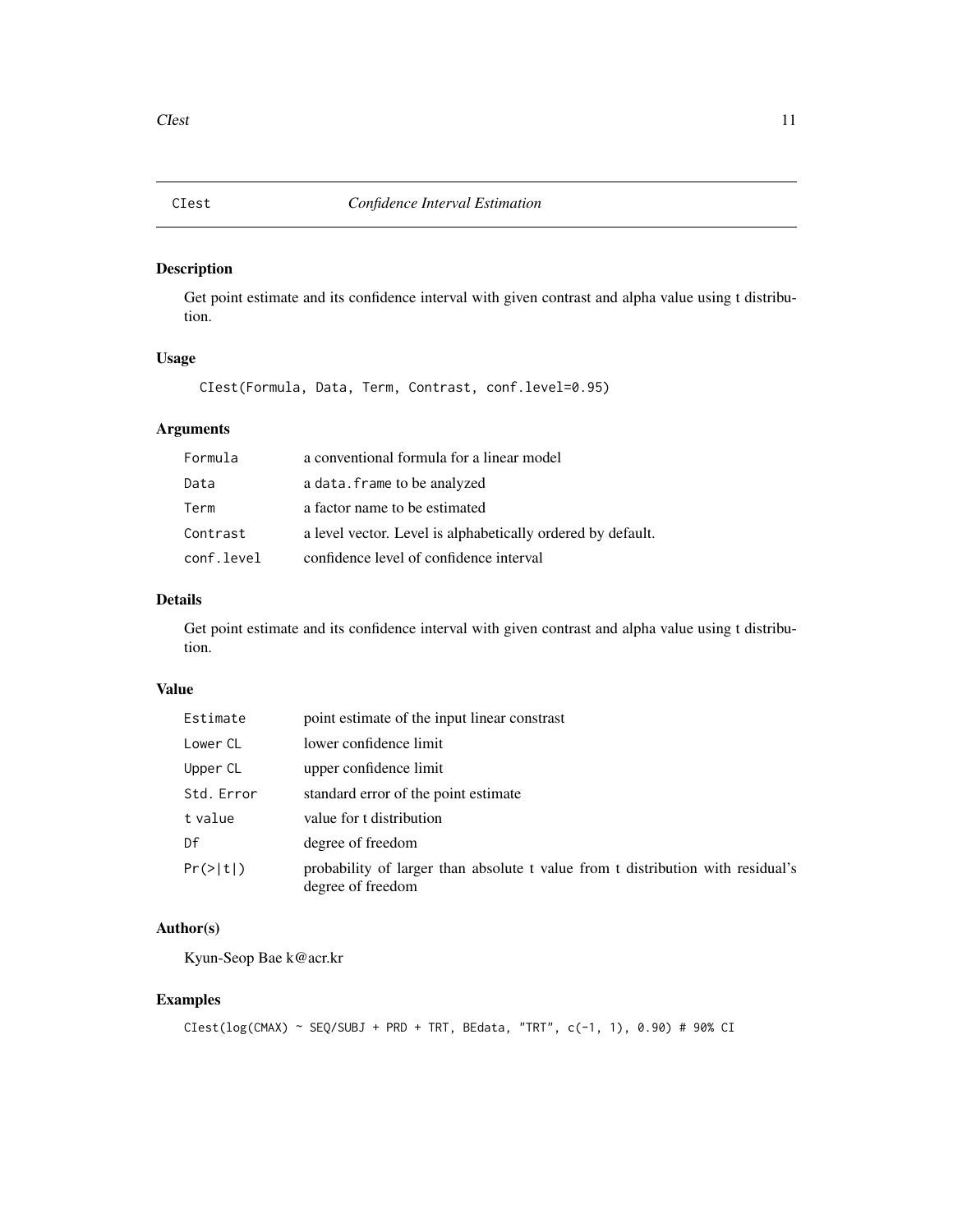## CIest *Confidence Interval Estimation*

### Description

Get point estimate and its confidence interval with given contrast and alpha value using t distribution.

### Usage

```
CIest(Formula, Data, Term, Contrast, conf.level=0.95)
```

### Arguments

| | |
|---|---|
| `Formula` | a conventional formula for a linear model |
| `Data` | a `data.frame` to be analyzed |
| `Term` | a factor name to be estimated |
| `Contrast` | a level vector. Level is alphabetically ordered by default. |
| `conf.level` | confidence level of confidence interval |

### Details

Get point estimate and its confidence interval with given contrast and alpha value using t distribution.

### Value

| | |
|---|---|
| `Estimate` | point estimate of the input linear constrast |
| `Lower CL` | lower confidence limit |
| `Upper CL` | upper confidence limit |
| `Std. Error` | standard error of the point estimate |
| `t value` | value for t distribution |
| `Df` | degree of freedom |
| `Pr(>|t|)` | probability of larger than absolute t value from t distribution with residual's degree of freedom |

### Author(s)

Kyun-Seop Bae k@acr.kr

### Examples

```
CIest(log(CMAX) ~ SEQ/SUBJ + PRD + TRT, BEdata, "TRT", c(-1, 1), 0.90) # 90% CI
```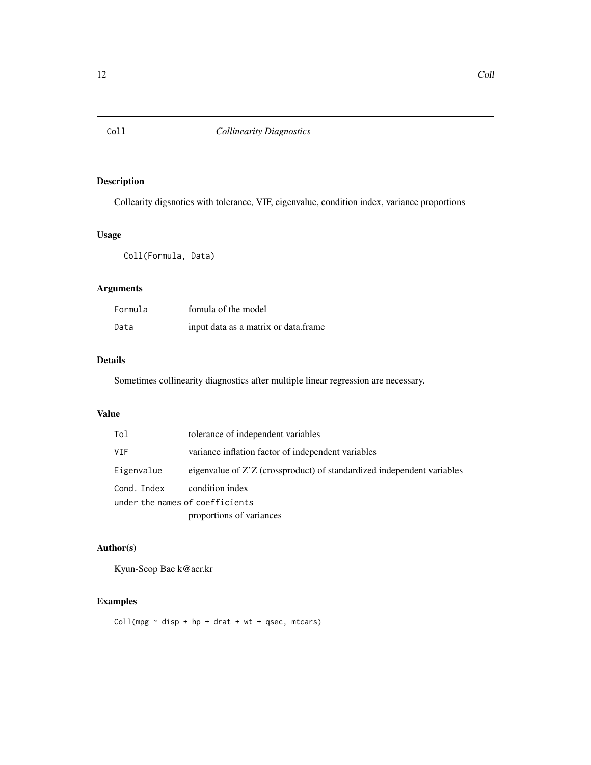## Coll *Collinearity Diagnostics*

### Description

Collearity digsnotics with tolerance, VIF, eigenvalue, condition index, variance proportions

### Usage

```
Coll(Formula, Data)
```

### Arguments

| | |
|---|---|
| `Formula` | fomula of the model |
| `Data` | input data as a matrix or data.frame |

### Details

Sometimes collinearity diagnostics after multiple linear regression are necessary.

### Value

| | |
|---|---|
| `Tol` | tolerance of independent variables |
| `VIF` | variance inflation factor of independent variables |
| `Eigenvalue` | eigenvalue of Z'Z (crossproduct) of standardized independent variables |
| `Cond. Index` | condition index |
| `under the names of coefficients` | proportions of variances |

### Author(s)

Kyun-Seop Bae k@acr.kr

### Examples

```
Coll(mpg ~ disp + hp + drat + wt + qsec, mtcars)
```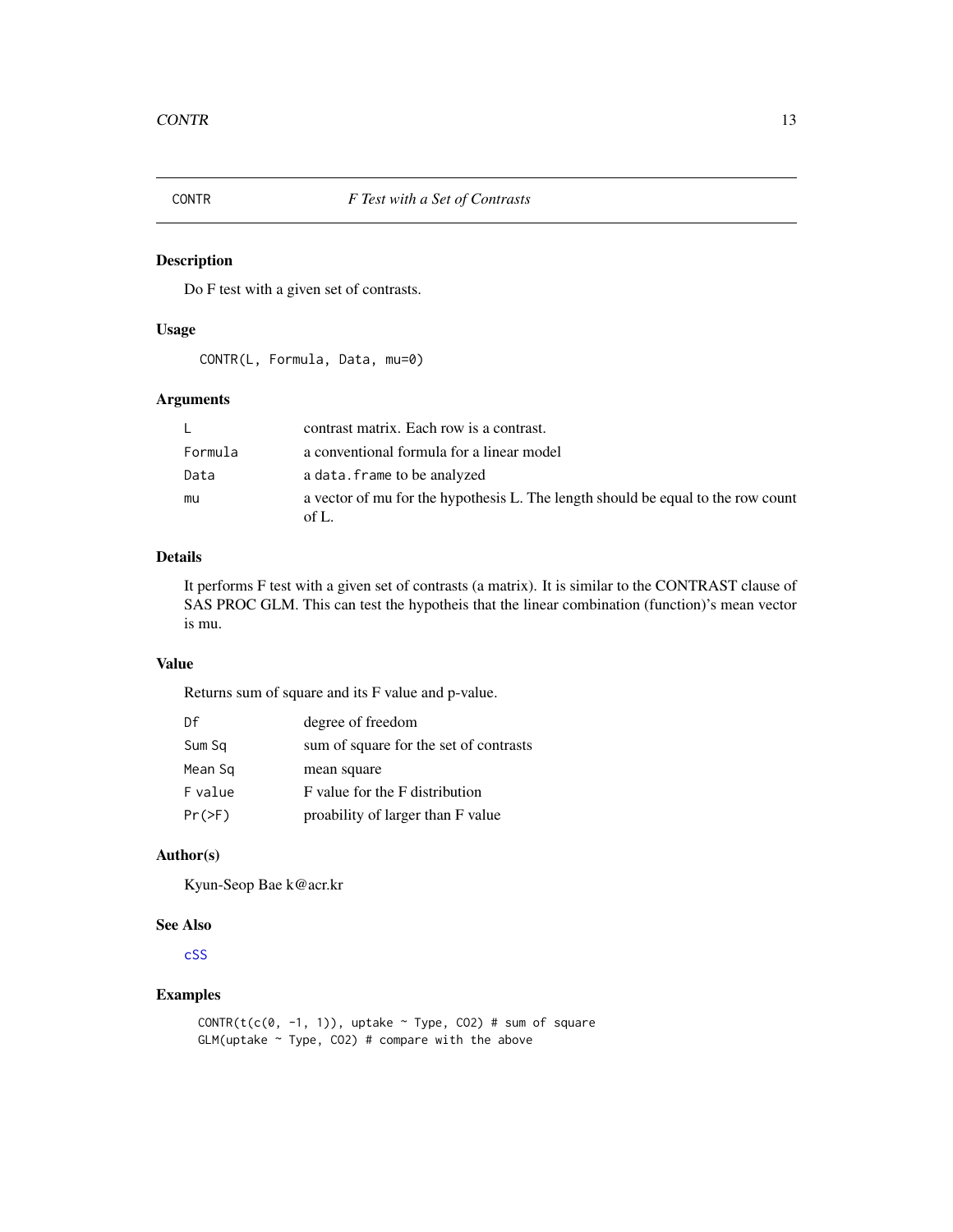# CONTR — *F Test with a Set of Contrasts*

## Description

Do F test with a given set of contrasts.

## Usage

```
CONTR(L, Formula, Data, mu=0)
```

## Arguments

| | |
|---|---|
| `L` | contrast matrix. Each row is a contrast. |
| `Formula` | a conventional formula for a linear model |
| `Data` | a `data.frame` to be analyzed |
| `mu` | a vector of mu for the hypothesis L. The length should be equal to the row count of L. |

## Details

It performs F test with a given set of contrasts (a matrix). It is similar to the CONTRAST clause of SAS PROC GLM. This can test the hypotheis that the linear combination (function)'s mean vector is mu.

## Value

Returns sum of square and its F value and p-value.

| | |
|---|---|
| `Df` | degree of freedom |
| `Sum Sq` | sum of square for the set of contrasts |
| `Mean Sq` | mean square |
| `F value` | F value for the F distribution |
| `Pr(>F)` | proability of larger than F value |

## Author(s)

Kyun-Seop Bae k@acr.kr

## See Also

`cSS`

## Examples

```
CONTR(t(c(0, -1, 1)), uptake ~ Type, CO2) # sum of square
GLM(uptake ~ Type, CO2) # compare with the above
```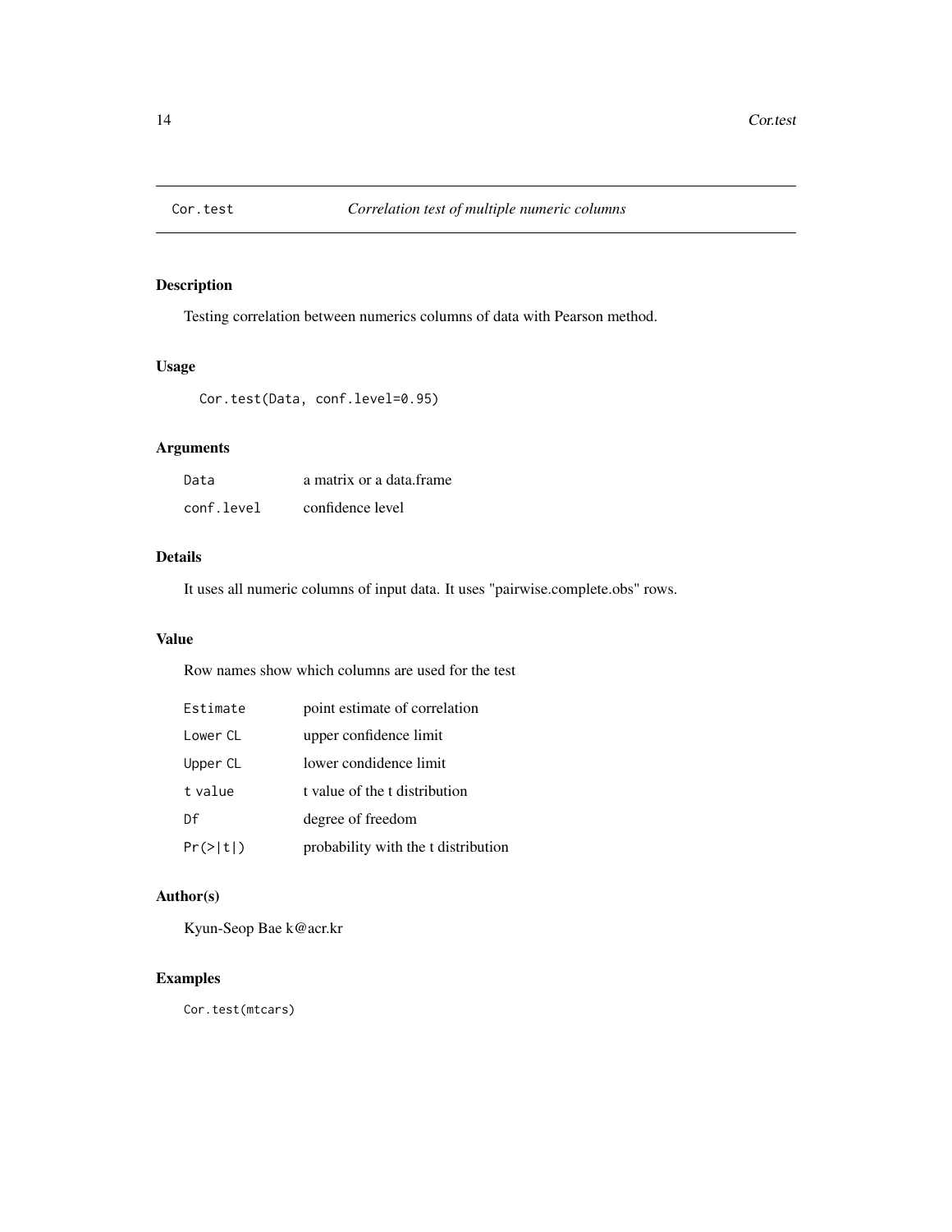## Cor.test — *Correlation test of multiple numeric columns*

### Description

Testing correlation between numerics columns of data with Pearson method.

### Usage

```
Cor.test(Data, conf.level=0.95)
```

### Arguments

| | |
|---|---|
| `Data` | a matrix or a data.frame |
| `conf.level` | confidence level |

### Details

It uses all numeric columns of input data. It uses "pairwise.complete.obs" rows.

### Value

Row names show which columns are used for the test

| | |
|---|---|
| `Estimate` | point estimate of correlation |
| `Lower CL` | upper confidence limit |
| `Upper CL` | lower condidence limit |
| `t value` | t value of the t distribution |
| `Df` | degree of freedom |
| `Pr(>|t|)` | probability with the t distribution |

### Author(s)

Kyun-Seop Bae k@acr.kr

### Examples

```
Cor.test(mtcars)
```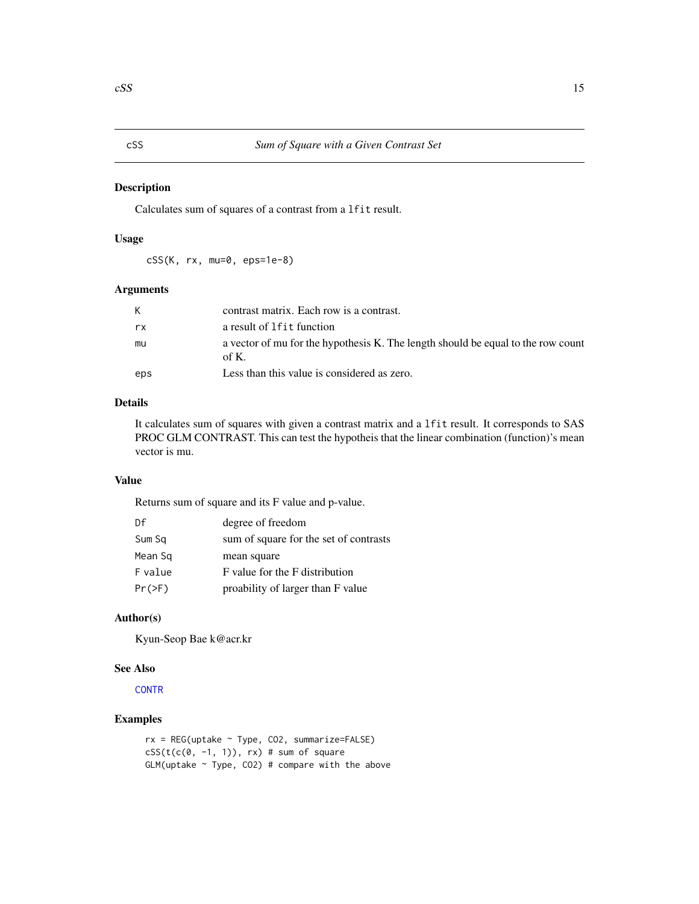# cSS — Sum of Square with a Given Contrast Set

## Description

Calculates sum of squares of a contrast from a `lfit` result.

## Usage

```
cSS(K, rx, mu=0, eps=1e-8)
```

## Arguments

| | |
|---|---|
| K | contrast matrix. Each row is a contrast. |
| rx | a result of `lfit` function |
| mu | a vector of mu for the hypothesis K. The length should be equal to the row count of K. |
| eps | Less than this value is considered as zero. |

## Details

It calculates sum of squares with given a contrast matrix and a `lfit` result. It corresponds to SAS PROC GLM CONTRAST. This can test the hypotheis that the linear combination (function)'s mean vector is mu.

## Value

Returns sum of square and its F value and p-value.

| | |
|---|---|
| Df | degree of freedom |
| Sum Sq | sum of square for the set of contrasts |
| Mean Sq | mean square |
| F value | F value for the F distribution |
| Pr(>F) | proability of larger than F value |

## Author(s)

Kyun-Seop Bae k@acr.kr

## See Also

CONTR

## Examples

```
rx = REG(uptake ~ Type, CO2, summarize=FALSE)
cSS(t(c(0, -1, 1)), rx) # sum of square
GLM(uptake ~ Type, CO2) # compare with the above
```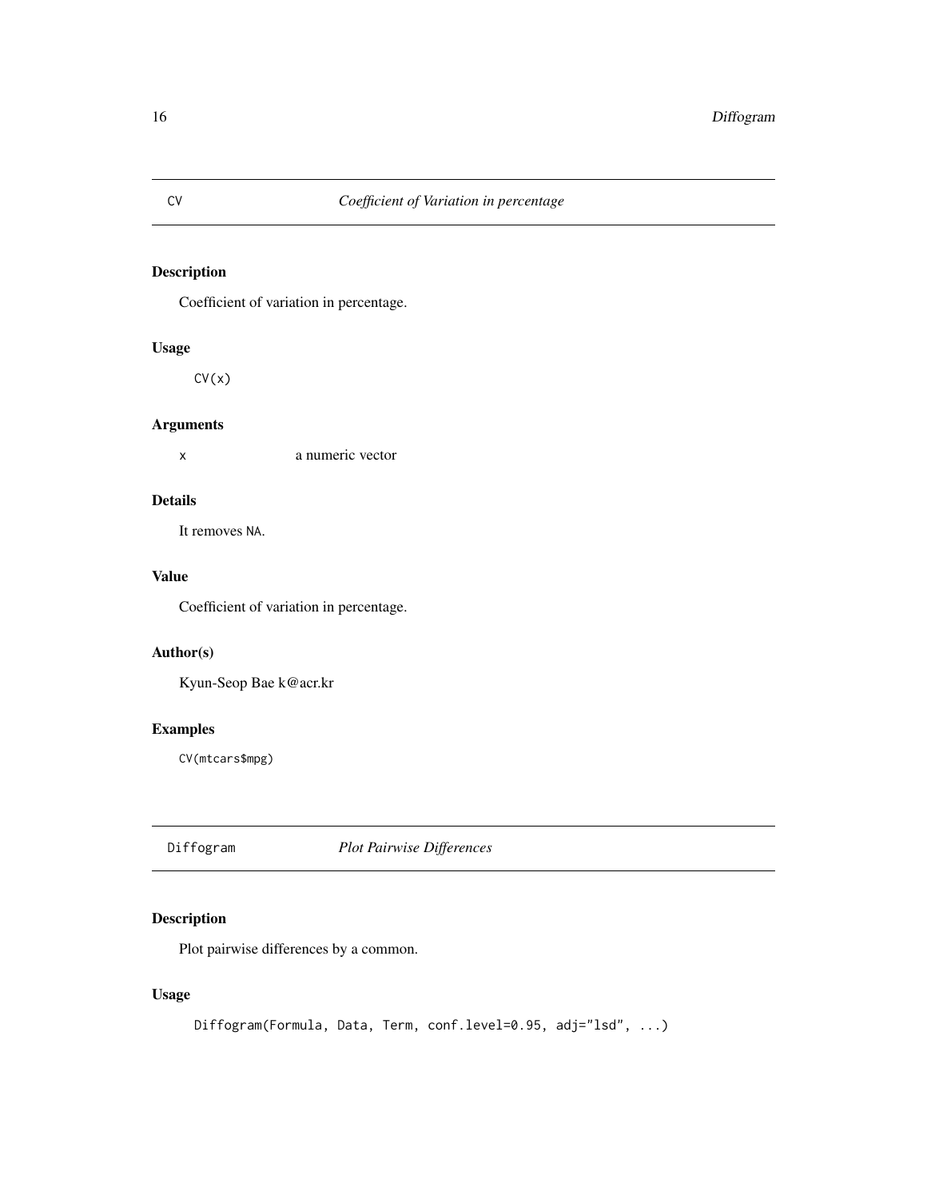## CV *Coefficient of Variation in percentage*

### Description

Coefficient of variation in percentage.

### Usage

```
CV(x)
```

### Arguments

`x` a numeric vector

### Details

It removes `NA`.

### Value

Coefficient of variation in percentage.

### Author(s)

Kyun-Seop Bae k@acr.kr

### Examples

```
CV(mtcars$mpg)
```

## Diffogram *Plot Pairwise Differences*

### Description

Plot pairwise differences by a common.

### Usage

```
Diffogram(Formula, Data, Term, conf.level=0.95, adj="lsd", ...)
```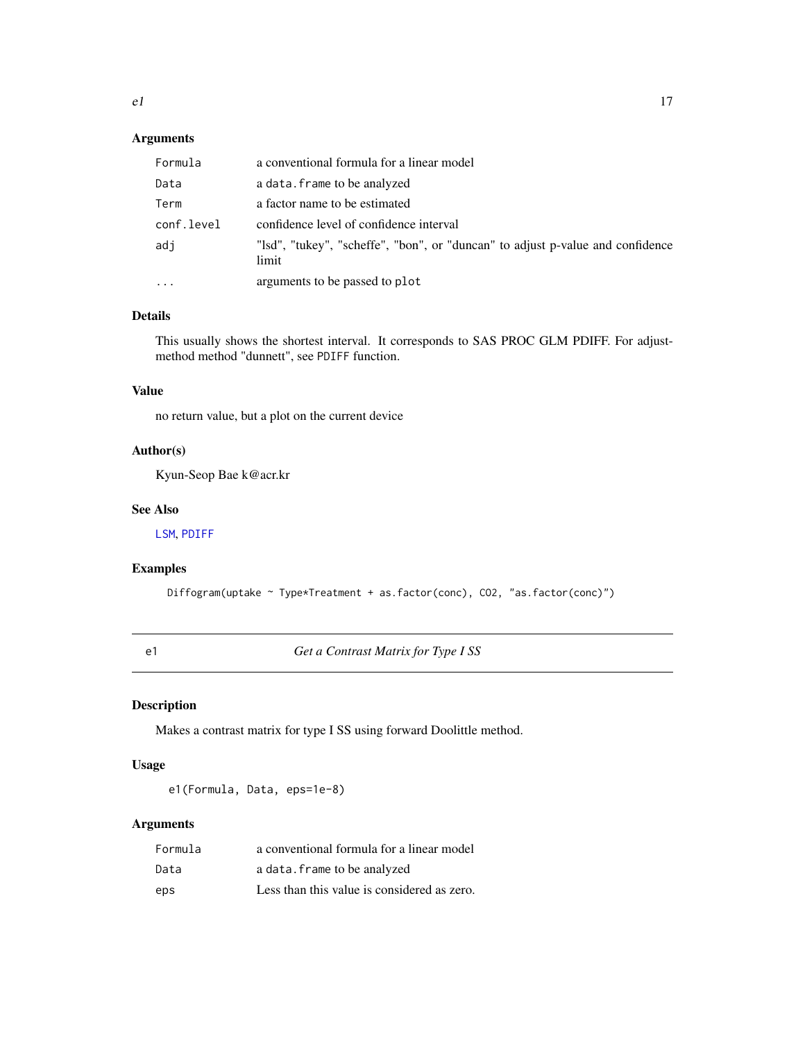### Arguments

| | |
|---|---|
| `Formula` | a conventional formula for a linear model |
| `Data` | a `data.frame` to be analyzed |
| `Term` | a factor name to be estimated |
| `conf.level` | confidence level of confidence interval |
| `adj` | "lsd", "tukey", "scheffe", "bon", or "duncan" to adjust p-value and confidence limit |
| `...` | arguments to be passed to `plot` |

### Details

This usually shows the shortest interval. It corresponds to SAS PROC GLM PDIFF. For adjust-method method "dunnett", see `PDIFF` function.

### Value

no return value, but a plot on the current device

### Author(s)

Kyun-Seop Bae k@acr.kr

### See Also

`LSM`, `PDIFF`

### Examples

```
Diffogram(uptake ~ Type*Treatment + as.factor(conc), CO2, "as.factor(conc)")
```

---

## e1 — *Get a Contrast Matrix for Type I SS*

### Description

Makes a contrast matrix for type I SS using forward Doolittle method.

### Usage

```
e1(Formula, Data, eps=1e-8)
```

### Arguments

| | |
|---|---|
| `Formula` | a conventional formula for a linear model |
| `Data` | a `data.frame` to be analyzed |
| `eps` | Less than this value is considered as zero. |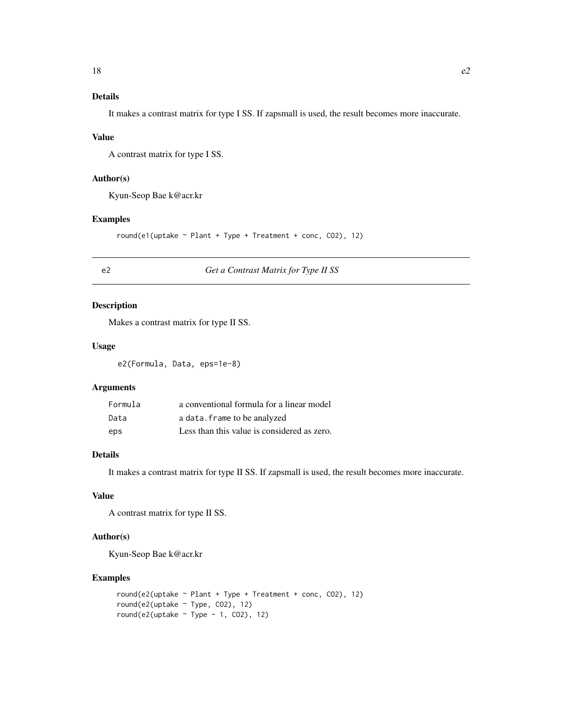### Details

It makes a contrast matrix for type I SS. If zapsmall is used, the result becomes more inaccurate.

### Value

A contrast matrix for type I SS.

### Author(s)

Kyun-Seop Bae k@acr.kr

### Examples

```
round(e1(uptake ~ Plant + Type + Treatment + conc, CO2), 12)
```

---

## e2 — *Get a Contrast Matrix for Type II SS*

### Description

Makes a contrast matrix for type II SS.

### Usage

```
e2(Formula, Data, eps=1e-8)
```

### Arguments

| | |
|---|---|
| Formula | a conventional formula for a linear model |
| Data | a `data.frame` to be analyzed |
| eps | Less than this value is considered as zero. |

### Details

It makes a contrast matrix for type II SS. If zapsmall is used, the result becomes more inaccurate.

### Value

A contrast matrix for type II SS.

### Author(s)

Kyun-Seop Bae k@acr.kr

### Examples

```
round(e2(uptake ~ Plant + Type + Treatment + conc, CO2), 12)
round(e2(uptake ~ Type, CO2), 12)
round(e2(uptake ~ Type - 1, CO2), 12)
```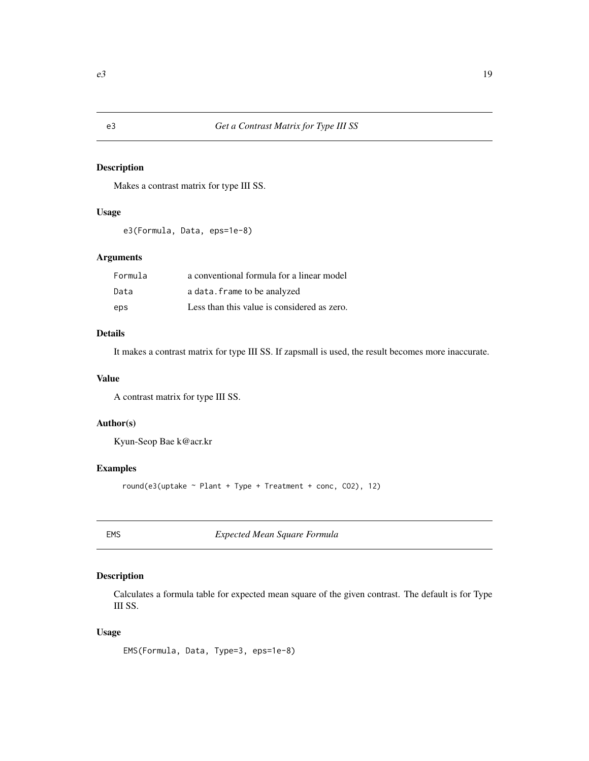## e3 — *Get a Contrast Matrix for Type III SS*

### Description

Makes a contrast matrix for type III SS.

### Usage

```
e3(Formula, Data, eps=1e-8)
```

### Arguments

| | |
|---|---|
| Formula | a conventional formula for a linear model |
| Data | a data.frame to be analyzed |
| eps | Less than this value is considered as zero. |

### Details

It makes a contrast matrix for type III SS. If zapsmall is used, the result becomes more inaccurate.

### Value

A contrast matrix for type III SS.

### Author(s)

Kyun-Seop Bae k@acr.kr

### Examples

```
round(e3(uptake ~ Plant + Type + Treatment + conc, CO2), 12)
```

## EMS — *Expected Mean Square Formula*

### Description

Calculates a formula table for expected mean square of the given contrast. The default is for Type III SS.

### Usage

```
EMS(Formula, Data, Type=3, eps=1e-8)
```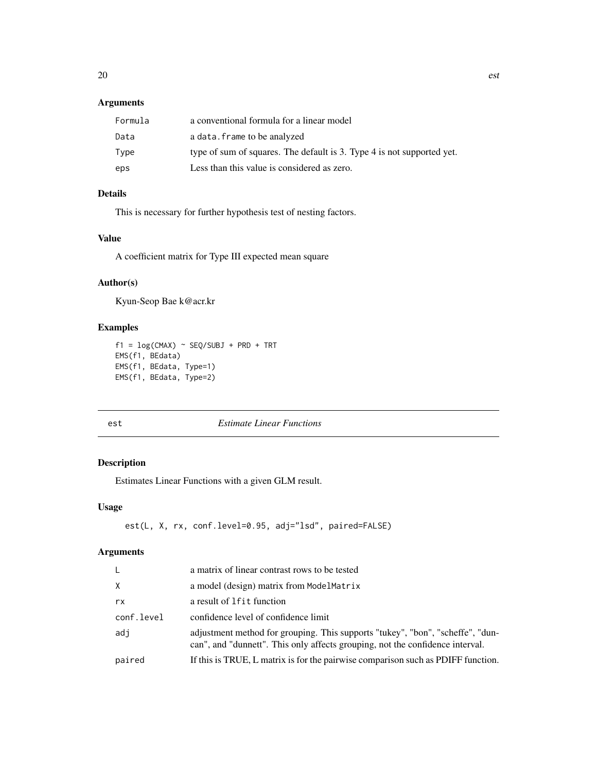## Arguments

| | |
|---|---|
| Formula | a conventional formula for a linear model |
| Data | a data.frame to be analyzed |
| Type | type of sum of squares. The default is 3. Type 4 is not supported yet. |
| eps | Less than this value is considered as zero. |

## Details

This is necessary for further hypothesis test of nesting factors.

## Value

A coefficient matrix for Type III expected mean square

## Author(s)

Kyun-Seop Bae k@acr.kr

## Examples

```
f1 = log(CMAX) ~ SEQ/SUBJ + PRD + TRT
EMS(f1, BEdata)
EMS(f1, BEdata, Type=1)
EMS(f1, BEdata, Type=2)
```

---

# est — *Estimate Linear Functions*

## Description

Estimates Linear Functions with a given GLM result.

## Usage

```
est(L, X, rx, conf.level=0.95, adj="lsd", paired=FALSE)
```

## Arguments

| | |
|---|---|
| L | a matrix of linear contrast rows to be tested |
| X | a model (design) matrix from ModelMatrix |
| rx | a result of lfit function |
| conf.level | confidence level of confidence limit |
| adj | adjustment method for grouping. This supports "tukey", "bon", "scheffe", "duncan", and "dunnett". This only affects grouping, not the confidence interval. |
| paired | If this is TRUE, L matrix is for the pairwise comparison such as PDIFF function. |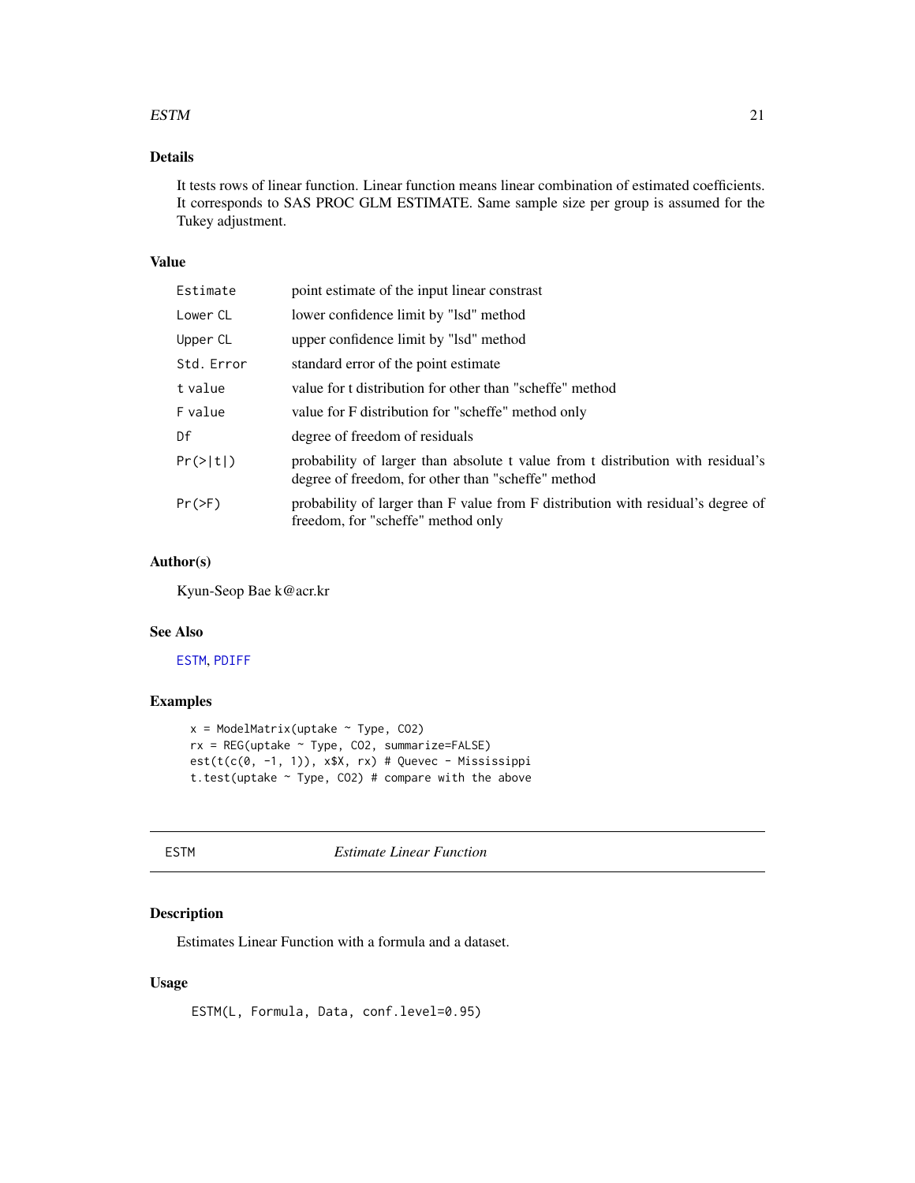### Details

It tests rows of linear function. Linear function means linear combination of estimated coefficients. It corresponds to SAS PROC GLM ESTIMATE. Same sample size per group is assumed for the Tukey adjustment.

### Value

| | |
|---|---|
| `Estimate` | point estimate of the input linear constrast |
| `Lower CL` | lower confidence limit by "lsd" method |
| `Upper CL` | upper confidence limit by "lsd" method |
| `Std. Error` | standard error of the point estimate |
| `t value` | value for t distribution for other than "scheffe" method |
| `F value` | value for F distribution for "scheffe" method only |
| `Df` | degree of freedom of residuals |
| `Pr(>\|t\|)` | probability of larger than absolute t value from t distribution with residual's degree of freedom, for other than "scheffe" method |
| `Pr(>F)` | probability of larger than F value from F distribution with residual's degree of freedom, for "scheffe" method only |

### Author(s)

Kyun-Seop Bae k@acr.kr

### See Also

`ESTM`, `PDIFF`

### Examples

```
x = ModelMatrix(uptake ~ Type, CO2)
rx = REG(uptake ~ Type, CO2, summarize=FALSE)
est(t(c(0, -1, 1)), x$X, rx) # Quevec - Mississippi
t.test(uptake ~ Type, CO2) # compare with the above
```

---

## ESTM *Estimate Linear Function*

### Description

Estimates Linear Function with a formula and a dataset.

### Usage

```
ESTM(L, Formula, Data, conf.level=0.95)
```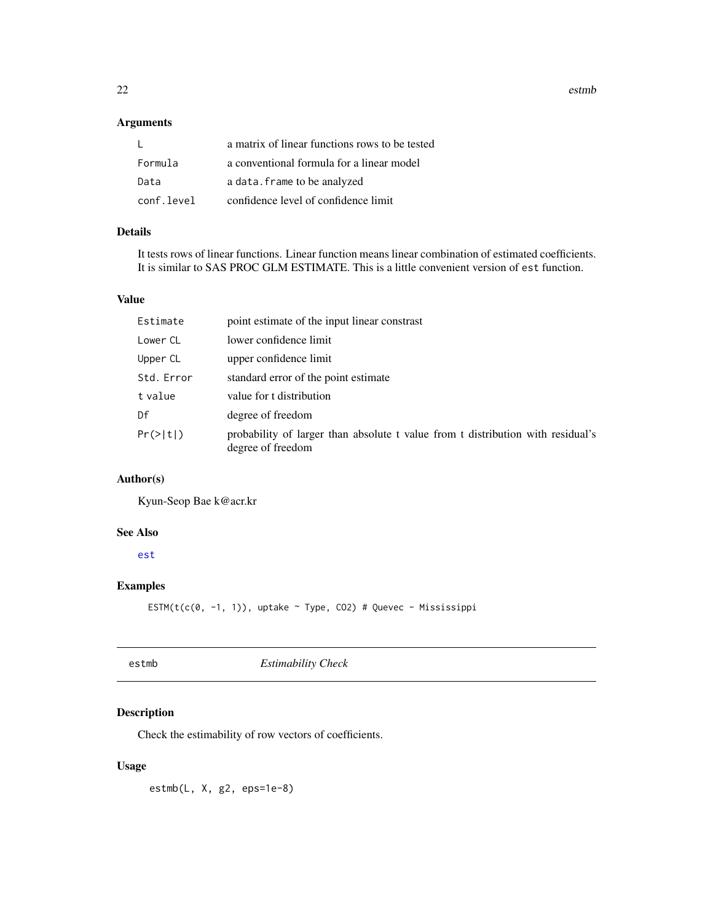## Arguments

| | |
|---|---|
| `L` | a matrix of linear functions rows to be tested |
| `Formula` | a conventional formula for a linear model |
| `Data` | a `data.frame` to be analyzed |
| `conf.level` | confidence level of confidence limit |

## Details

It tests rows of linear functions. Linear function means linear combination of estimated coefficients. It is similar to SAS PROC GLM ESTIMATE. This is a little convenient version of `est` function.

## Value

| | |
|---|---|
| `Estimate` | point estimate of the input linear constrast |
| `Lower CL` | lower confidence limit |
| `Upper CL` | upper confidence limit |
| `Std. Error` | standard error of the point estimate |
| `t value` | value for t distribution |
| `Df` | degree of freedom |
| `Pr(>|t|)` | probability of larger than absolute t value from t distribution with residual's degree of freedom |

## Author(s)

Kyun-Seop Bae k@acr.kr

## See Also

`est`

## Examples

```
ESTM(t(c(0, -1, 1)), uptake ~ Type, CO2) # Quevec - Mississippi
```

---

# estmb *Estimability Check*

## Description

Check the estimability of row vectors of coefficients.

## Usage

```
estmb(L, X, g2, eps=1e-8)
```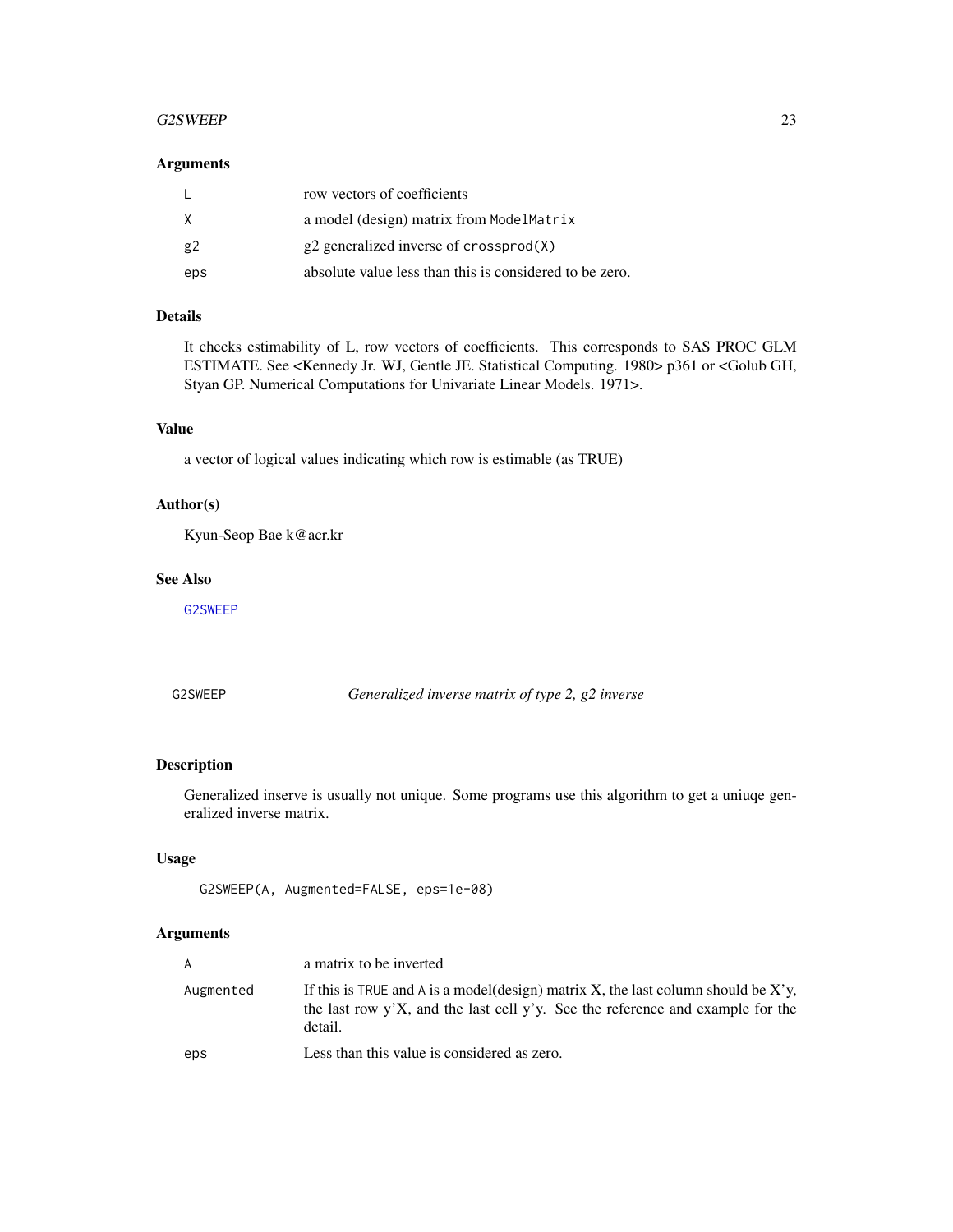### Arguments

| | |
|---|---|
| L | row vectors of coefficients |
| X | a model (design) matrix from ModelMatrix |
| g2 | g2 generalized inverse of crossprod(X) |
| eps | absolute value less than this is considered to be zero. |

### Details

It checks estimability of L, row vectors of coefficients. This corresponds to SAS PROC GLM ESTIMATE. See <Kennedy Jr. WJ, Gentle JE. Statistical Computing. 1980> p361 or <Golub GH, Styan GP. Numerical Computations for Univariate Linear Models. 1971>.

### Value

a vector of logical values indicating which row is estimable (as TRUE)

### Author(s)

Kyun-Seop Bae k@acr.kr

### See Also

G2SWEEP

---

## G2SWEEP *Generalized inverse matrix of type 2, g2 inverse*

---

### Description

Generalized inserve is usually not unique. Some programs use this algorithm to get a uniuqe generalized inverse matrix.

### Usage

```
G2SWEEP(A, Augmented=FALSE, eps=1e-08)
```

### Arguments

| | |
|---|---|
| A | a matrix to be inverted |
| Augmented | If this is TRUE and A is a model(design) matrix X, the last column should be X'y, the last row y'X, and the last cell y'y. See the reference and example for the detail. |
| eps | Less than this value is considered as zero. |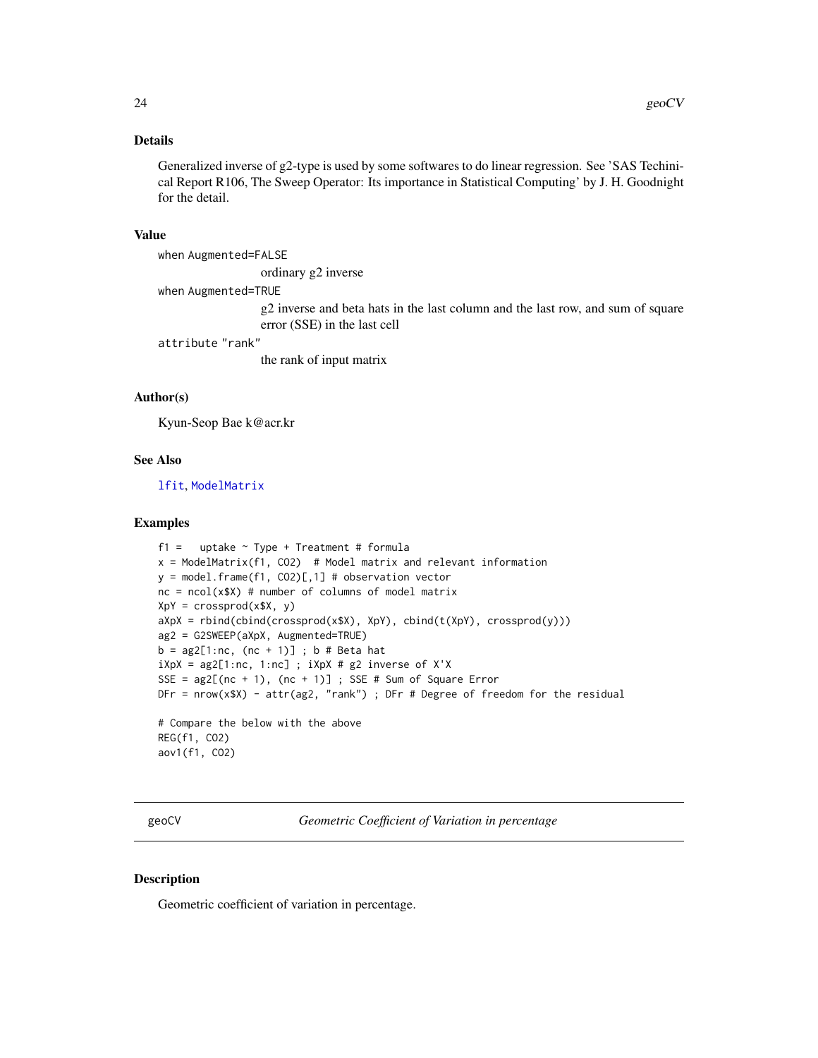### Details

Generalized inverse of g2-type is used by some softwares to do linear regression. See 'SAS Techinical Report R106, The Sweep Operator: Its importance in Statistical Computing' by J. H. Goodnight for the detail.

### Value

when Augmented=FALSE
: ordinary g2 inverse

when Augmented=TRUE
: g2 inverse and beta hats in the last column and the last row, and sum of square error (SSE) in the last cell

attribute "rank"
: the rank of input matrix

### Author(s)

Kyun-Seop Bae k@acr.kr

### See Also

lfit, ModelMatrix

### Examples

```
f1 =   uptake ~ Type + Treatment # formula
x = ModelMatrix(f1, CO2)  # Model matrix and relevant information
y = model.frame(f1, CO2)[,1] # observation vector
nc = ncol(x$X) # number of columns of model matrix
XpY = crossprod(x$X, y)
aXpX = rbind(cbind(crossprod(x$X), XpY), cbind(t(XpY), crossprod(y)))
ag2 = G2SWEEP(aXpX, Augmented=TRUE)
b = ag2[1:nc, (nc + 1)] ; b # Beta hat
iXpX = ag2[1:nc, 1:nc] ; iXpX # g2 inverse of X'X
SSE = ag2[(nc + 1), (nc + 1)] ; SSE # Sum of Square Error
DFr = nrow(x$X) - attr(ag2, "rank") ; DFr # Degree of freedom for the residual

# Compare the below with the above
REG(f1, CO2)
aov1(f1, CO2)
```

## geoCV — *Geometric Coefficient of Variation in percentage*

### Description

Geometric coefficient of variation in percentage.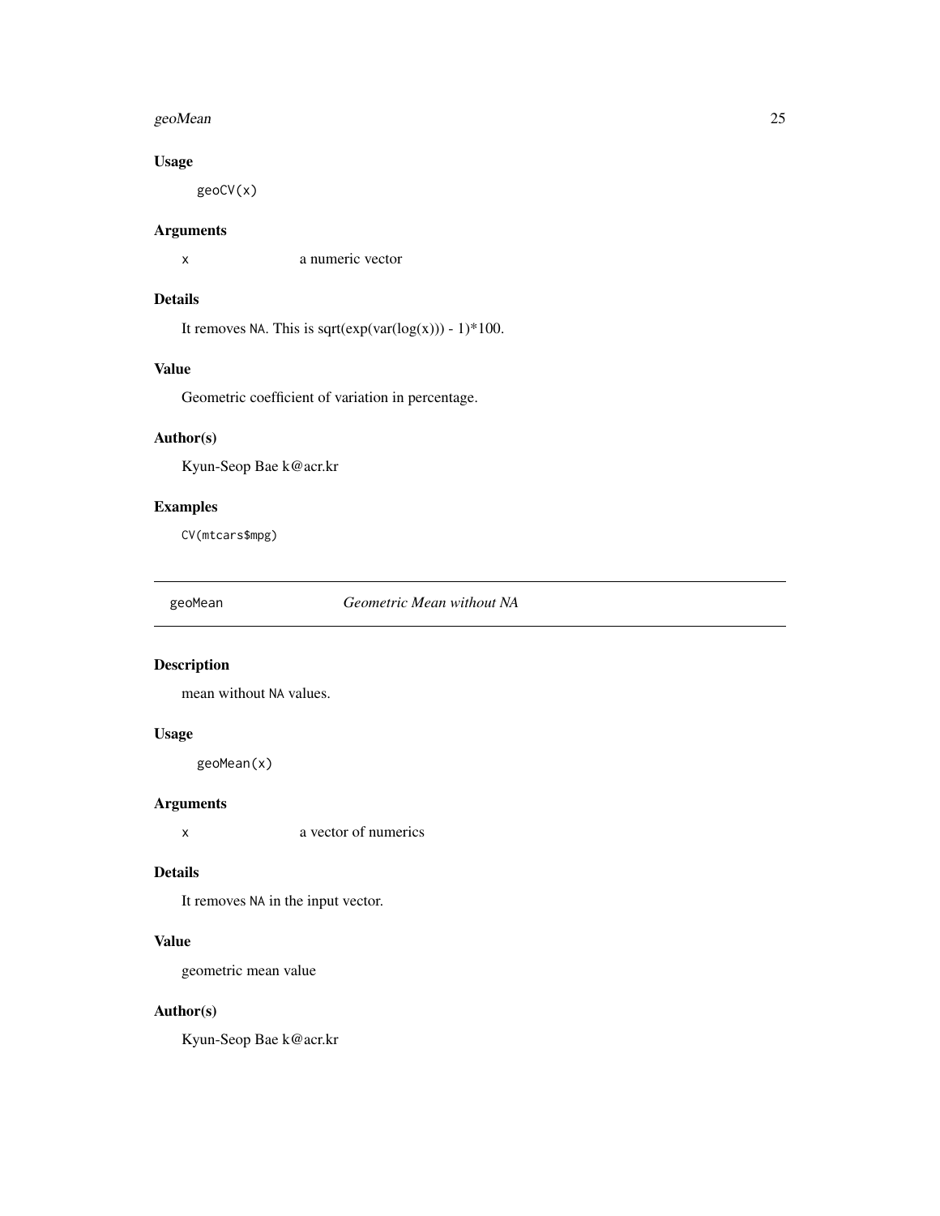### Usage

```
geoCV(x)
```

### Arguments

| | |
|---|---|
| x | a numeric vector |

### Details

It removes NA. This is sqrt(exp(var(log(x))) - 1)*100.

### Value

Geometric coefficient of variation in percentage.

### Author(s)

Kyun-Seop Bae k@acr.kr

### Examples

```
CV(mtcars$mpg)
```

---

## geoMean — *Geometric Mean without NA*

---

### Description

mean without NA values.

### Usage

```
geoMean(x)
```

### Arguments

| | |
|---|---|
| x | a vector of numerics |

### Details

It removes NA in the input vector.

### Value

geometric mean value

### Author(s)

Kyun-Seop Bae k@acr.kr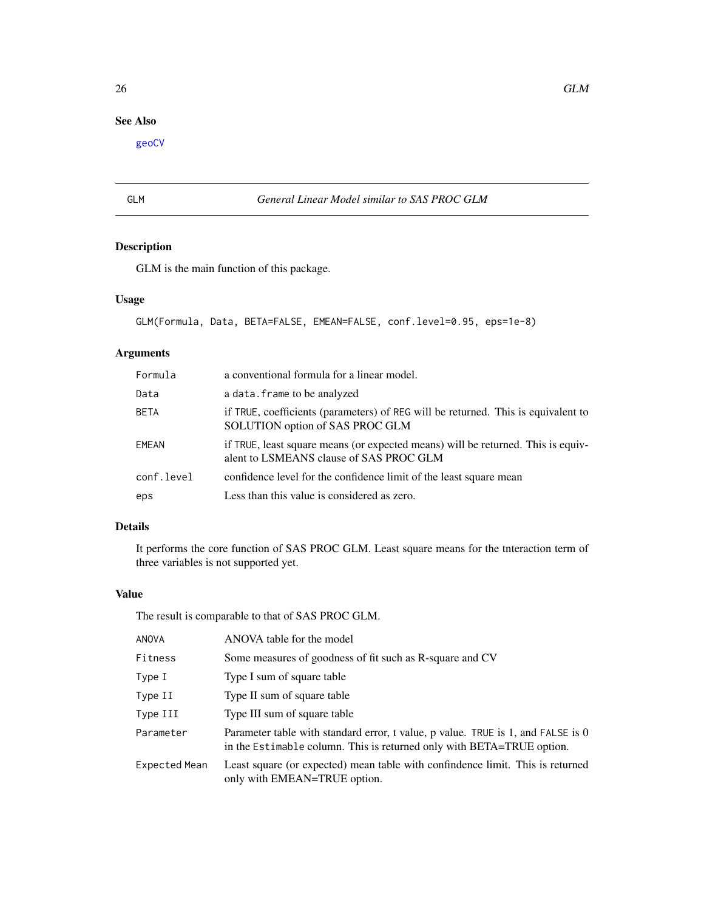## See Also

geoCV

---

GLM *General Linear Model similar to SAS PROC GLM*

---

### Description

GLM is the main function of this package.

### Usage

```
GLM(Formula, Data, BETA=FALSE, EMEAN=FALSE, conf.level=0.95, eps=1e-8)
```

### Arguments

| | |
|---|---|
| Formula | a conventional formula for a linear model. |
| Data | a data.frame to be analyzed |
| BETA | if TRUE, coefficients (parameters) of REG will be returned. This is equivalent to SOLUTION option of SAS PROC GLM |
| EMEAN | if TRUE, least square means (or expected means) will be returned. This is equivalent to LSMEANS clause of SAS PROC GLM |
| conf.level | confidence level for the confidence limit of the least square mean |
| eps | Less than this value is considered as zero. |

### Details

It performs the core function of SAS PROC GLM. Least square means for the tnteraction term of three variables is not supported yet.

### Value

The result is comparable to that of SAS PROC GLM.

| | |
|---|---|
| ANOVA | ANOVA table for the model |
| Fitness | Some measures of goodness of fit such as R-square and CV |
| Type I | Type I sum of square table |
| Type II | Type II sum of square table |
| Type III | Type III sum of square table |
| Parameter | Parameter table with standard error, t value, p value. TRUE is 1, and FALSE is 0 in the Estimable column. This is returned only with BETA=TRUE option. |
| Expected Mean | Least square (or expected) mean table with confindence limit. This is returned only with EMEAN=TRUE option. |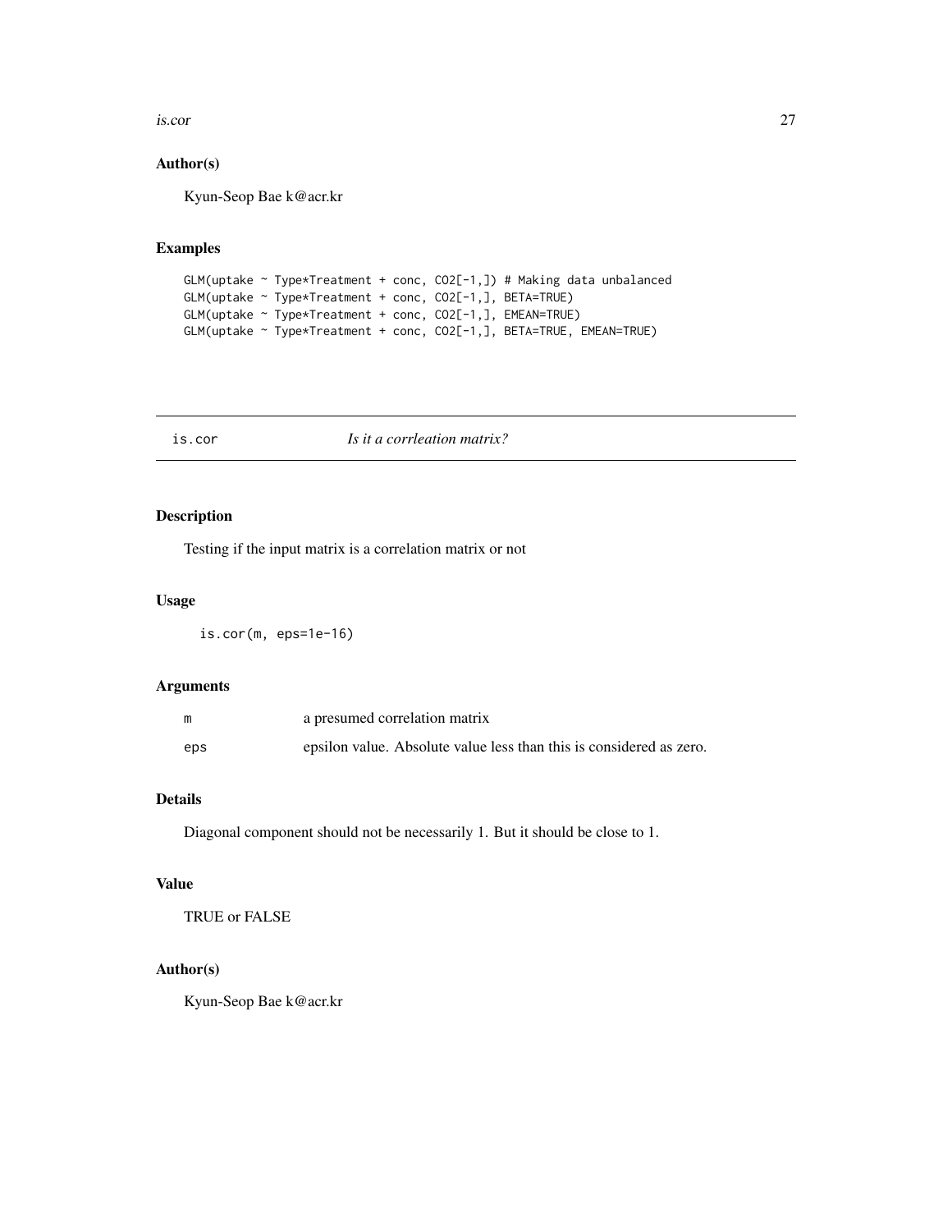## Author(s)

Kyun-Seop Bae k@acr.kr

## Examples

```
GLM(uptake ~ Type*Treatment + conc, CO2[-1,]) # Making data unbalanced
GLM(uptake ~ Type*Treatment + conc, CO2[-1,], BETA=TRUE)
GLM(uptake ~ Type*Treatment + conc, CO2[-1,], EMEAN=TRUE)
GLM(uptake ~ Type*Treatment + conc, CO2[-1,], BETA=TRUE, EMEAN=TRUE)
```

---

# is.cor *Is it a corrleation matrix?*

## Description

Testing if the input matrix is a correlation matrix or not

## Usage

```
is.cor(m, eps=1e-16)
```

## Arguments

| | |
|---|---|
| m | a presumed correlation matrix |
| eps | epsilon value. Absolute value less than this is considered as zero. |

## Details

Diagonal component should not be necessarily 1. But it should be close to 1.

## Value

TRUE or FALSE

## Author(s)

Kyun-Seop Bae k@acr.kr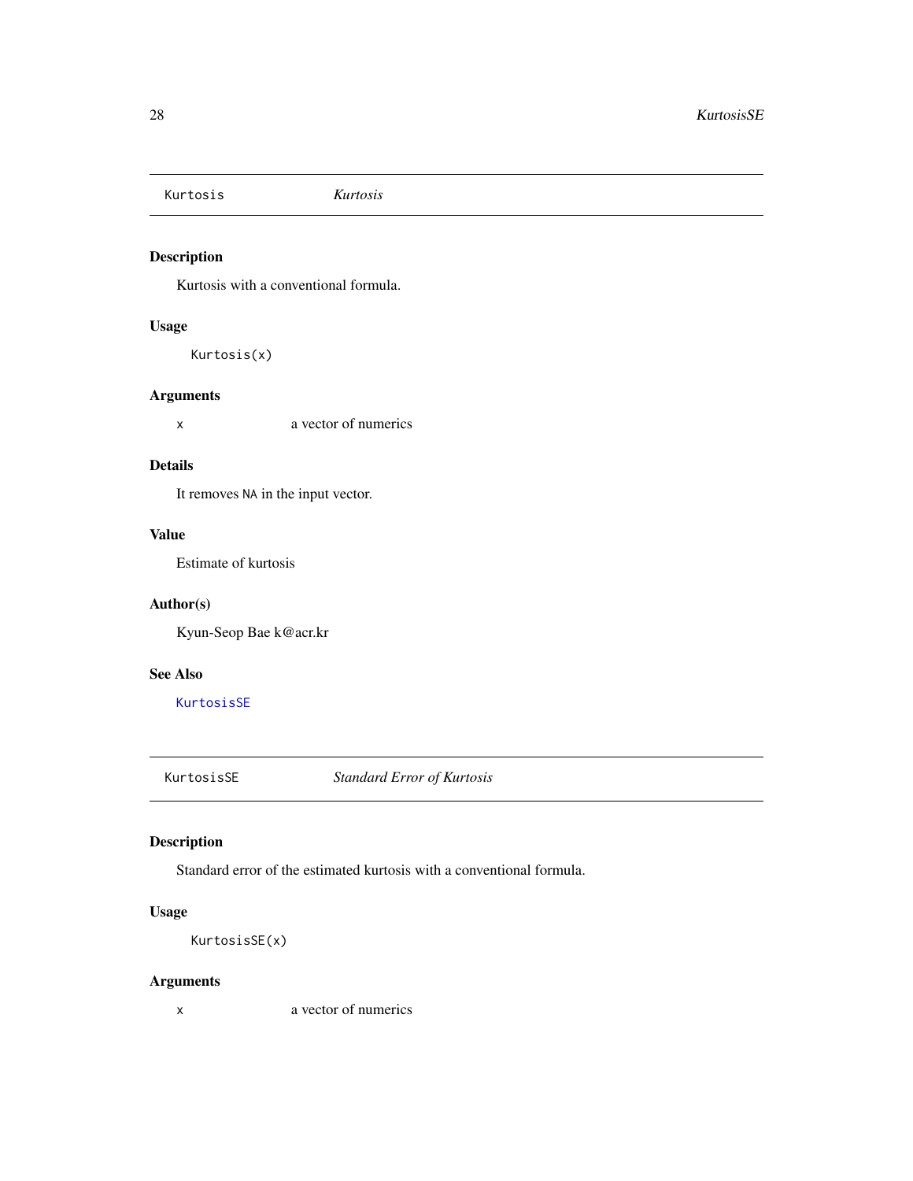## Kurtosis *Kurtosis*

### Description

Kurtosis with a conventional formula.

### Usage

```
Kurtosis(x)
```

### Arguments

x a vector of numerics

### Details

It removes NA in the input vector.

### Value

Estimate of kurtosis

### Author(s)

Kyun-Seop Bae k@acr.kr

### See Also

KurtosisSE

## KurtosisSE *Standard Error of Kurtosis*

### Description

Standard error of the estimated kurtosis with a conventional formula.

### Usage

```
KurtosisSE(x)
```

### Arguments

x a vector of numerics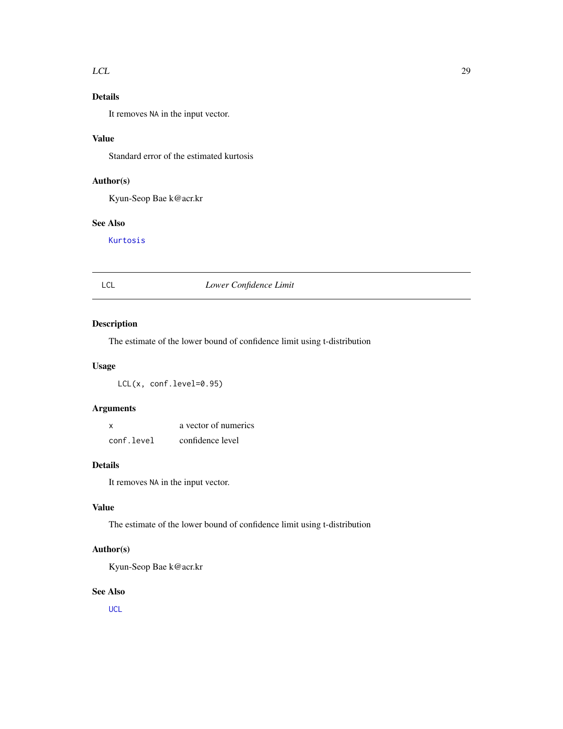### Details

It removes NA in the input vector.

### Value

Standard error of the estimated kurtosis

### Author(s)

Kyun-Seop Bae k@acr.kr

### See Also

Kurtosis

---

## LCL *Lower Confidence Limit*

---

### Description

The estimate of the lower bound of confidence limit using t-distribution

### Usage

```
LCL(x, conf.level=0.95)
```

### Arguments

| | |
|---|---|
| x | a vector of numerics |
| conf.level | confidence level |

### Details

It removes NA in the input vector.

### Value

The estimate of the lower bound of confidence limit using t-distribution

### Author(s)

Kyun-Seop Bae k@acr.kr

### See Also

UCL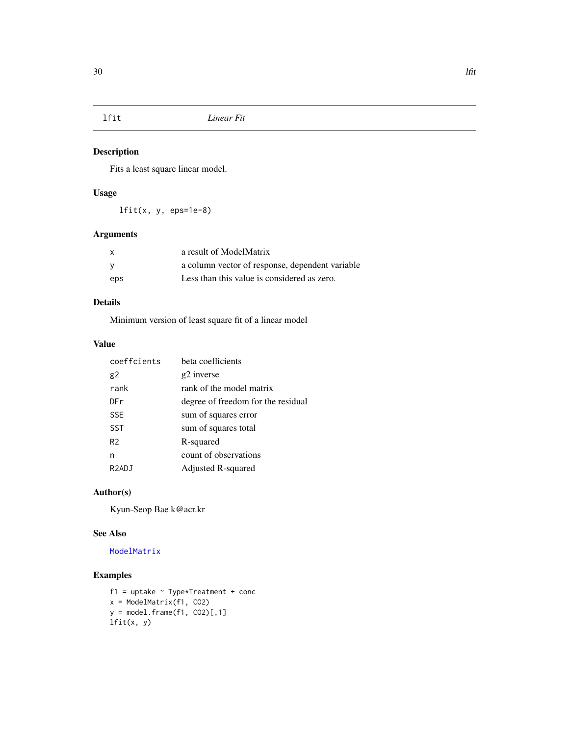# lfit *Linear Fit*

## Description

Fits a least square linear model.

## Usage

```
lfit(x, y, eps=1e-8)
```

## Arguments

| | |
|---|---|
| x | a result of ModelMatrix |
| y | a column vector of response, dependent variable |
| eps | Less than this value is considered as zero. |

## Details

Minimum version of least square fit of a linear model

## Value

| | |
|---|---|
| coeffcients | beta coefficients |
| g2 | g2 inverse |
| rank | rank of the model matrix |
| DFr | degree of freedom for the residual |
| SSE | sum of squares error |
| SST | sum of squares total |
| R2 | R-squared |
| n | count of observations |
| R2ADJ | Adjusted R-squared |

## Author(s)

Kyun-Seop Bae k@acr.kr

## See Also

ModelMatrix

## Examples

```
f1 = uptake ~ Type*Treatment + conc
x = ModelMatrix(f1, CO2)
y = model.frame(f1, CO2)[,1]
lfit(x, y)
```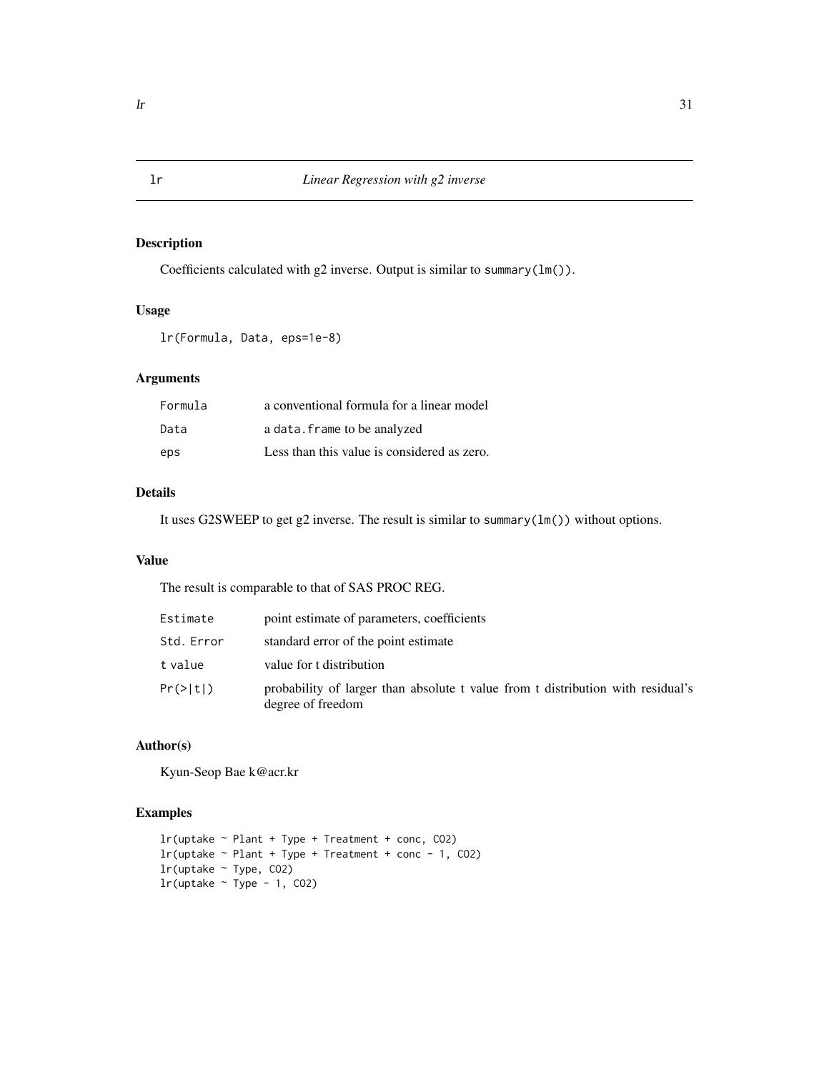# lr — *Linear Regression with g2 inverse*

## Description

Coefficients calculated with g2 inverse. Output is similar to `summary(lm())`.

## Usage

```
lr(Formula, Data, eps=1e-8)
```

## Arguments

| | |
|---|---|
| `Formula` | a conventional formula for a linear model |
| `Data` | a `data.frame` to be analyzed |
| `eps` | Less than this value is considered as zero. |

## Details

It uses G2SWEEP to get g2 inverse. The result is similar to `summary(lm())` without options.

## Value

The result is comparable to that of SAS PROC REG.

| | |
|---|---|
| `Estimate` | point estimate of parameters, coefficients |
| `Std. Error` | standard error of the point estimate |
| `t value` | value for t distribution |
| `Pr(>|t|)` | probability of larger than absolute t value from t distribution with residual's degree of freedom |

## Author(s)

Kyun-Seop Bae k@acr.kr

## Examples

```
lr(uptake ~ Plant + Type + Treatment + conc, CO2)
lr(uptake ~ Plant + Type + Treatment + conc - 1, CO2)
lr(uptake ~ Type, CO2)
lr(uptake ~ Type - 1, CO2)
```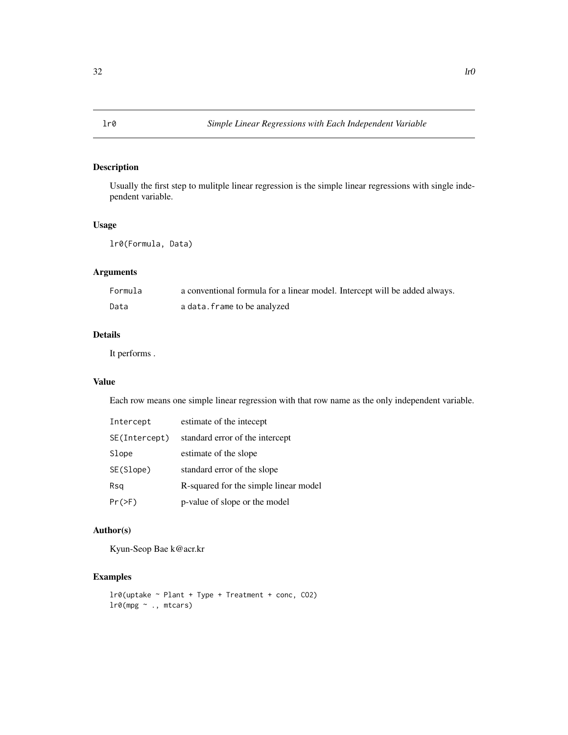## lr0 — *Simple Linear Regressions with Each Independent Variable*

### Description

Usually the first step to mulitple linear regression is the simple linear regressions with single independent variable.

### Usage

```
lr0(Formula, Data)
```

### Arguments

| | |
|---|---|
| `Formula` | a conventional formula for a linear model. Intercept will be added always. |
| `Data` | a `data.frame` to be analyzed |

### Details

It performs .

### Value

Each row means one simple linear regression with that row name as the only independent variable.

| | |
|---|---|
| `Intercept` | estimate of the intecept |
| `SE(Intercept)` | standard error of the intercept |
| `Slope` | estimate of the slope |
| `SE(Slope)` | standard error of the slope |
| `Rsq` | R-squared for the simple linear model |
| `Pr(>F)` | p-value of slope or the model |

### Author(s)

Kyun-Seop Bae k@acr.kr

### Examples

```
lr0(uptake ~ Plant + Type + Treatment + conc, CO2)
lr0(mpg ~ ., mtcars)
```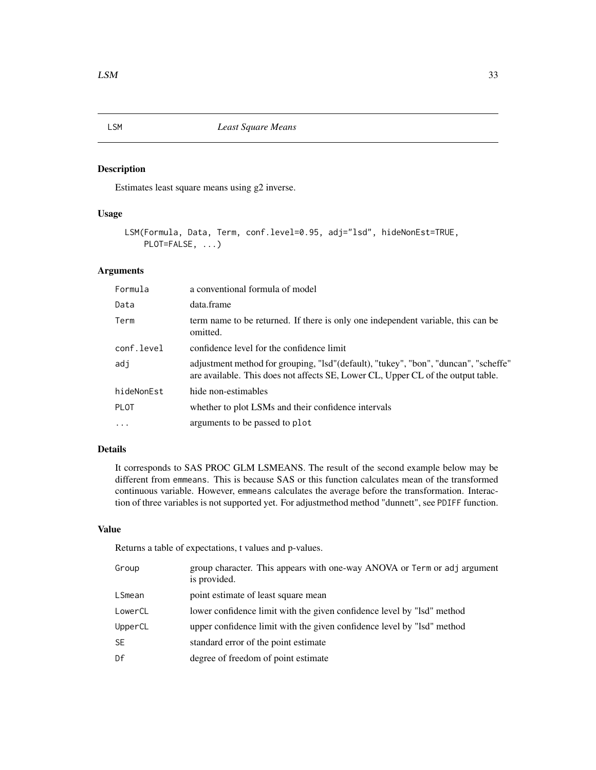## LSM *Least Square Means*

### Description

Estimates least square means using g2 inverse.

### Usage

```
LSM(Formula, Data, Term, conf.level=0.95, adj="lsd", hideNonEst=TRUE,
    PLOT=FALSE, ...)
```

### Arguments

| | |
|---|---|
| Formula | a conventional formula of model |
| Data | data.frame |
| Term | term name to be returned. If there is only one independent variable, this can be omitted. |
| conf.level | confidence level for the confidence limit |
| adj | adjustment method for grouping, "lsd"(default), "tukey", "bon", "duncan", "scheffe" are available. This does not affects SE, Lower CL, Upper CL of the output table. |
| hideNonEst | hide non-estimables |
| PLOT | whether to plot LSMs and their confidence intervals |
| ... | arguments to be passed to `plot` |

### Details

It corresponds to SAS PROC GLM LSMEANS. The result of the second example below may be different from `emmeans`. This is because SAS or this function calculates mean of the transformed continuous variable. However, `emmeans` calculates the average before the transformation. Interaction of three variables is not supported yet. For adjustmethod method "dunnett", see `PDIFF` function.

### Value

Returns a table of expectations, t values and p-values.

| | |
|---|---|
| Group | group character. This appears with one-way ANOVA or `Term` or `adj` argument is provided. |
| LSmean | point estimate of least square mean |
| LowerCL | lower confidence limit with the given confidence level by "lsd" method |
| UpperCL | upper confidence limit with the given confidence level by "lsd" method |
| SE | standard error of the point estimate |
| Df | degree of freedom of point estimate |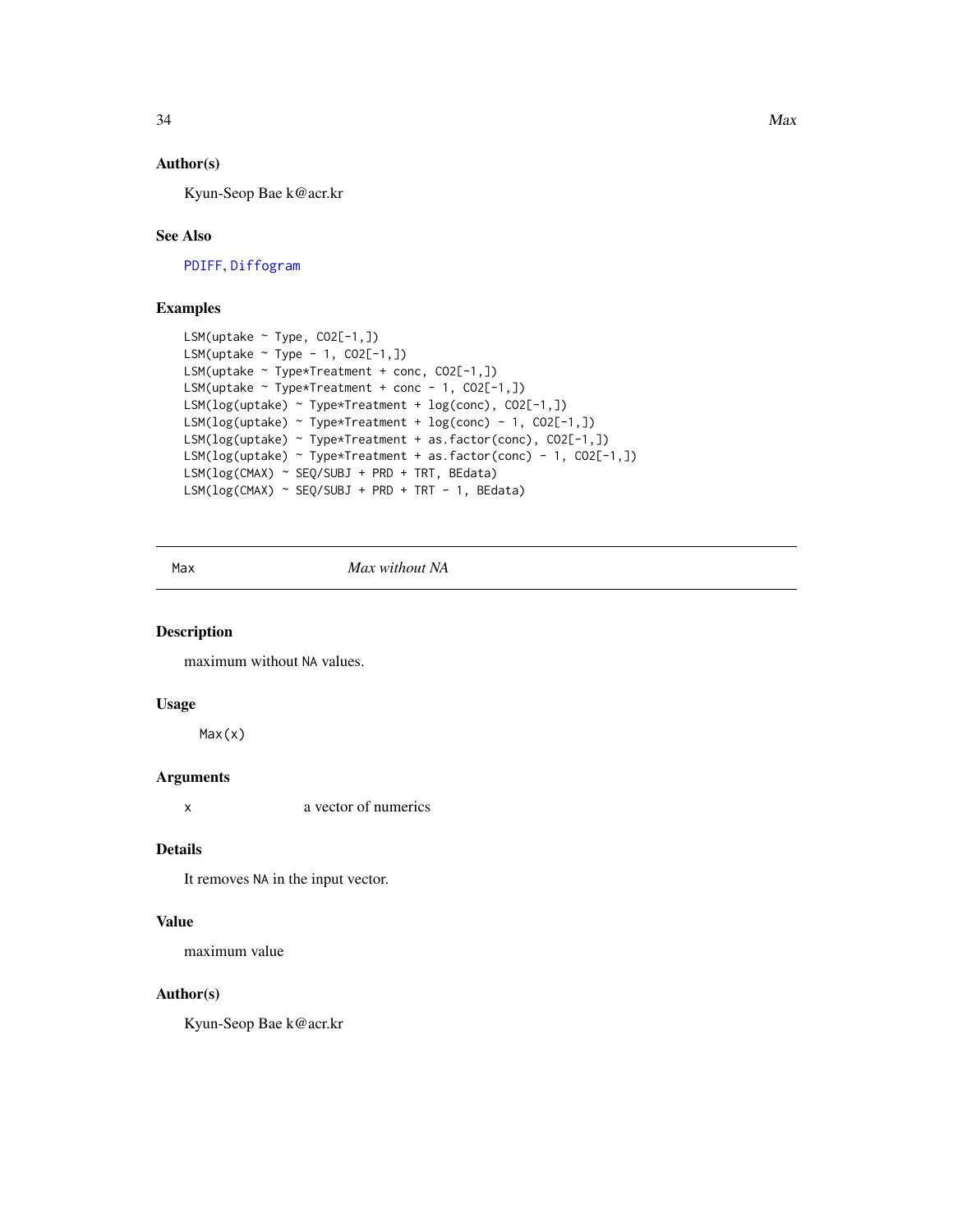### Author(s)

Kyun-Seop Bae k@acr.kr

### See Also

PDIFF, Diffogram

### Examples

```
LSM(uptake ~ Type, CO2[-1,])
LSM(uptake ~ Type - 1, CO2[-1,])
LSM(uptake ~ Type*Treatment + conc, CO2[-1,])
LSM(uptake ~ Type*Treatment + conc - 1, CO2[-1,])
LSM(log(uptake) ~ Type*Treatment + log(conc), CO2[-1,])
LSM(log(uptake) ~ Type*Treatment + log(conc) - 1, CO2[-1,])
LSM(log(uptake) ~ Type*Treatment + as.factor(conc), CO2[-1,])
LSM(log(uptake) ~ Type*Treatment + as.factor(conc) - 1, CO2[-1,])
LSM(log(CMAX) ~ SEQ/SUBJ + PRD + TRT, BEdata)
LSM(log(CMAX) ~ SEQ/SUBJ + PRD + TRT - 1, BEdata)
```

---

## Max — *Max without NA*

### Description

maximum without NA values.

### Usage

```
Max(x)
```

### Arguments

| | |
|---|---|
| x | a vector of numerics |

### Details

It removes NA in the input vector.

### Value

maximum value

### Author(s)

Kyun-Seop Bae k@acr.kr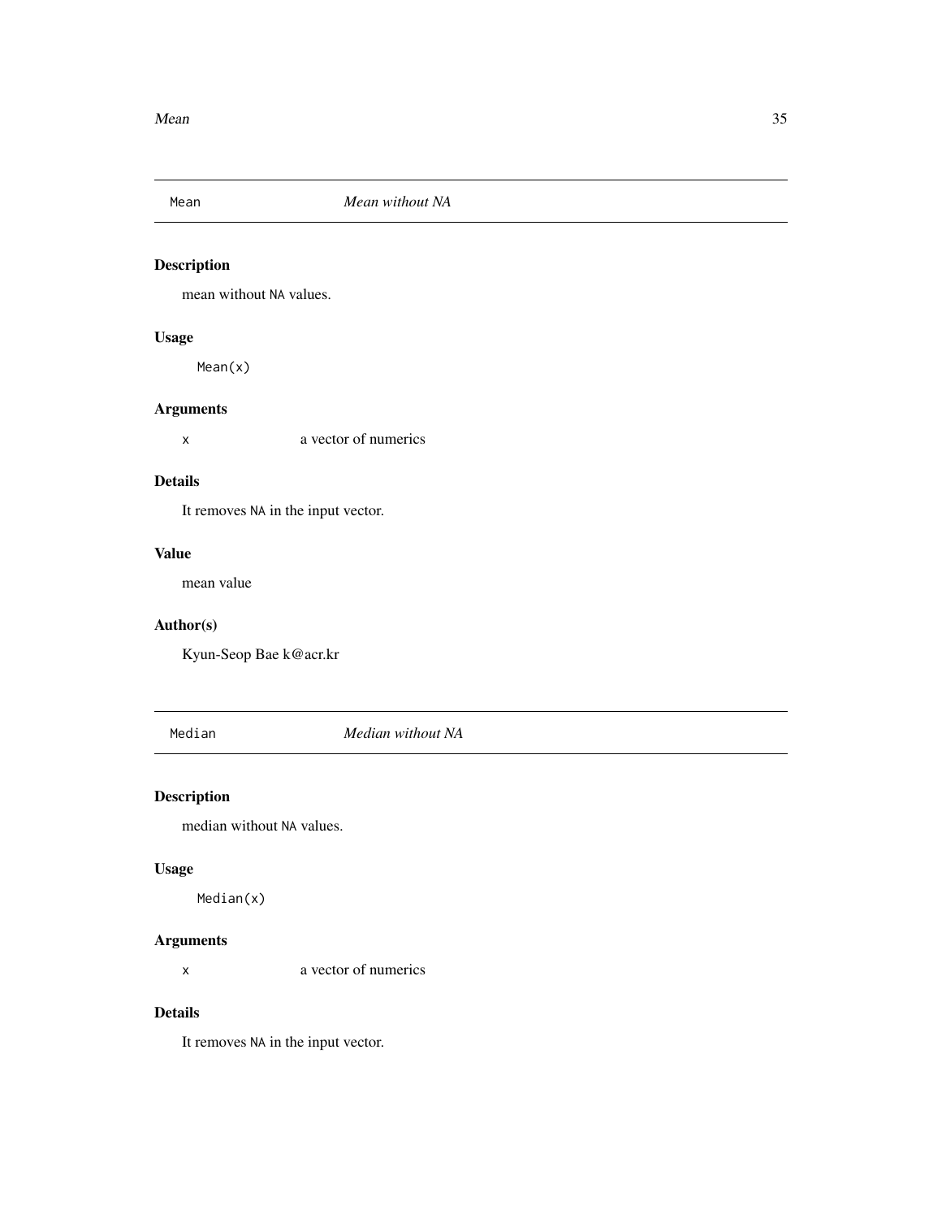## Mean *Mean without NA*

### Description

mean without NA values.

### Usage

```
Mean(x)
```

### Arguments

| | |
|---|---|
| x | a vector of numerics |

### Details

It removes NA in the input vector.

### Value

mean value

### Author(s)

Kyun-Seop Bae k@acr.kr

## Median *Median without NA*

### Description

median without NA values.

### Usage

```
Median(x)
```

### Arguments

| | |
|---|---|
| x | a vector of numerics |

### Details

It removes NA in the input vector.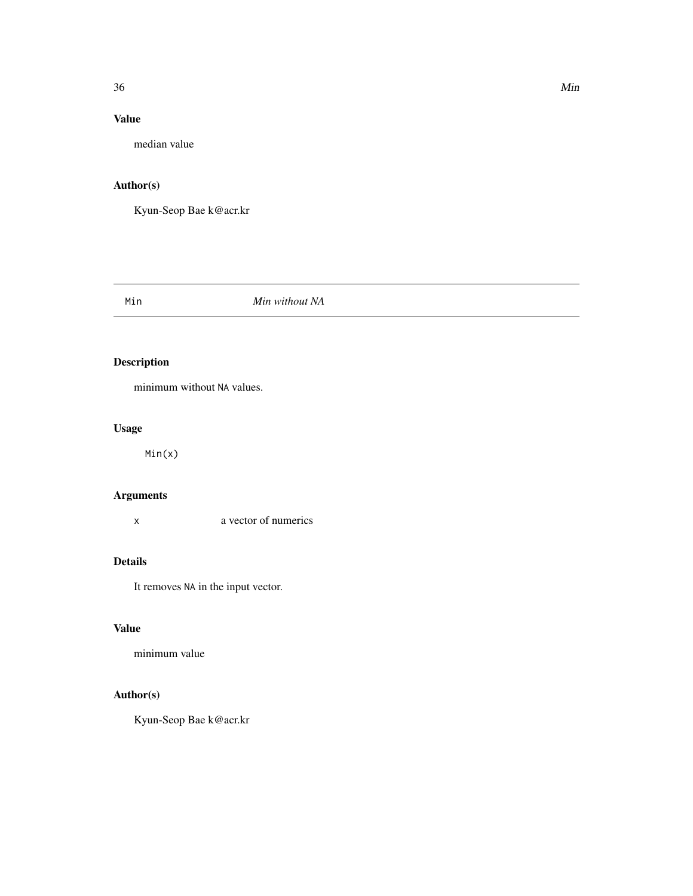### Value

median value

### Author(s)

Kyun-Seop Bae k@acr.kr

---

## Min *Min without NA*

### Description

minimum without NA values.

### Usage

```
Min(x)
```

### Arguments

| | |
|---|---|
| x | a vector of numerics |

### Details

It removes NA in the input vector.

### Value

minimum value

### Author(s)

Kyun-Seop Bae k@acr.kr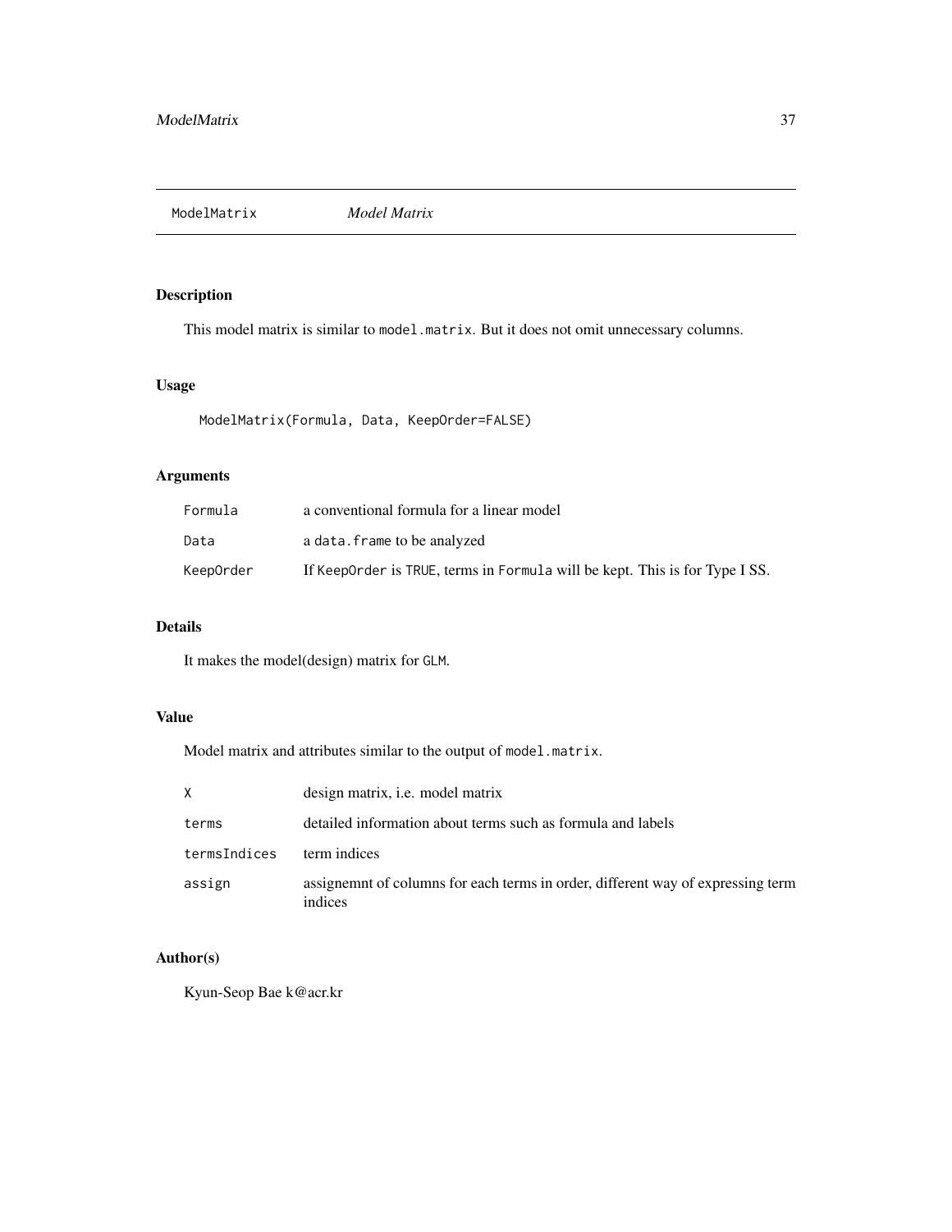## ModelMatrix *Model Matrix*

### Description

This model matrix is similar to `model.matrix`. But it does not omit unnecessary columns.

### Usage

```
ModelMatrix(Formula, Data, KeepOrder=FALSE)
```

### Arguments

| | |
|---|---|
| `Formula` | a conventional formula for a linear model |
| `Data` | a `data.frame` to be analyzed |
| `KeepOrder` | If `KeepOrder` is `TRUE`, terms in `Formula` will be kept. This is for Type I SS. |

### Details

It makes the model(design) matrix for `GLM`.

### Value

Model matrix and attributes similar to the output of `model.matrix`.

| | |
|---|---|
| `X` | design matrix, i.e. model matrix |
| `terms` | detailed information about terms such as formula and labels |
| `termsIndices` | term indices |
| `assign` | assignemnt of columns for each terms in order, different way of expressing term indices |

### Author(s)

Kyun-Seop Bae k@acr.kr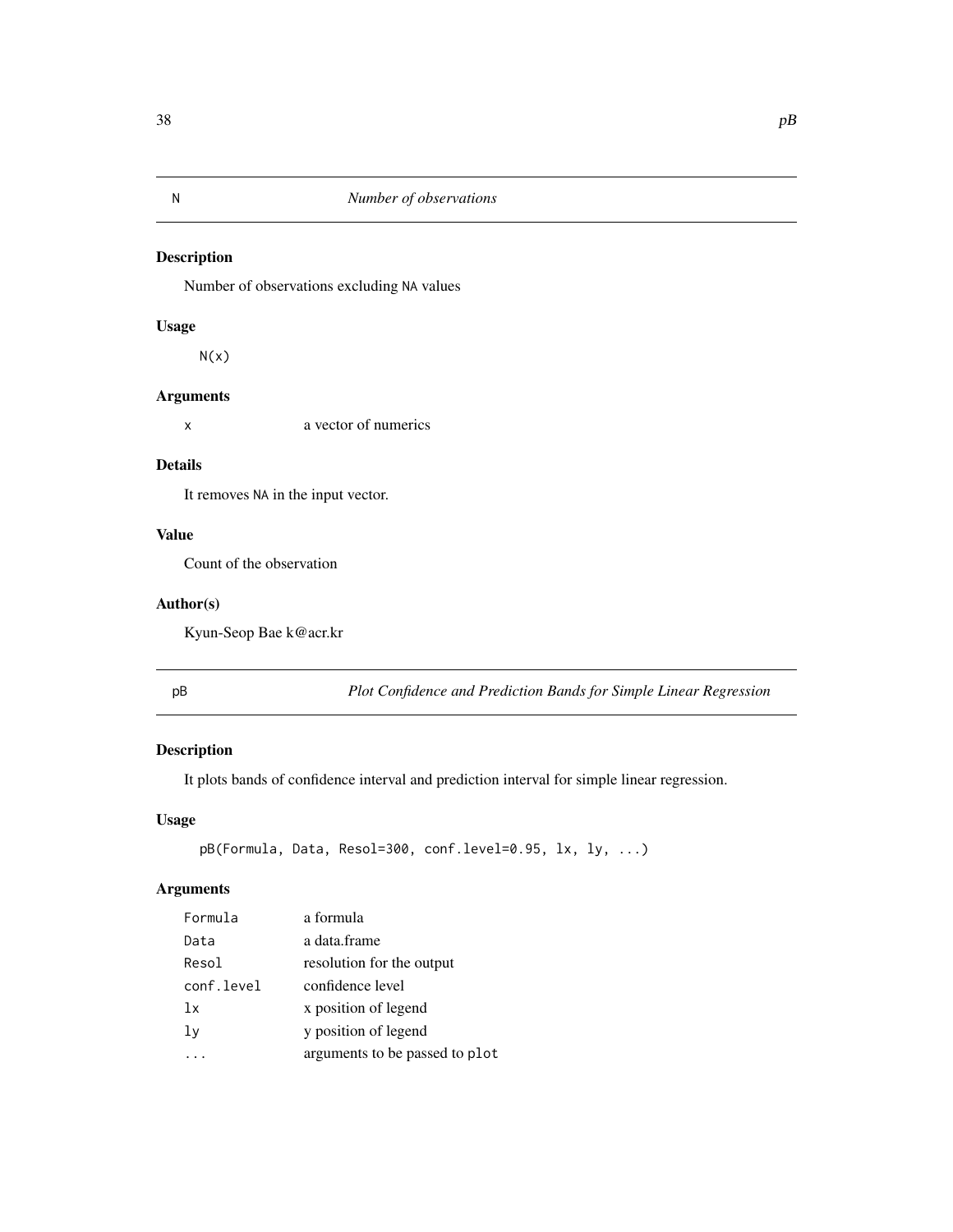## N *Number of observations*

### Description

Number of observations excluding NA values

### Usage

```
N(x)
```

### Arguments

| | |
|---|---|
| x | a vector of numerics |

### Details

It removes NA in the input vector.

### Value

Count of the observation

### Author(s)

Kyun-Seop Bae k@acr.kr

## pB *Plot Confidence and Prediction Bands for Simple Linear Regression*

### Description

It plots bands of confidence interval and prediction interval for simple linear regression.

### Usage

```
pB(Formula, Data, Resol=300, conf.level=0.95, lx, ly, ...)
```

### Arguments

| | |
|---|---|
| Formula | a formula |
| Data | a data.frame |
| Resol | resolution for the output |
| conf.level | confidence level |
| lx | x position of legend |
| ly | y position of legend |
| ... | arguments to be passed to plot |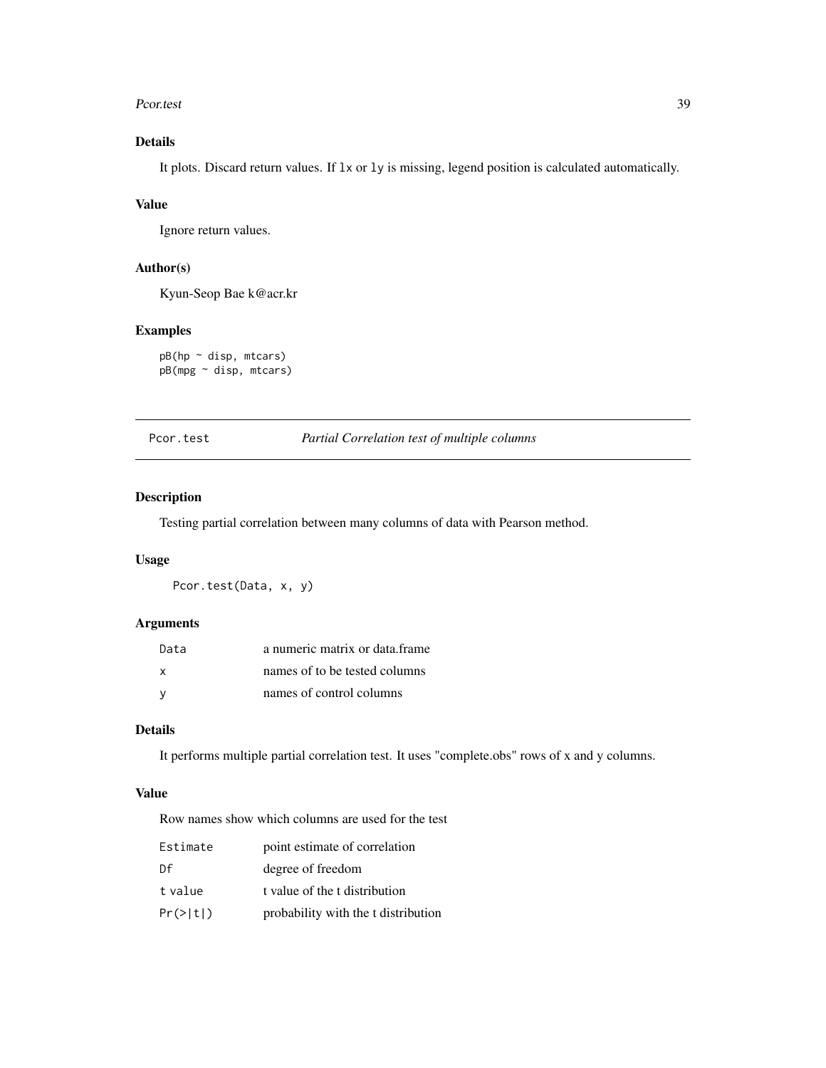### Details

It plots. Discard return values. If `lx` or `ly` is missing, legend position is calculated automatically.

### Value

Ignore return values.

### Author(s)

Kyun-Seop Bae k@acr.kr

### Examples

```
pB(hp ~ disp, mtcars)
pB(mpg ~ disp, mtcars)
```

---

## Pcor.test &nbsp;&nbsp;&nbsp;&nbsp; *Partial Correlation test of multiple columns*

---

### Description

Testing partial correlation between many columns of data with Pearson method.

### Usage

```
Pcor.test(Data, x, y)
```

### Arguments

| | |
|---|---|
| `Data` | a numeric matrix or data.frame |
| `x` | names of to be tested columns |
| `y` | names of control columns |

### Details

It performs multiple partial correlation test. It uses "complete.obs" rows of x and y columns.

### Value

Row names show which columns are used for the test

| | |
|---|---|
| `Estimate` | point estimate of correlation |
| `Df` | degree of freedom |
| `t value` | t value of the t distribution |
| `Pr(>|t|)` | probability with the t distribution |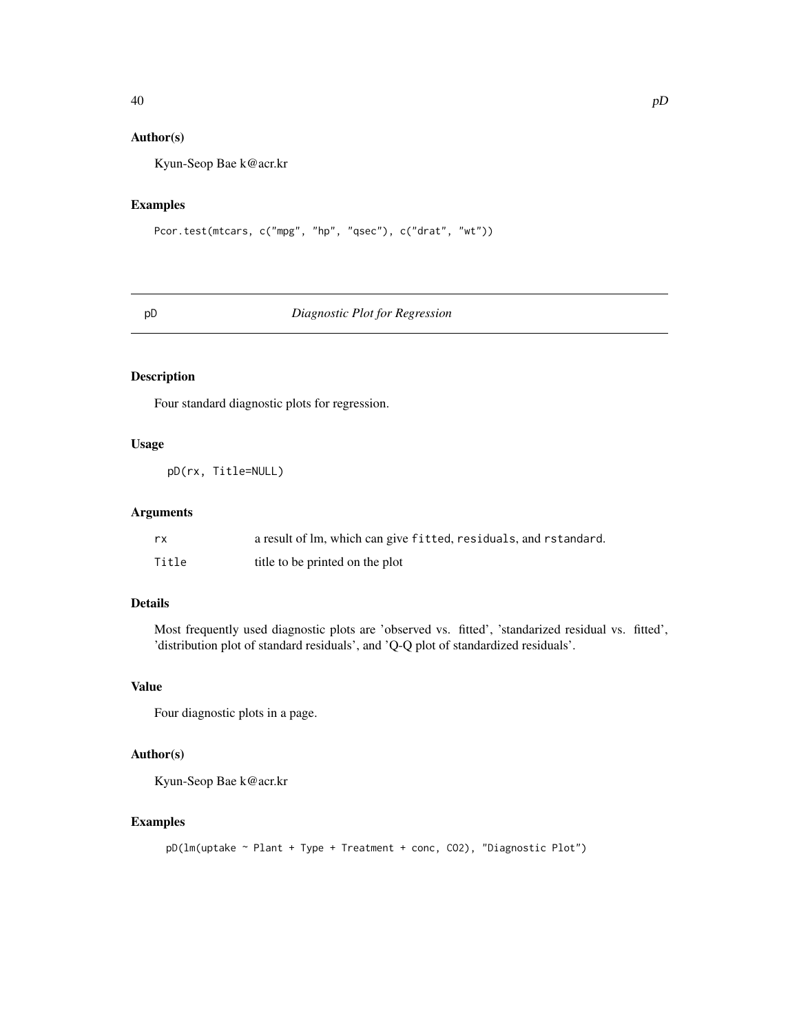## Author(s)

Kyun-Seop Bae k@acr.kr

## Examples

```
Pcor.test(mtcars, c("mpg", "hp", "qsec"), c("drat", "wt"))
```

---

# pD    *Diagnostic Plot for Regression*

---

## Description

Four standard diagnostic plots for regression.

## Usage

```
pD(rx, Title=NULL)
```

## Arguments

| | |
|---|---|
| rx | a result of lm, which can give fitted, residuals, and rstandard. |
| Title | title to be printed on the plot |

## Details

Most frequently used diagnostic plots are 'observed vs. fitted', 'standarized residual vs. fitted', 'distribution plot of standard residuals', and 'Q-Q plot of standardized residuals'.

## Value

Four diagnostic plots in a page.

## Author(s)

Kyun-Seop Bae k@acr.kr

## Examples

```
pD(lm(uptake ~ Plant + Type + Treatment + conc, CO2), "Diagnostic Plot")
```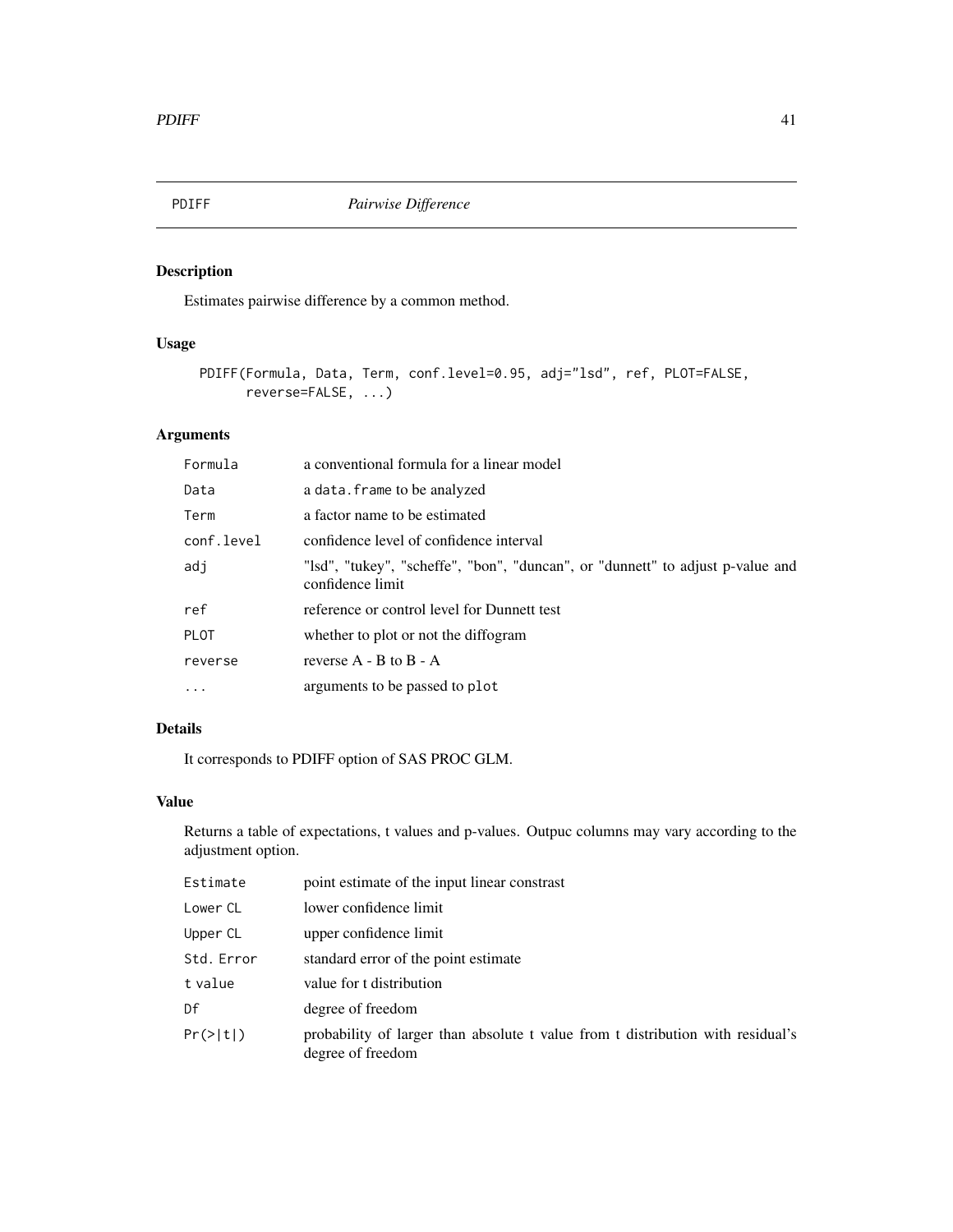# PDIFF *Pairwise Difference*

## Description

Estimates pairwise difference by a common method.

## Usage

```
PDIFF(Formula, Data, Term, conf.level=0.95, adj="lsd", ref, PLOT=FALSE,
      reverse=FALSE, ...)
```

## Arguments

| | |
|---|---|
| `Formula` | a conventional formula for a linear model |
| `Data` | a `data.frame` to be analyzed |
| `Term` | a factor name to be estimated |
| `conf.level` | confidence level of confidence interval |
| `adj` | "lsd", "tukey", "scheffe", "bon", "duncan", or "dunnett" to adjust p-value and confidence limit |
| `ref` | reference or control level for Dunnett test |
| `PLOT` | whether to plot or not the diffogram |
| `reverse` | reverse A - B to B - A |
| `...` | arguments to be passed to `plot` |

## Details

It corresponds to PDIFF option of SAS PROC GLM.

## Value

Returns a table of expectations, t values and p-values. Outpuc columns may vary according to the adjustment option.

| | |
|---|---|
| `Estimate` | point estimate of the input linear constrast |
| `Lower CL` | lower confidence limit |
| `Upper CL` | upper confidence limit |
| `Std. Error` | standard error of the point estimate |
| `t value` | value for t distribution |
| `Df` | degree of freedom |
| `Pr(>|t|)` | probability of larger than absolute t value from t distribution with residual's degree of freedom |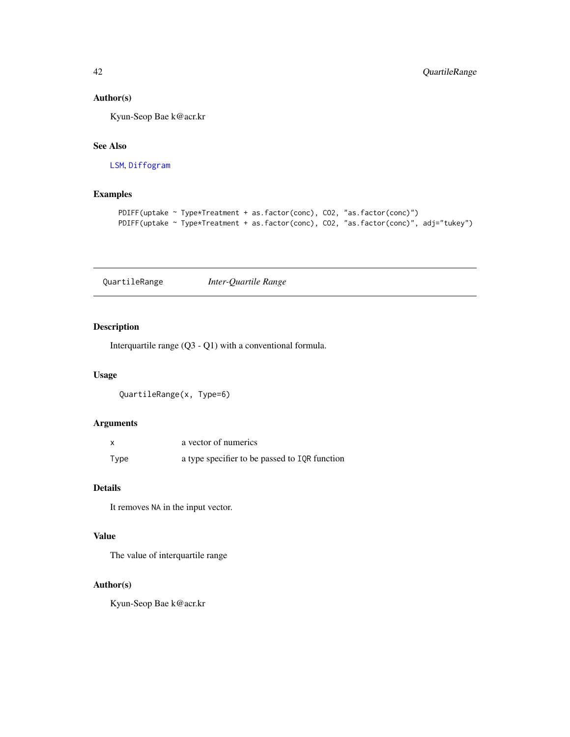### Author(s)

Kyun-Seop Bae k@acr.kr

### See Also

LSM, Diffogram

### Examples

```
PDIFF(uptake ~ Type*Treatment + as.factor(conc), CO2, "as.factor(conc)")
PDIFF(uptake ~ Type*Treatment + as.factor(conc), CO2, "as.factor(conc)", adj="tukey")
```

---

## QuartileRange *Inter-Quartile Range*

---

### Description

Interquartile range (Q3 - Q1) with a conventional formula.

### Usage

```
QuartileRange(x, Type=6)
```

### Arguments

| | |
|---|---|
| x | a vector of numerics |
| Type | a type specifier to be passed to IQR function |

### Details

It removes NA in the input vector.

### Value

The value of interquartile range

### Author(s)

Kyun-Seop Bae k@acr.kr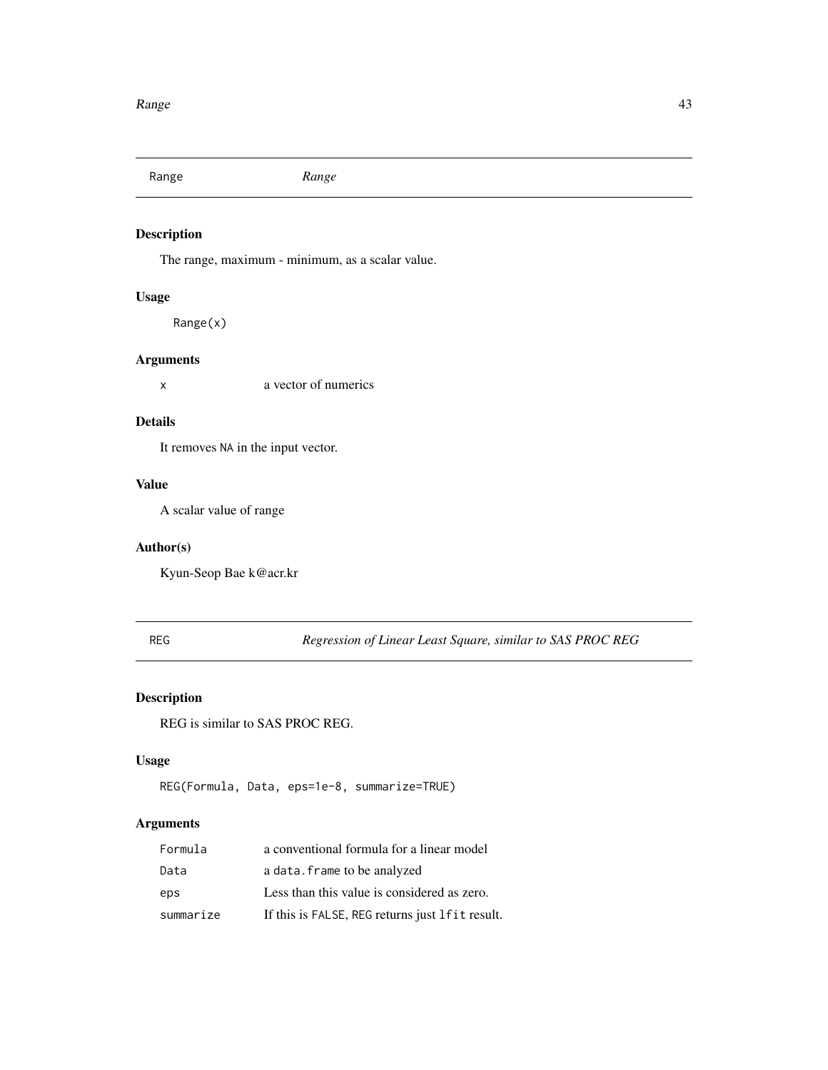## Range — *Range*

### Description

The range, maximum - minimum, as a scalar value.

### Usage

```
Range(x)
```

### Arguments

| | |
|---|---|
| `x` | a vector of numerics |

### Details

It removes `NA` in the input vector.

### Value

A scalar value of range

### Author(s)

Kyun-Seop Bae k@acr.kr

## REG — *Regression of Linear Least Square, similar to SAS PROC REG*

### Description

REG is similar to SAS PROC REG.

### Usage

```
REG(Formula, Data, eps=1e-8, summarize=TRUE)
```

### Arguments

| | |
|---|---|
| `Formula` | a conventional formula for a linear model |
| `Data` | a `data.frame` to be analyzed |
| `eps` | Less than this value is considered as zero. |
| `summarize` | If this is `FALSE`, `REG` returns just `lfit` result. |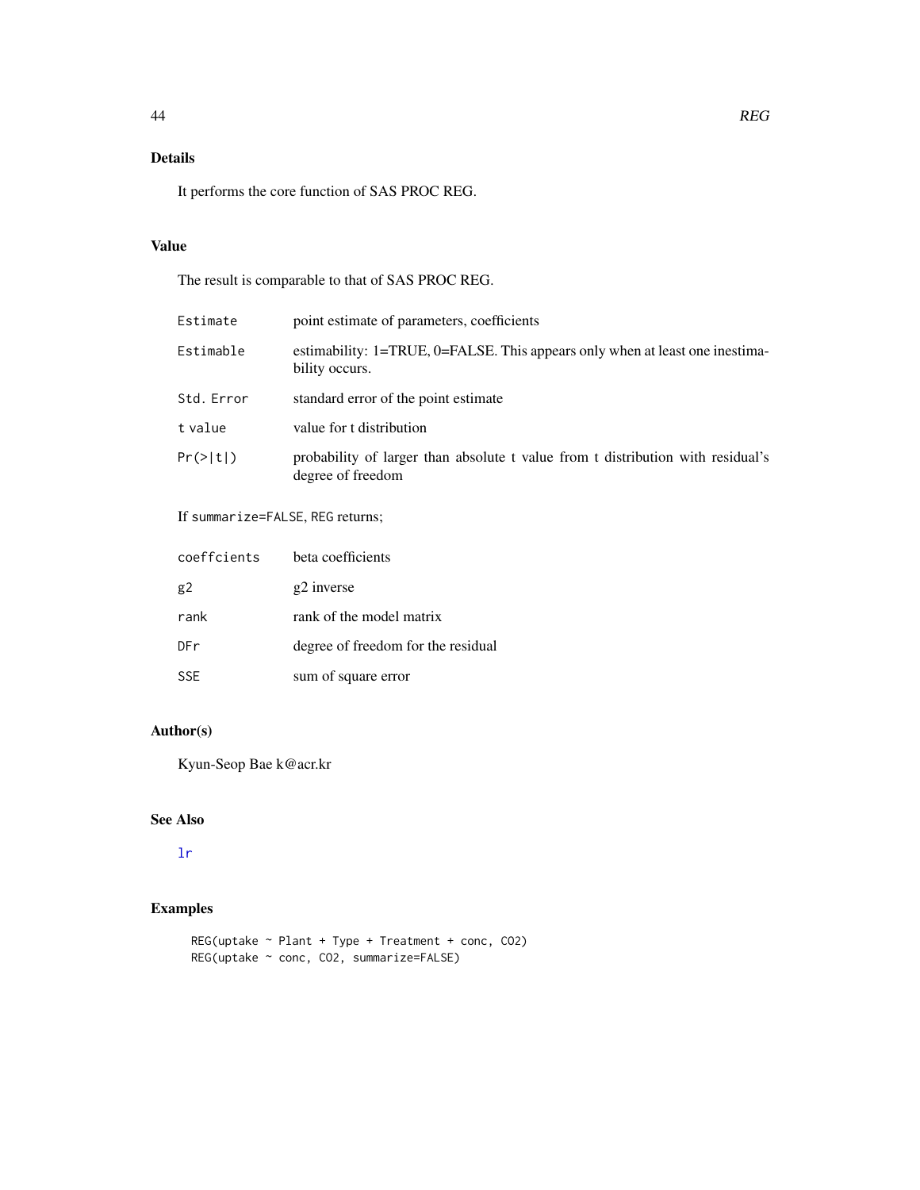## Details

It performs the core function of SAS PROC REG.

## Value

The result is comparable to that of SAS PROC REG.

| | |
|---|---|
| `Estimate` | point estimate of parameters, coefficients |
| `Estimable` | estimability: 1=TRUE, 0=FALSE. This appears only when at least one inestimability occurs. |
| `Std. Error` | standard error of the point estimate |
| `t value` | value for t distribution |
| `Pr(>|t|)` | probability of larger than absolute t value from t distribution with residual's degree of freedom |

If `summarize=FALSE`, `REG` returns;

| | |
|---|---|
| `coeffcients` | beta coefficients |
| `g2` | g2 inverse |
| `rank` | rank of the model matrix |
| `DFr` | degree of freedom for the residual |
| `SSE` | sum of square error |

## Author(s)

Kyun-Seop Bae k@acr.kr

## See Also

`lr`

## Examples

```
REG(uptake ~ Plant + Type + Treatment + conc, CO2)
REG(uptake ~ conc, CO2, summarize=FALSE)
```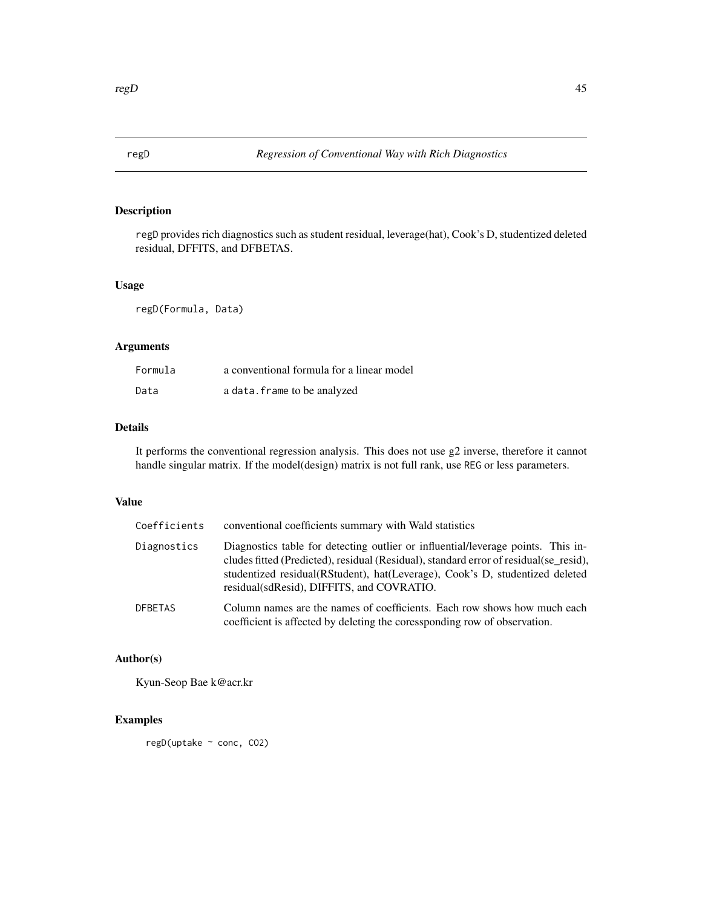# regD — *Regression of Conventional Way with Rich Diagnostics*

## Description

regD provides rich diagnostics such as student residual, leverage(hat), Cook's D, studentized deleted residual, DFFITS, and DFBETAS.

## Usage

```
regD(Formula, Data)
```

## Arguments

| | |
|---|---|
| Formula | a conventional formula for a linear model |
| Data | a data.frame to be analyzed |

## Details

It performs the conventional regression analysis. This does not use g2 inverse, therefore it cannot handle singular matrix. If the model(design) matrix is not full rank, use REG or less parameters.

## Value

| | |
|---|---|
| Coefficients | conventional coefficients summary with Wald statistics |
| Diagnostics | Diagnostics table for detecting outlier or influential/leverage points. This includes fitted (Predicted), residual (Residual), standard error of residual(se_resid), studentized residual(RStudent), hat(Leverage), Cook's D, studentized deleted residual(sdResid), DIFFITS, and COVRATIO. |
| DFBETAS | Column names are the names of coefficients. Each row shows how much each coefficient is affected by deleting the coressponding row of observation. |

## Author(s)

Kyun-Seop Bae k@acr.kr

## Examples

```
regD(uptake ~ conc, CO2)
```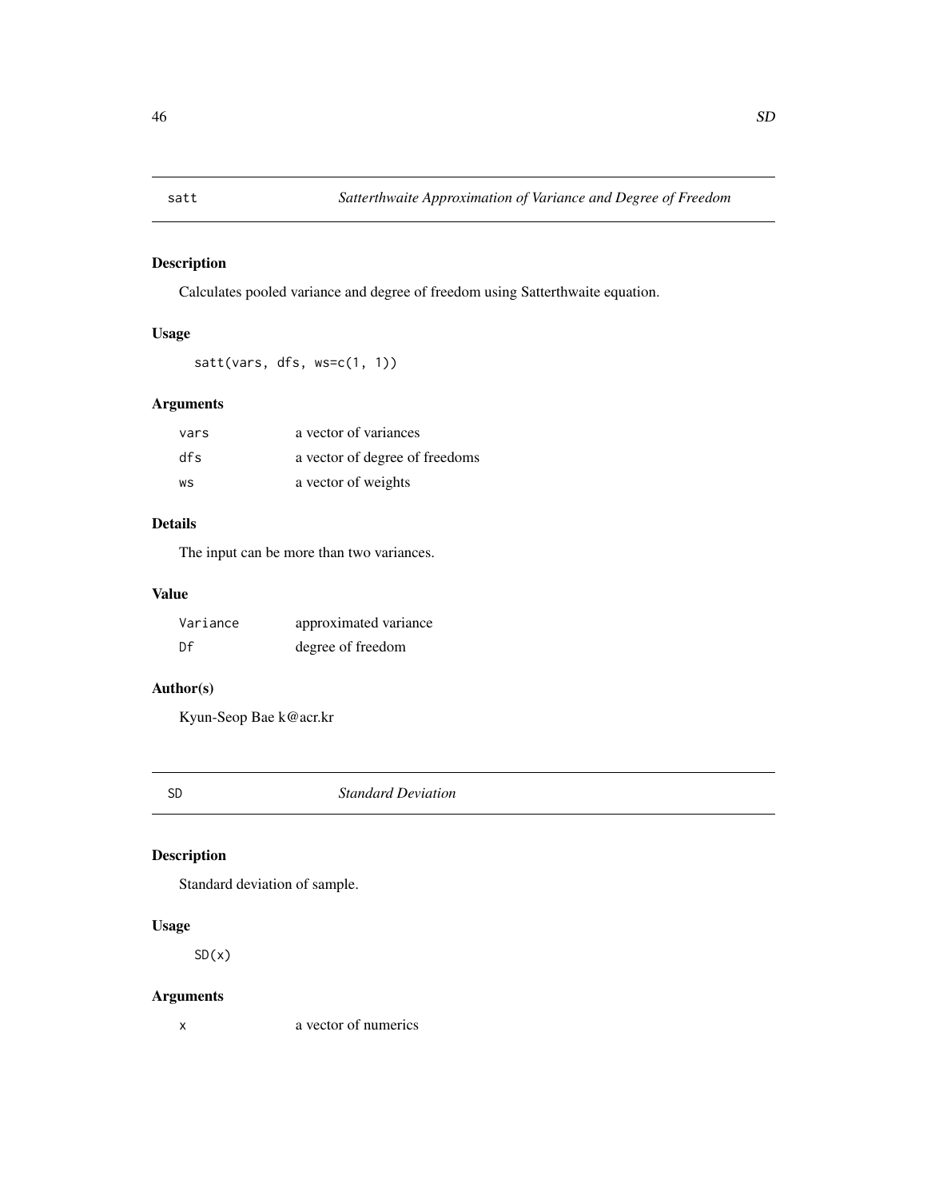## satt — *Satterthwaite Approximation of Variance and Degree of Freedom*

### Description

Calculates pooled variance and degree of freedom using Satterthwaite equation.

### Usage

```
satt(vars, dfs, ws=c(1, 1))
```

### Arguments

| | |
|---|---|
| `vars` | a vector of variances |
| `dfs` | a vector of degree of freedoms |
| `ws` | a vector of weights |

### Details

The input can be more than two variances.

### Value

| | |
|---|---|
| `Variance` | approximated variance |
| `Df` | degree of freedom |

### Author(s)

Kyun-Seop Bae k@acr.kr

## SD — *Standard Deviation*

### Description

Standard deviation of sample.

### Usage

```
SD(x)
```

### Arguments

| | |
|---|---|
| `x` | a vector of numerics |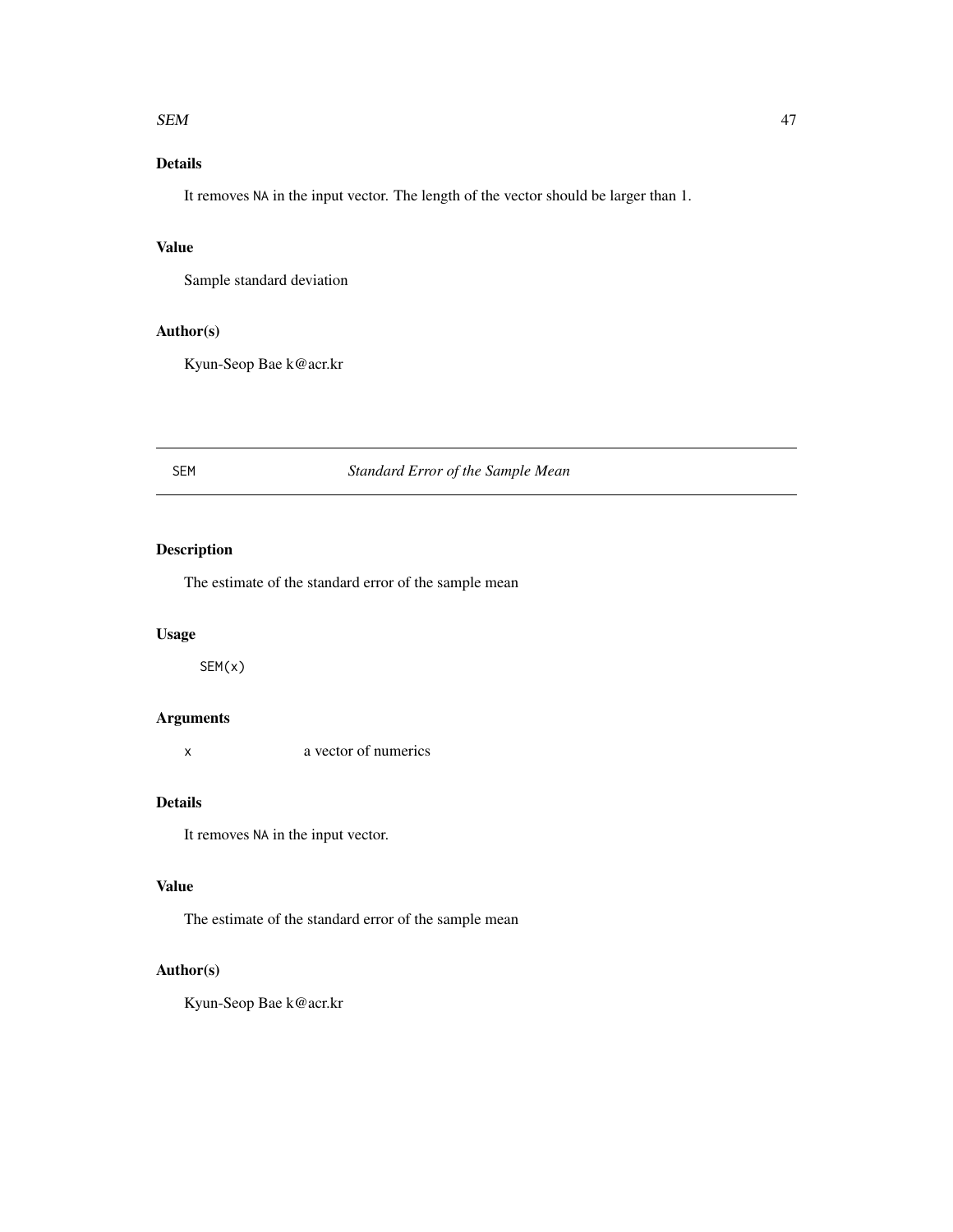### Details

It removes NA in the input vector. The length of the vector should be larger than 1.

### Value

Sample standard deviation

### Author(s)

Kyun-Seop Bae k@acr.kr

---

## SEM — *Standard Error of the Sample Mean*

---

### Description

The estimate of the standard error of the sample mean

### Usage

```
SEM(x)
```

### Arguments

| | |
|---|---|
| x | a vector of numerics |

### Details

It removes NA in the input vector.

### Value

The estimate of the standard error of the sample mean

### Author(s)

Kyun-Seop Bae k@acr.kr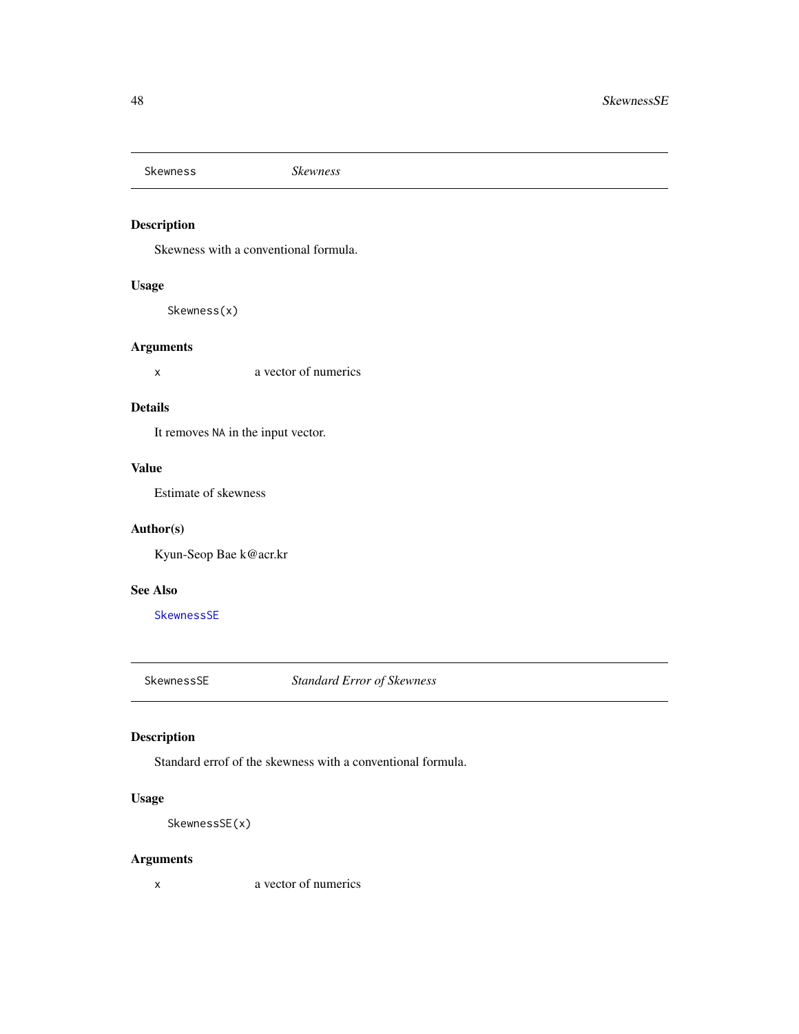## Skewness — *Skewness*

### Description

Skewness with a conventional formula.

### Usage

```
Skewness(x)
```

### Arguments

| | |
|---|---|
| x | a vector of numerics |

### Details

It removes NA in the input vector.

### Value

Estimate of skewness

### Author(s)

Kyun-Seop Bae k@acr.kr

### See Also

SkewnessSE

## SkewnessSE — *Standard Error of Skewness*

### Description

Standard errof of the skewness with a conventional formula.

### Usage

```
SkewnessSE(x)
```

### Arguments

| | |
|---|---|
| x | a vector of numerics |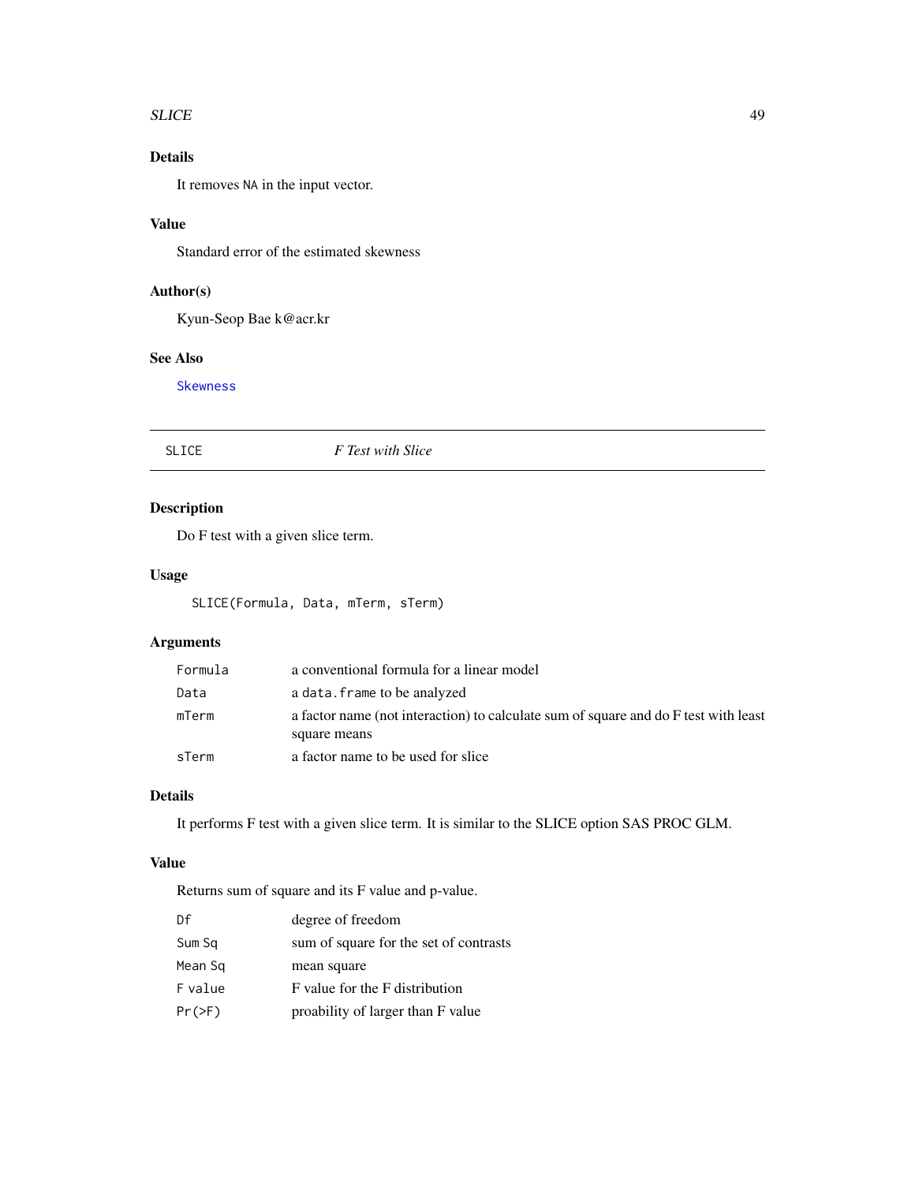### Details

It removes NA in the input vector.

### Value

Standard error of the estimated skewness

### Author(s)

Kyun-Seop Bae k@acr.kr

### See Also

Skewness

---

## SLICE *F Test with Slice*

---

### Description

Do F test with a given slice term.

### Usage

```
SLICE(Formula, Data, mTerm, sTerm)
```

### Arguments

| | |
|---|---|
| Formula | a conventional formula for a linear model |
| Data | a data.frame to be analyzed |
| mTerm | a factor name (not interaction) to calculate sum of square and do F test with least square means |
| sTerm | a factor name to be used for slice |

### Details

It performs F test with a given slice term. It is similar to the SLICE option SAS PROC GLM.

### Value

Returns sum of square and its F value and p-value.

| | |
|---|---|
| Df | degree of freedom |
| Sum Sq | sum of square for the set of contrasts |
| Mean Sq | mean square |
| F value | F value for the F distribution |
| Pr(>F) | proability of larger than F value |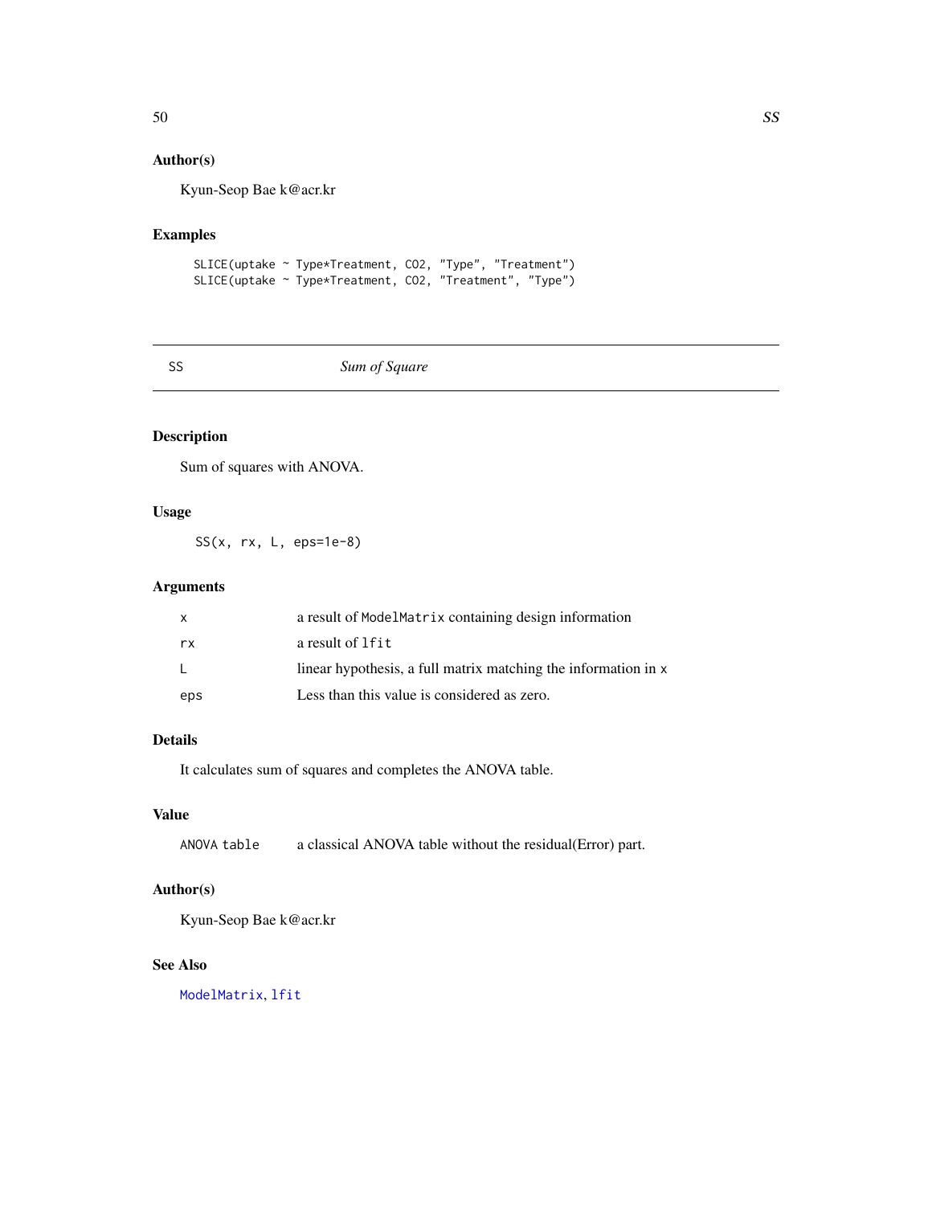## Author(s)

Kyun-Seop Bae k@acr.kr

## Examples

```
SLICE(uptake ~ Type*Treatment, CO2, "Type", "Treatment")
SLICE(uptake ~ Type*Treatment, CO2, "Treatment", "Type")
```

---

# SS *Sum of Square*

---

## Description

Sum of squares with ANOVA.

## Usage

```
SS(x, rx, L, eps=1e-8)
```

## Arguments

| | |
|---|---|
| x | a result of `ModelMatrix` containing design information |
| rx | a result of `lfit` |
| L | linear hypothesis, a full matrix matching the information in `x` |
| eps | Less than this value is considered as zero. |

## Details

It calculates sum of squares and completes the ANOVA table.

## Value

| | |
|---|---|
| ANOVA table | a classical ANOVA table without the residual(Error) part. |

## Author(s)

Kyun-Seop Bae k@acr.kr

## See Also

`ModelMatrix`, `lfit`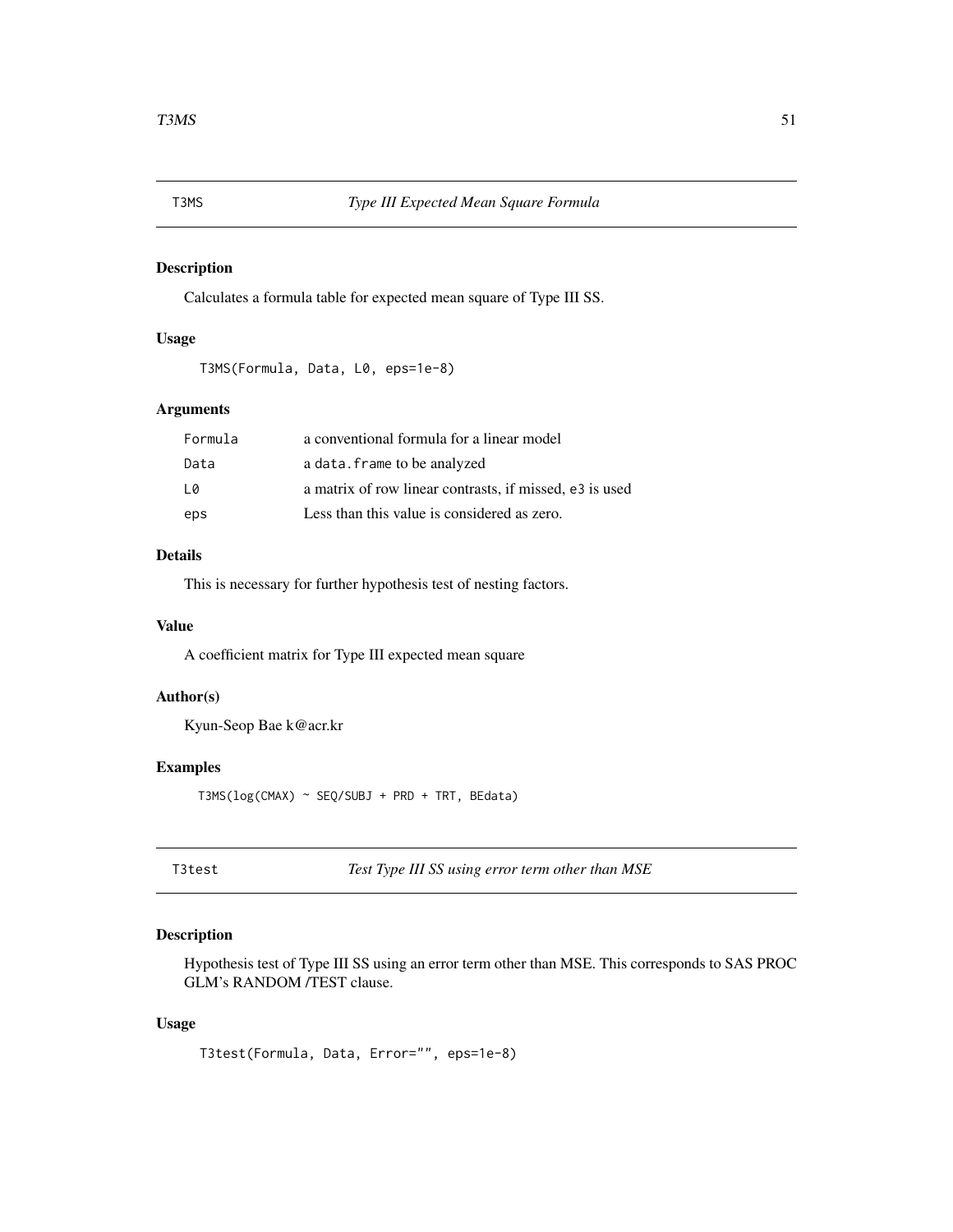## T3MS — *Type III Expected Mean Square Formula*

### Description

Calculates a formula table for expected mean square of Type III SS.

### Usage

```
T3MS(Formula, Data, L0, eps=1e-8)
```

### Arguments

| | |
|---|---|
| Formula | a conventional formula for a linear model |
| Data | a data.frame to be analyzed |
| L0 | a matrix of row linear contrasts, if missed, e3 is used |
| eps | Less than this value is considered as zero. |

### Details

This is necessary for further hypothesis test of nesting factors.

### Value

A coefficient matrix for Type III expected mean square

### Author(s)

Kyun-Seop Bae k@acr.kr

### Examples

```
T3MS(log(CMAX) ~ SEQ/SUBJ + PRD + TRT, BEdata)
```

## T3test — *Test Type III SS using error term other than MSE*

### Description

Hypothesis test of Type III SS using an error term other than MSE. This corresponds to SAS PROC GLM's RANDOM /TEST clause.

### Usage

```
T3test(Formula, Data, Error="", eps=1e-8)
```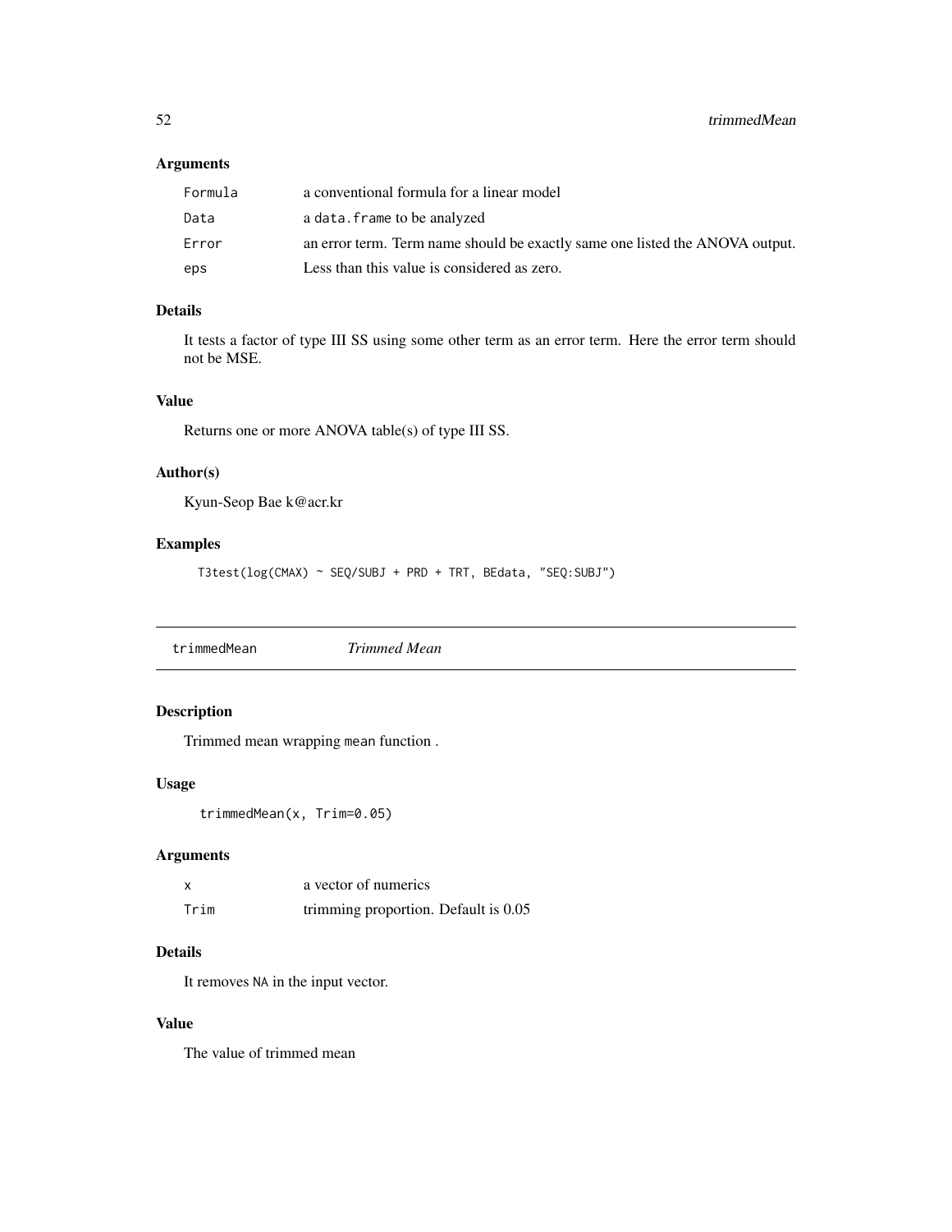### Arguments

| | |
|---|---|
| `Formula` | a conventional formula for a linear model |
| `Data` | a `data.frame` to be analyzed |
| `Error` | an error term. Term name should be exactly same one listed the ANOVA output. |
| `eps` | Less than this value is considered as zero. |

### Details

It tests a factor of type III SS using some other term as an error term. Here the error term should not be MSE.

### Value

Returns one or more ANOVA table(s) of type III SS.

### Author(s)

Kyun-Seop Bae k@acr.kr

### Examples

```
T3test(log(CMAX) ~ SEQ/SUBJ + PRD + TRT, BEdata, "SEQ:SUBJ")
```

---

## trimmedMean &nbsp;&nbsp;&nbsp;&nbsp; *Trimmed Mean*

---

### Description

Trimmed mean wrapping `mean` function .

### Usage

```
trimmedMean(x, Trim=0.05)
```

### Arguments

| | |
|---|---|
| `x` | a vector of numerics |
| `Trim` | trimming proportion. Default is 0.05 |

### Details

It removes `NA` in the input vector.

### Value

The value of trimmed mean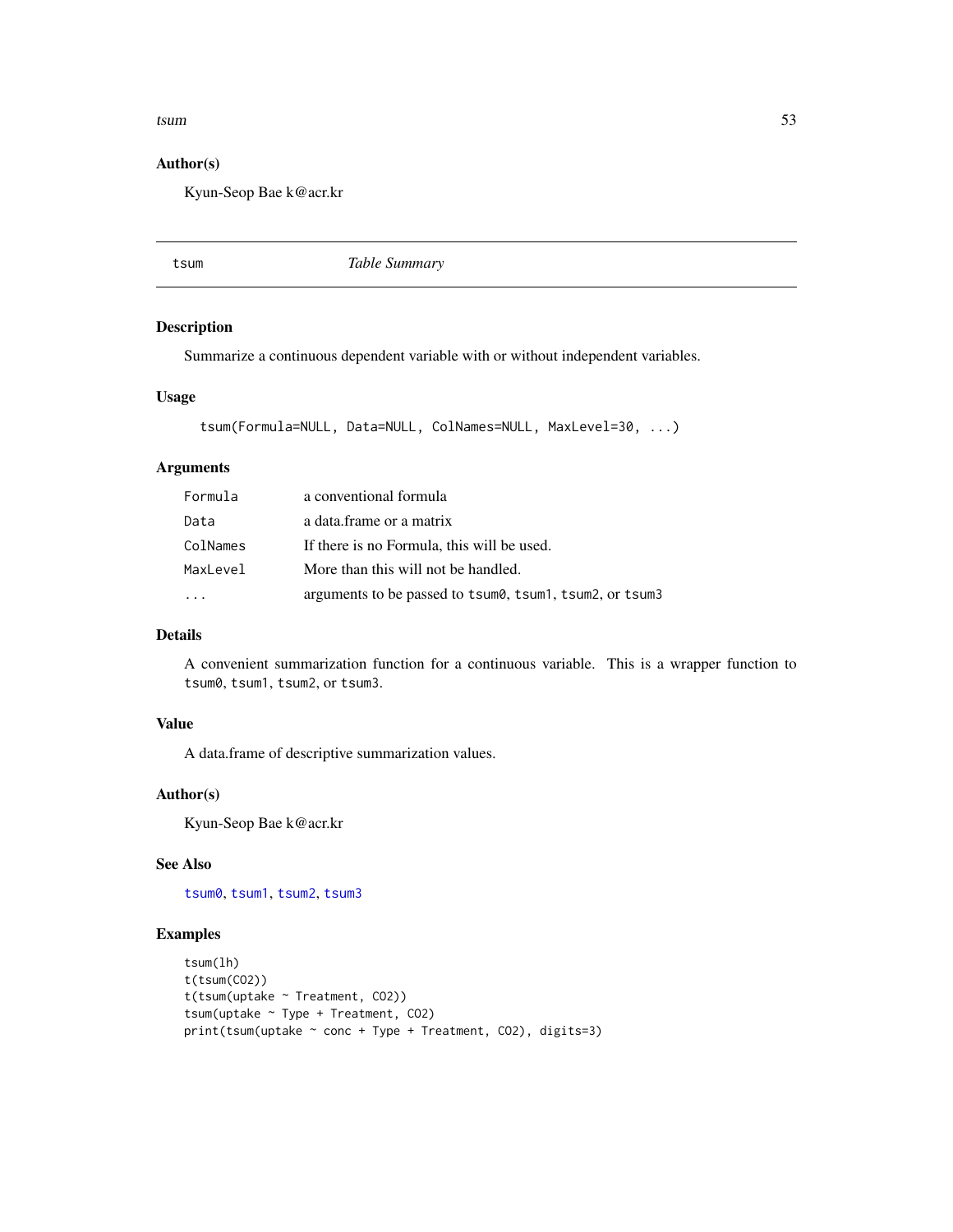## Author(s)

Kyun-Seop Bae k@acr.kr

---

# tsum — *Table Summary*

## Description

Summarize a continuous dependent variable with or without independent variables.

## Usage

```
tsum(Formula=NULL, Data=NULL, ColNames=NULL, MaxLevel=30, ...)
```

## Arguments

| | |
|---|---|
| `Formula` | a conventional formula |
| `Data` | a data.frame or a matrix |
| `ColNames` | If there is no Formula, this will be used. |
| `MaxLevel` | More than this will not be handled. |
| `...` | arguments to be passed to `tsum0`, `tsum1`, `tsum2`, or `tsum3` |

## Details

A convenient summarization function for a continuous variable. This is a wrapper function to `tsum0`, `tsum1`, `tsum2`, or `tsum3`.

## Value

A data.frame of descriptive summarization values.

## Author(s)

Kyun-Seop Bae k@acr.kr

## See Also

`tsum0`, `tsum1`, `tsum2`, `tsum3`

## Examples

```
tsum(lh)
t(tsum(CO2))
t(tsum(uptake ~ Treatment, CO2))
tsum(uptake ~ Type + Treatment, CO2)
print(tsum(uptake ~ conc + Type + Treatment, CO2), digits=3)
```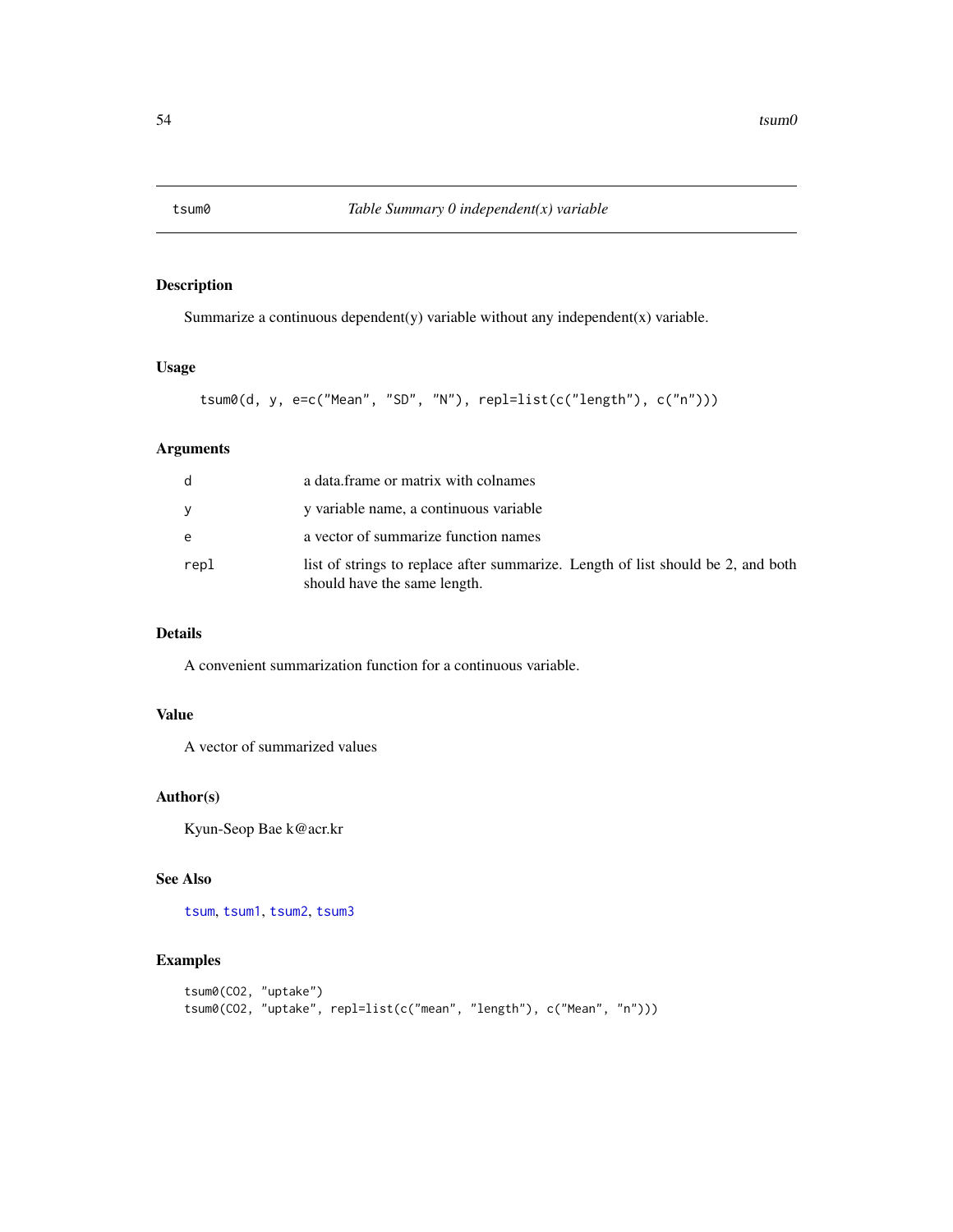# tsum0 — *Table Summary 0 independent(x) variable*

## Description

Summarize a continuous dependent(y) variable without any independent(x) variable.

## Usage

```
tsum0(d, y, e=c("Mean", "SD", "N"), repl=list(c("length"), c("n")))
```

## Arguments

| | |
|---|---|
| d | a data.frame or matrix with colnames |
| y | y variable name, a continuous variable |
| e | a vector of summarize function names |
| repl | list of strings to replace after summarize. Length of list should be 2, and both should have the same length. |

## Details

A convenient summarization function for a continuous variable.

## Value

A vector of summarized values

## Author(s)

Kyun-Seop Bae k@acr.kr

## See Also

tsum, tsum1, tsum2, tsum3

## Examples

```
tsum0(CO2, "uptake")
tsum0(CO2, "uptake", repl=list(c("mean", "length"), c("Mean", "n")))
```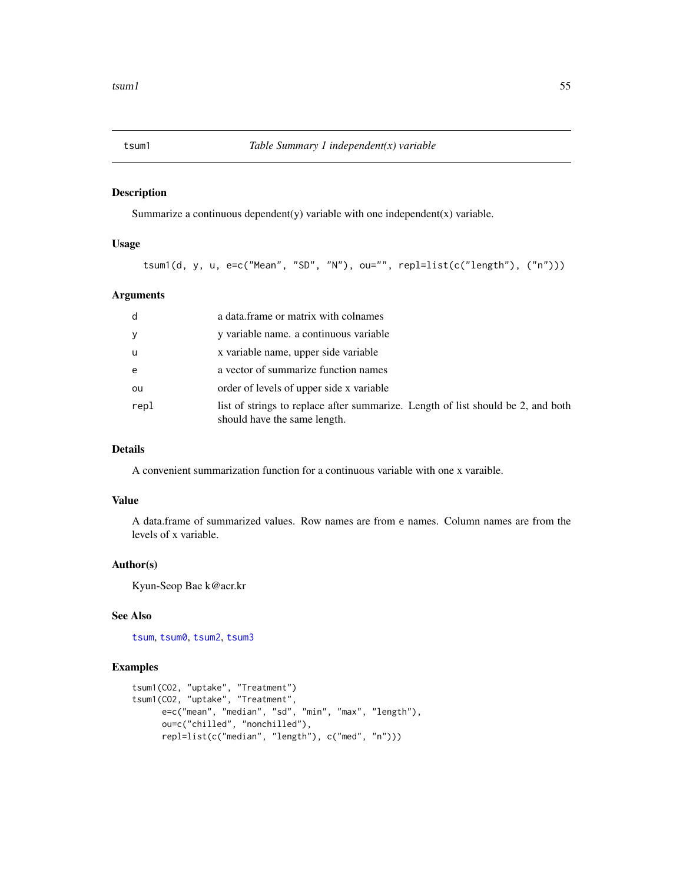## tsum1 — *Table Summary 1 independent(x) variable*

### Description

Summarize a continuous dependent(y) variable with one independent(x) variable.

### Usage

```
tsum1(d, y, u, e=c("Mean", "SD", "N"), ou="", repl=list(c("length"), ("n")))
```

### Arguments

| | |
|---|---|
| d | a data.frame or matrix with colnames |
| y | y variable name. a continuous variable |
| u | x variable name, upper side variable |
| e | a vector of summarize function names |
| ou | order of levels of upper side x variable |
| repl | list of strings to replace after summarize. Length of list should be 2, and both should have the same length. |

### Details

A convenient summarization function for a continuous variable with one x varaible.

### Value

A data.frame of summarized values. Row names are from e names. Column names are from the levels of x variable.

### Author(s)

Kyun-Seop Bae k@acr.kr

### See Also

tsum, tsum0, tsum2, tsum3

### Examples

```
tsum1(CO2, "uptake", "Treatment")
tsum1(CO2, "uptake", "Treatment",
      e=c("mean", "median", "sd", "min", "max", "length"),
      ou=c("chilled", "nonchilled"),
      repl=list(c("median", "length"), c("med", "n")))
```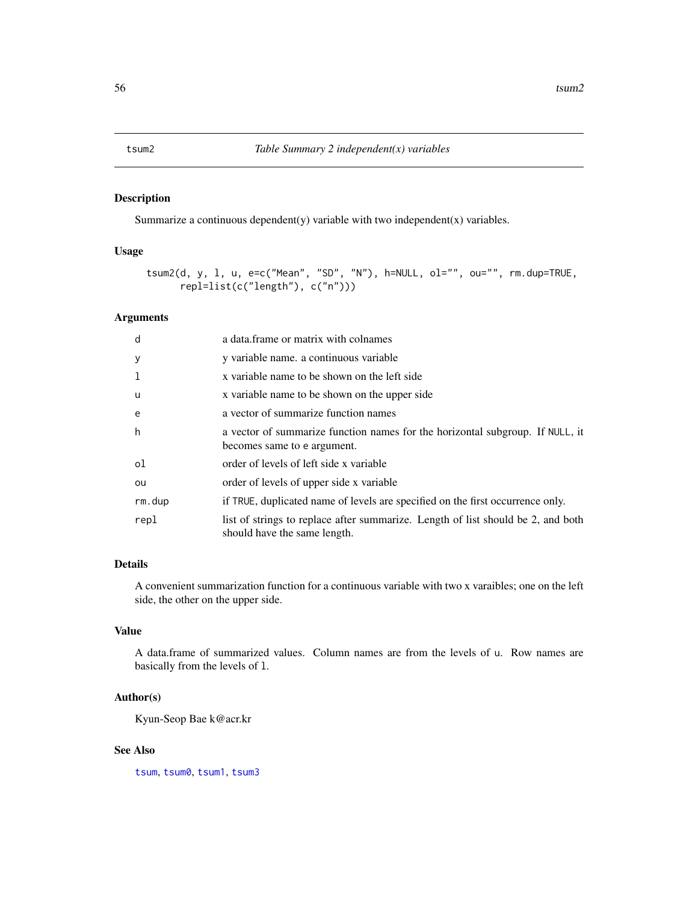# tsum2 — *Table Summary 2 independent(x) variables*

## Description

Summarize a continuous dependent(y) variable with two independent(x) variables.

## Usage

```
tsum2(d, y, l, u, e=c("Mean", "SD", "N"), h=NULL, ol="", ou="", rm.dup=TRUE,
      repl=list(c("length"), c("n")))
```

## Arguments

| | |
|---|---|
| d | a data.frame or matrix with colnames |
| y | y variable name. a continuous variable |
| l | x variable name to be shown on the left side |
| u | x variable name to be shown on the upper side |
| e | a vector of summarize function names |
| h | a vector of summarize function names for the horizontal subgroup. If `NULL`, it becomes same to `e` argument. |
| ol | order of levels of left side x variable |
| ou | order of levels of upper side x variable |
| rm.dup | if `TRUE`, duplicated name of levels are specified on the first occurrence only. |
| repl | list of strings to replace after summarize. Length of list should be 2, and both should have the same length. |

## Details

A convenient summarization function for a continuous variable with two x varaibles; one on the left side, the other on the upper side.

## Value

A data.frame of summarized values. Column names are from the levels of `u`. Row names are basically from the levels of `l`.

## Author(s)

Kyun-Seop Bae k@acr.kr

## See Also

`tsum`, `tsum0`, `tsum1`, `tsum3`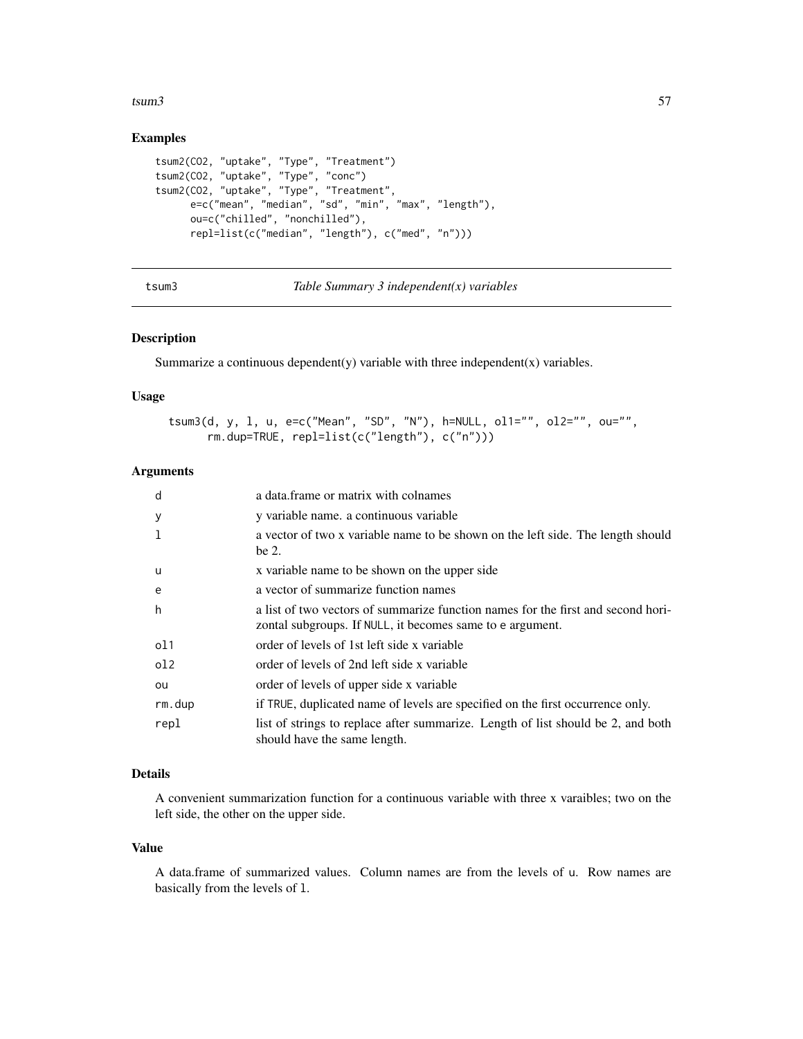## Examples

```
tsum2(CO2, "uptake", "Type", "Treatment")
tsum2(CO2, "uptake", "Type", "conc")
tsum2(CO2, "uptake", "Type", "Treatment",
      e=c("mean", "median", "sd", "min", "max", "length"),
      ou=c("chilled", "nonchilled"),
      repl=list(c("median", "length"), c("med", "n")))
```

---

# tsum3 — *Table Summary 3 independent(x) variables*

## Description

Summarize a continuous dependent(y) variable with three independent(x) variables.

## Usage

```
tsum3(d, y, l, u, e=c("Mean", "SD", "N"), h=NULL, ol1="", ol2="", ou="",
      rm.dup=TRUE, repl=list(c("length"), c("n")))
```

## Arguments

| | |
|---|---|
| d | a data.frame or matrix with colnames |
| y | y variable name. a continuous variable |
| l | a vector of two x variable name to be shown on the left side. The length should be 2. |
| u | x variable name to be shown on the upper side |
| e | a vector of summarize function names |
| h | a list of two vectors of summarize function names for the first and second horizontal subgroups. If NULL, it becomes same to e argument. |
| ol1 | order of levels of 1st left side x variable |
| ol2 | order of levels of 2nd left side x variable |
| ou | order of levels of upper side x variable |
| rm.dup | if TRUE, duplicated name of levels are specified on the first occurrence only. |
| repl | list of strings to replace after summarize. Length of list should be 2, and both should have the same length. |

## Details

A convenient summarization function for a continuous variable with three x varaibles; two on the left side, the other on the upper side.

## Value

A data.frame of summarized values. Column names are from the levels of u. Row names are basically from the levels of l.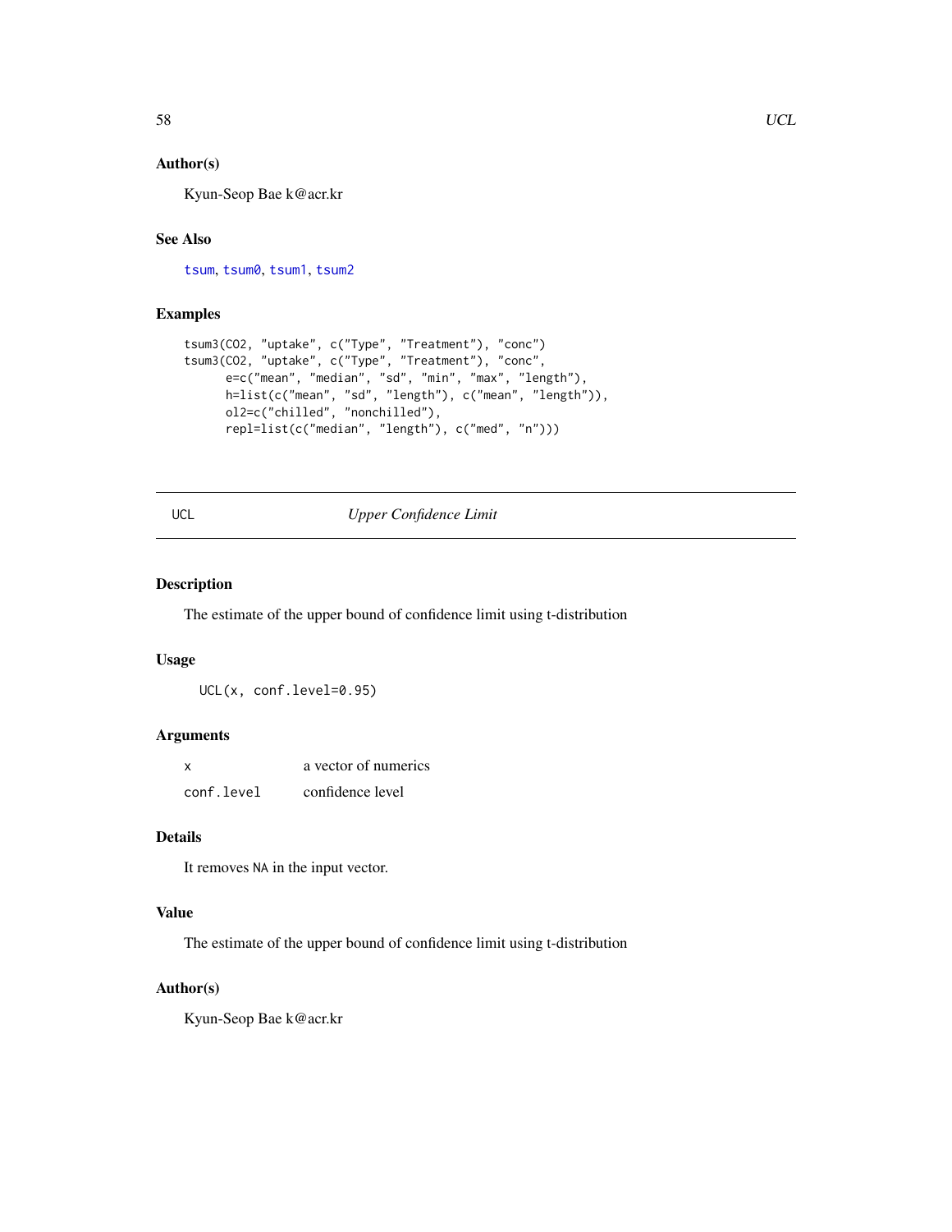### Author(s)

Kyun-Seop Bae k@acr.kr

### See Also

tsum, tsum0, tsum1, tsum2

### Examples

```
tsum3(CO2, "uptake", c("Type", "Treatment"), "conc")
tsum3(CO2, "uptake", c("Type", "Treatment"), "conc",
      e=c("mean", "median", "sd", "min", "max", "length"),
      h=list(c("mean", "sd", "length"), c("mean", "length")),
      ol2=c("chilled", "nonchilled"),
      repl=list(c("median", "length"), c("med", "n")))
```

---

## UCL — *Upper Confidence Limit*

### Description

The estimate of the upper bound of confidence limit using t-distribution

### Usage

```
UCL(x, conf.level=0.95)
```

### Arguments

| | |
|---|---|
| x | a vector of numerics |
| conf.level | confidence level |

### Details

It removes NA in the input vector.

### Value

The estimate of the upper bound of confidence limit using t-distribution

### Author(s)

Kyun-Seop Bae k@acr.kr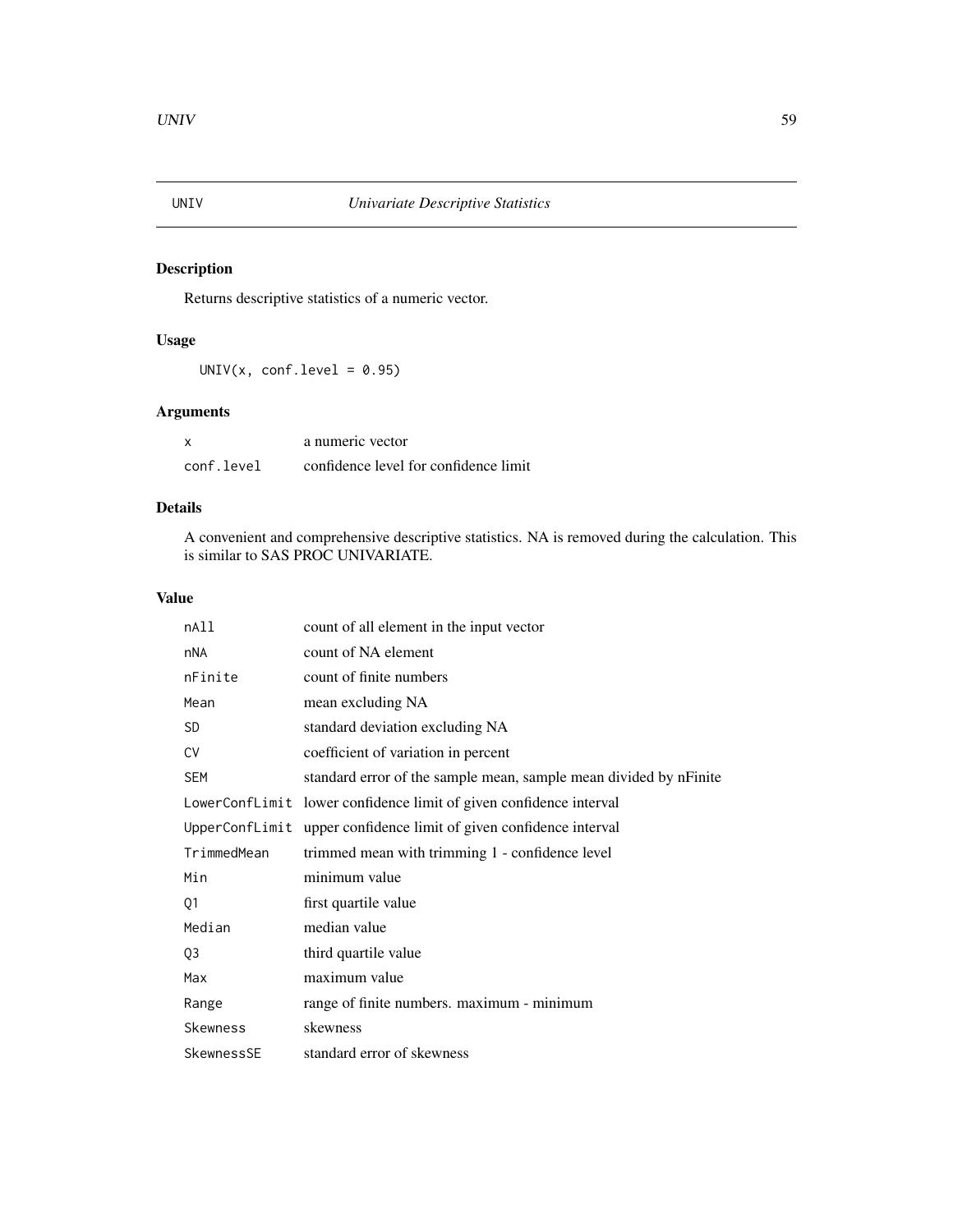# UNIV — *Univariate Descriptive Statistics*

## Description

Returns descriptive statistics of a numeric vector.

## Usage

```
UNIV(x, conf.level = 0.95)
```

## Arguments

| | |
|---|---|
| x | a numeric vector |
| conf.level | confidence level for confidence limit |

## Details

A convenient and comprehensive descriptive statistics. NA is removed during the calculation. This is similar to SAS PROC UNIVARIATE.

## Value

| | |
|---|---|
| nAll | count of all element in the input vector |
| nNA | count of NA element |
| nFinite | count of finite numbers |
| Mean | mean excluding NA |
| SD | standard deviation excluding NA |
| CV | coefficient of variation in percent |
| SEM | standard error of the sample mean, sample mean divided by nFinite |
| LowerConfLimit | lower confidence limit of given confidence interval |
| UpperConfLimit | upper confidence limit of given confidence interval |
| TrimmedMean | trimmed mean with trimming 1 - confidence level |
| Min | minimum value |
| Q1 | first quartile value |
| Median | median value |
| Q3 | third quartile value |
| Max | maximum value |
| Range | range of finite numbers. maximum - minimum |
| Skewness | skewness |
| SkewnessSE | standard error of skewness |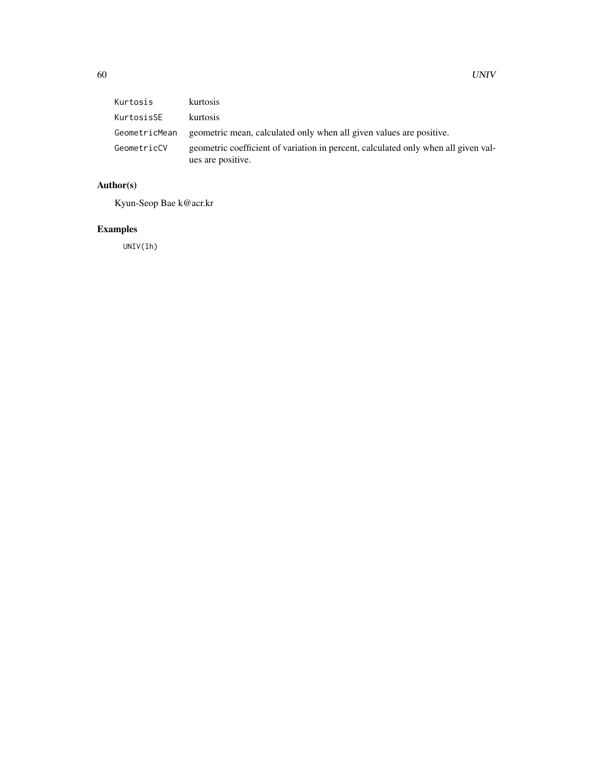| | |
|---|---|
| Kurtosis | kurtosis |
| KurtosisSE | kurtosis |
| GeometricMean | geometric mean, calculated only when all given values are positive. |
| GeometricCV | geometric coefficient of variation in percent, calculated only when all given values are positive. |

## Author(s)

Kyun-Seop Bae k@acr.kr

## Examples

```
UNIV(lh)
```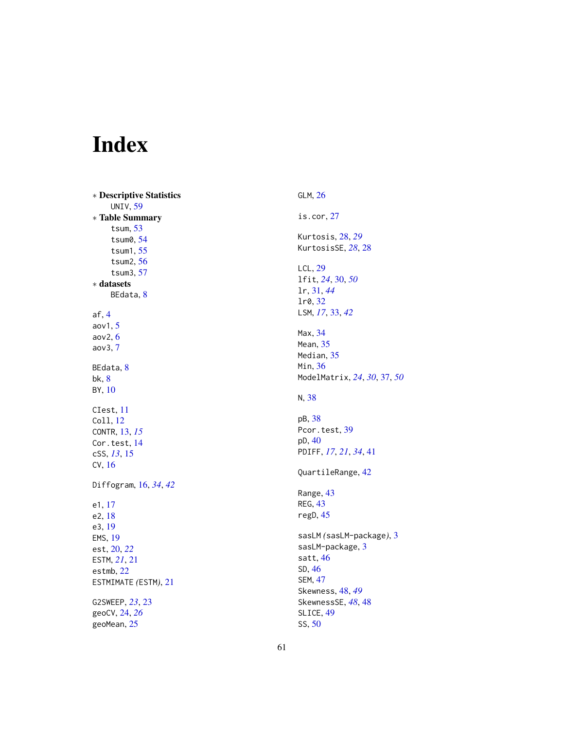# Index

∗ **Descriptive Statistics**
  UNIV, 59
∗ **Table Summary**
  tsum, 53
  tsum0, 54
  tsum1, 55
  tsum2, 56
  tsum3, 57
∗ **datasets**
  BEdata, 8

af, 4
aov1, 5
aov2, 6
aov3, 7

BEdata, 8
bk, 8
BY, 10

CIest, 11
Coll, 12
CONTR, 13, *15*
Cor.test, 14
cSS, *13*, 15
CV, 16

Diffogram, 16, *34*, *42*

e1, 17
e2, 18
e3, 19
EMS, 19
est, 20, *22*
ESTM, *21*, 21
estmb, 22
ESTMIMATE *(*ESTM*)*, 21

G2SWEEP, *23*, 23
geoCV, 24, *26*
geoMean, 25

GLM, 26

is.cor, 27

Kurtosis, 28, *29*
KurtosisSE, *28*, 28

LCL, 29
lfit, *24*, 30, *50*
lr, 31, *44*
lr0, 32
LSM, *17*, 33, *42*

Max, 34
Mean, 35
Median, 35
Min, 36
ModelMatrix, *24*, *30*, 37, *50*

N, 38

pB, 38
Pcor.test, 39
pD, 40
PDIFF, *17*, *21*, *34*, 41

QuartileRange, 42

Range, 43
REG, 43
regD, 45

sasLM *(*sasLM-package*)*, 3
sasLM-package, 3
satt, 46
SD, 46
SEM, 47
Skewness, 48, *49*
SkewnessSE, *48*, 48
SLICE, 49
SS, 50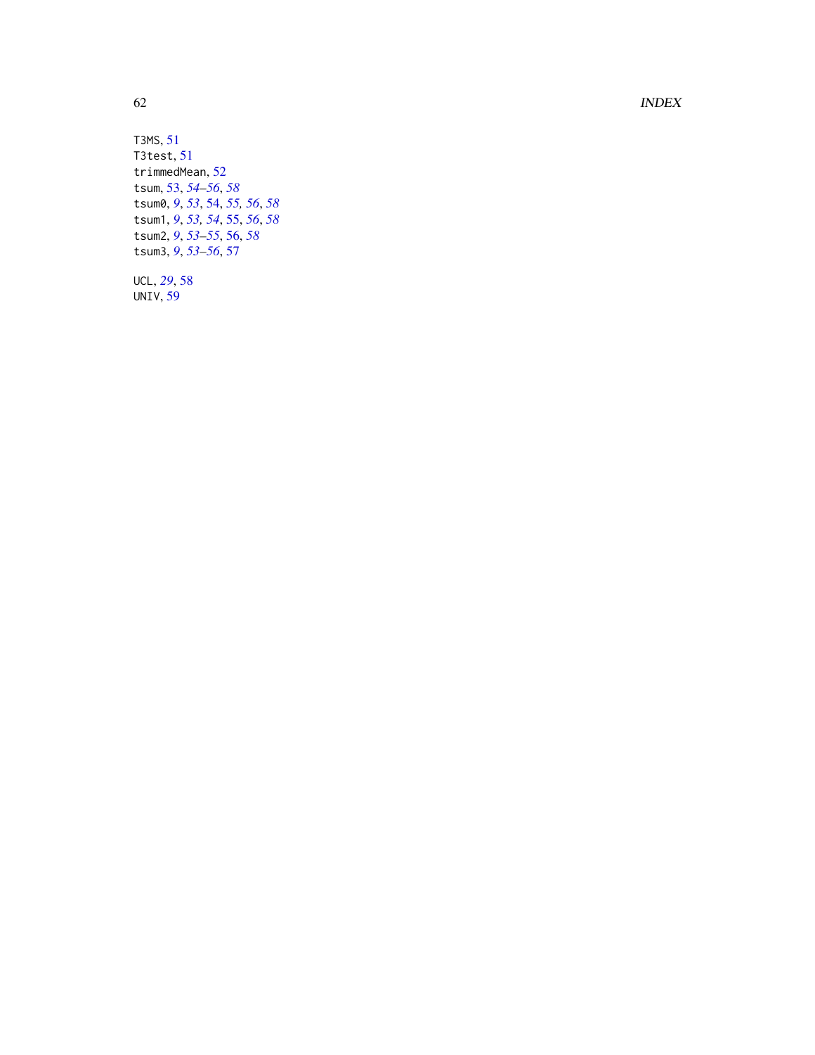T3MS, 51
T3test, 51
trimmedMean, 52
tsum, 53, *54–56*, *58*
tsum0, *9*, *53*, 54, *55, 56*, *58*
tsum1, *9*, *53, 54*, 55, *56*, *58*
tsum2, *9*, *53–55*, 56, *58*
tsum3, *9*, *53–56*, 57

UCL, *29*, 58
UNIV, 59